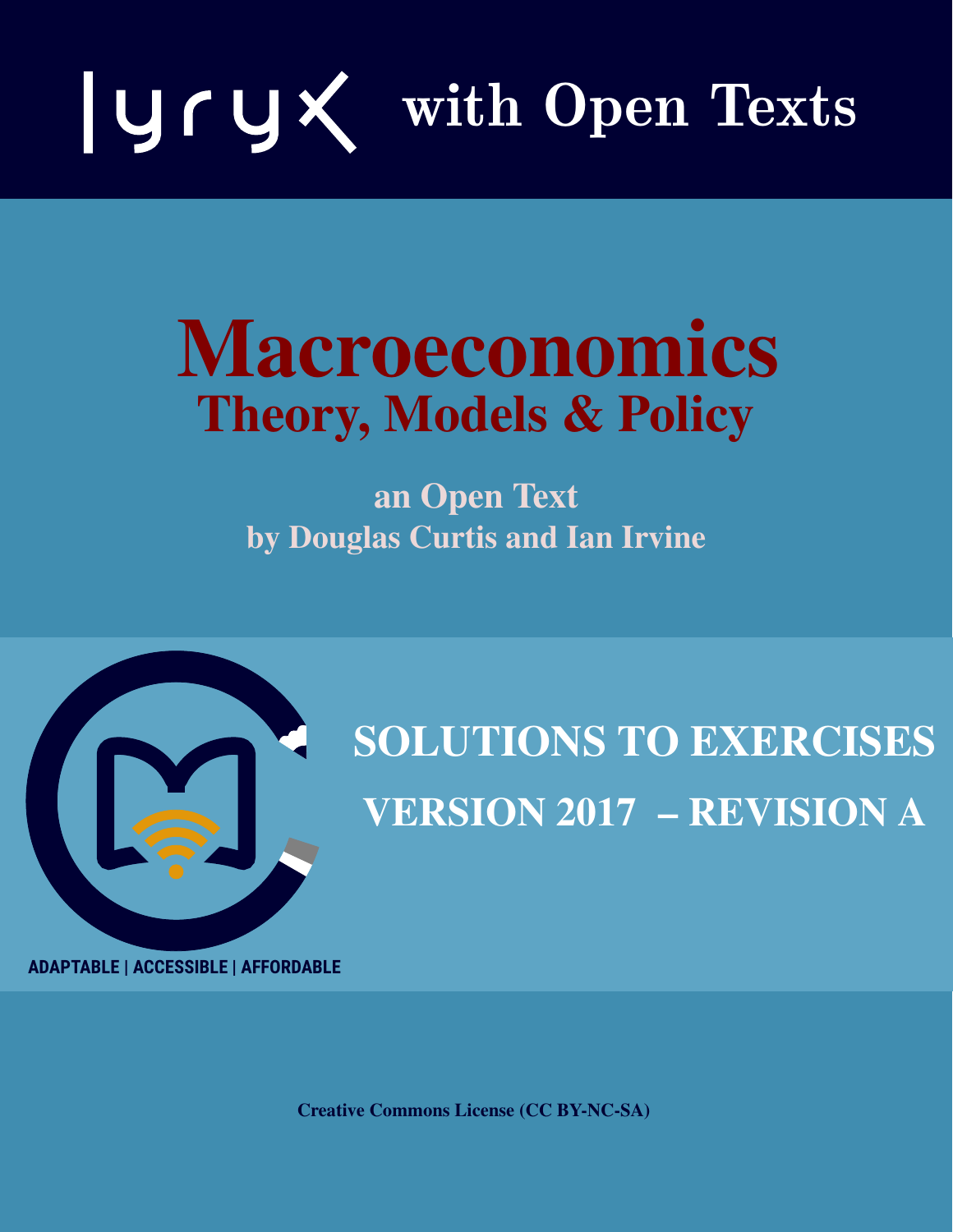lyryx with Open Texts

# Macroeconomics

## Theory, Models & Policy

**an Open Text**
**by Douglas Curtis and Ian Irvine**

## SOLUTIONS TO EXERCISES

## VERSION 2017 – REVISION A

ADAPTABLE | ACCESSIBLE | AFFORDABLE

**Creative Commons License (CC BY-NC-SA)**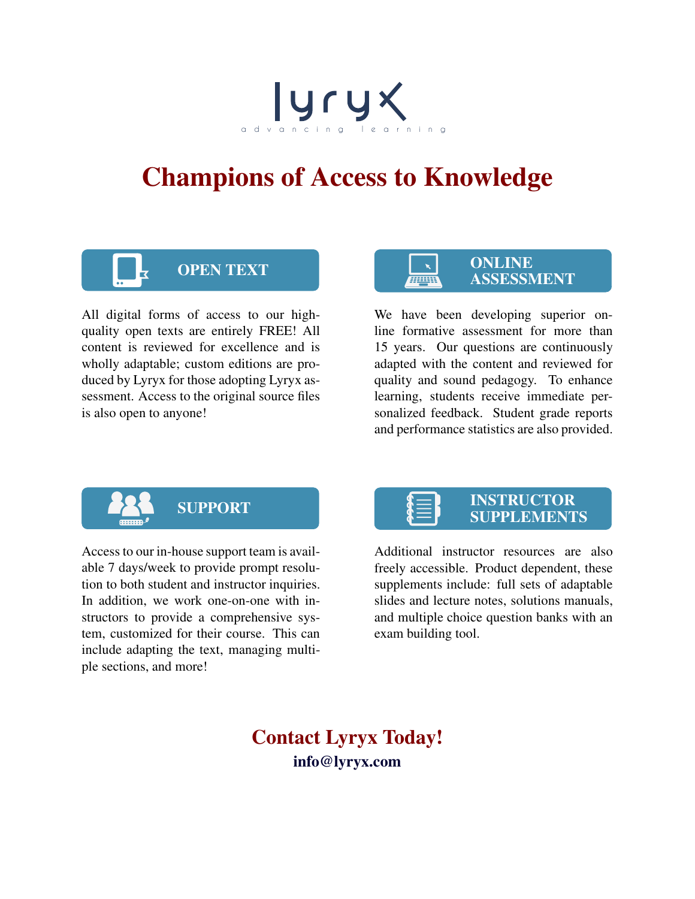lyryx

advancing learning

# Champions of Access to Knowledge

## OPEN TEXT

All digital forms of access to our high-quality open texts are entirely FREE! All content is reviewed for excellence and is wholly adaptable; custom editions are produced by Lyryx for those adopting Lyryx assessment. Access to the original source files is also open to anyone!

## ONLINE ASSESSMENT

We have been developing superior online formative assessment for more than 15 years. Our questions are continuously adapted with the content and reviewed for quality and sound pedagogy. To enhance learning, students receive immediate personalized feedback. Student grade reports and performance statistics are also provided.

## SUPPORT

Access to our in-house support team is available 7 days/week to provide prompt resolution to both student and instructor inquiries. In addition, we work one-on-one with instructors to provide a comprehensive system, customized for their course. This can include adapting the text, managing multiple sections, and more!

## INSTRUCTOR SUPPLEMENTS

Additional instructor resources are also freely accessible. Product dependent, these supplements include: full sets of adaptable slides and lecture notes, solutions manuals, and multiple choice question banks with an exam building tool.

## Contact Lyryx Today!

**info@lyryx.com**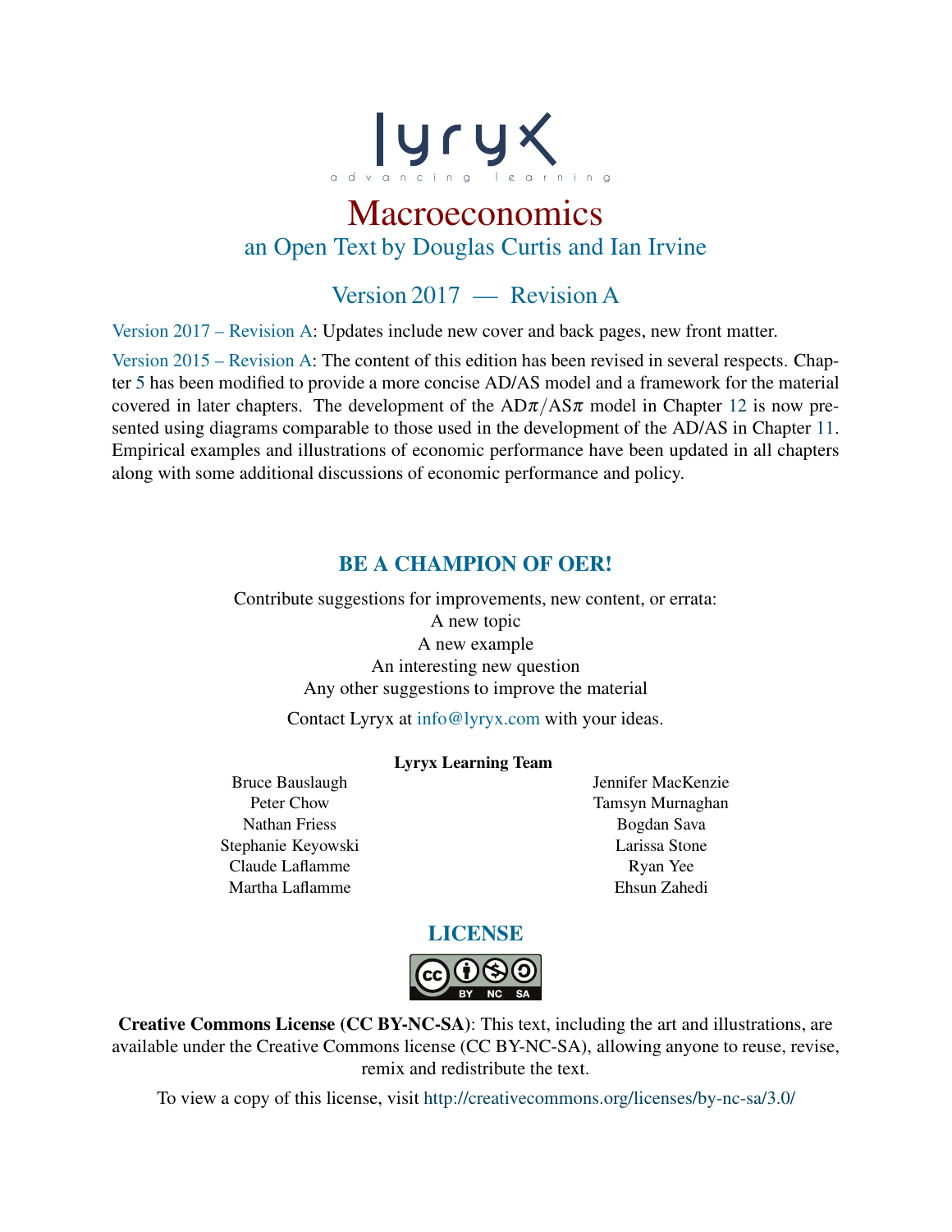lyryx

advancing learning

# Macroeconomics

## an Open Text by Douglas Curtis and Ian Irvine

## Version 2017 — Revision A

Version 2017 – Revision A: Updates include new cover and back pages, new front matter.

Version 2015 – Revision A: The content of this edition has been revised in several respects. Chapter 5 has been modified to provide a more concise AD/AS model and a framework for the material covered in later chapters. The development of the AD$\pi$/AS$\pi$ model in Chapter 12 is now presented using diagrams comparable to those used in the development of the AD/AS in Chapter 11. Empirical examples and illustrations of economic performance have been updated in all chapters along with some additional discussions of economic performance and policy.

### BE A CHAMPION OF OER!

Contribute suggestions for improvements, new content, or errata:
A new topic
A new example
An interesting new question
Any other suggestions to improve the material

Contact Lyryx at info@lyryx.com with your ideas.

**Lyryx Learning Team**

Bruce Bauslaugh
Peter Chow
Nathan Friess
Stephanie Keyowski
Claude Laflamme
Martha Laflamme
Jennifer MacKenzie
Tamsyn Murnaghan
Bogdan Sava
Larissa Stone
Ryan Yee
Ehsun Zahedi

### LICENSE

**Creative Commons License (CC BY-NC-SA)**: This text, including the art and illustrations, are available under the Creative Commons license (CC BY-NC-SA), allowing anyone to reuse, revise, remix and redistribute the text.

To view a copy of this license, visit http://creativecommons.org/licenses/by-nc-sa/3.0/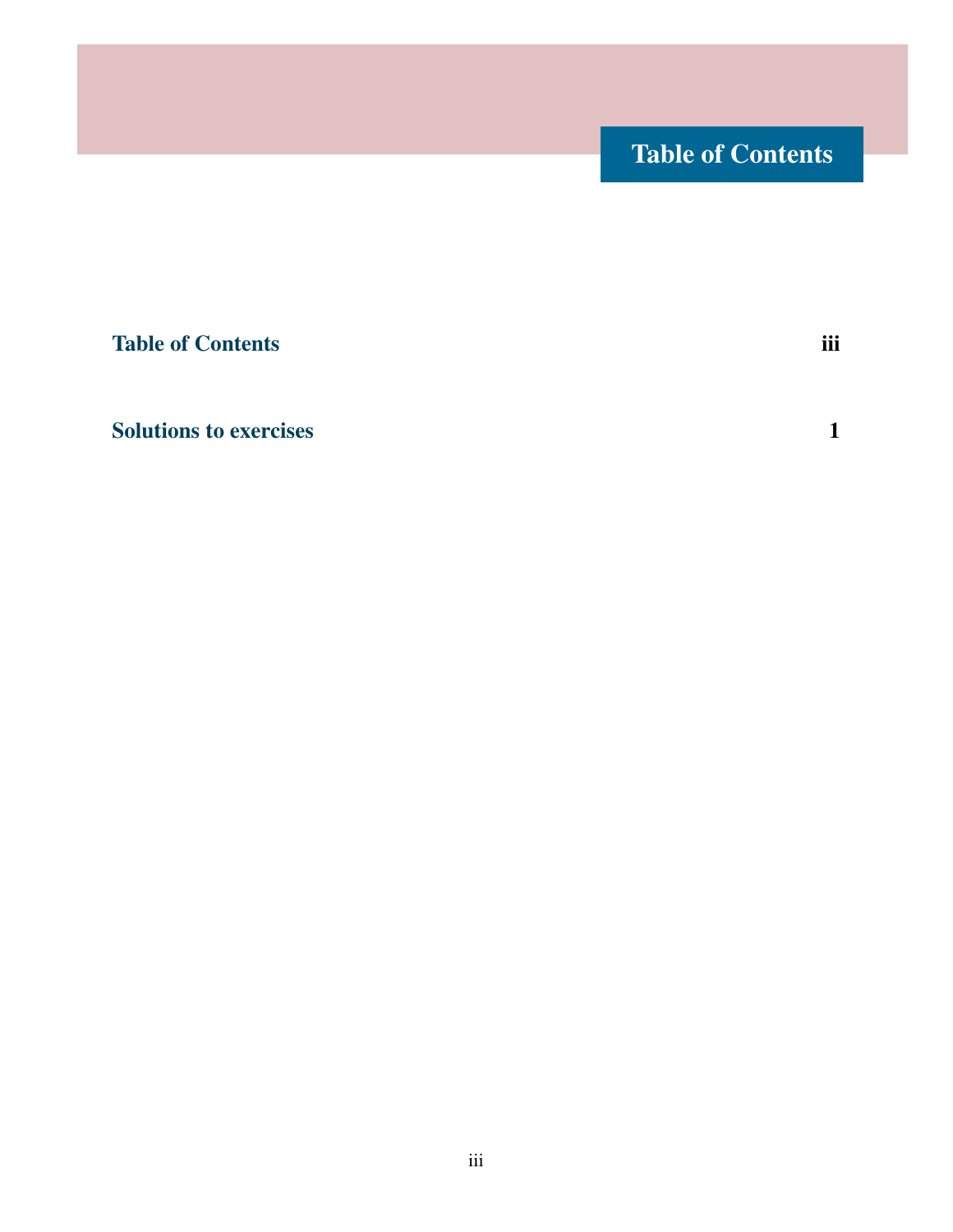# Table of Contents

**Table of Contents** iii

**Solutions to exercises** 1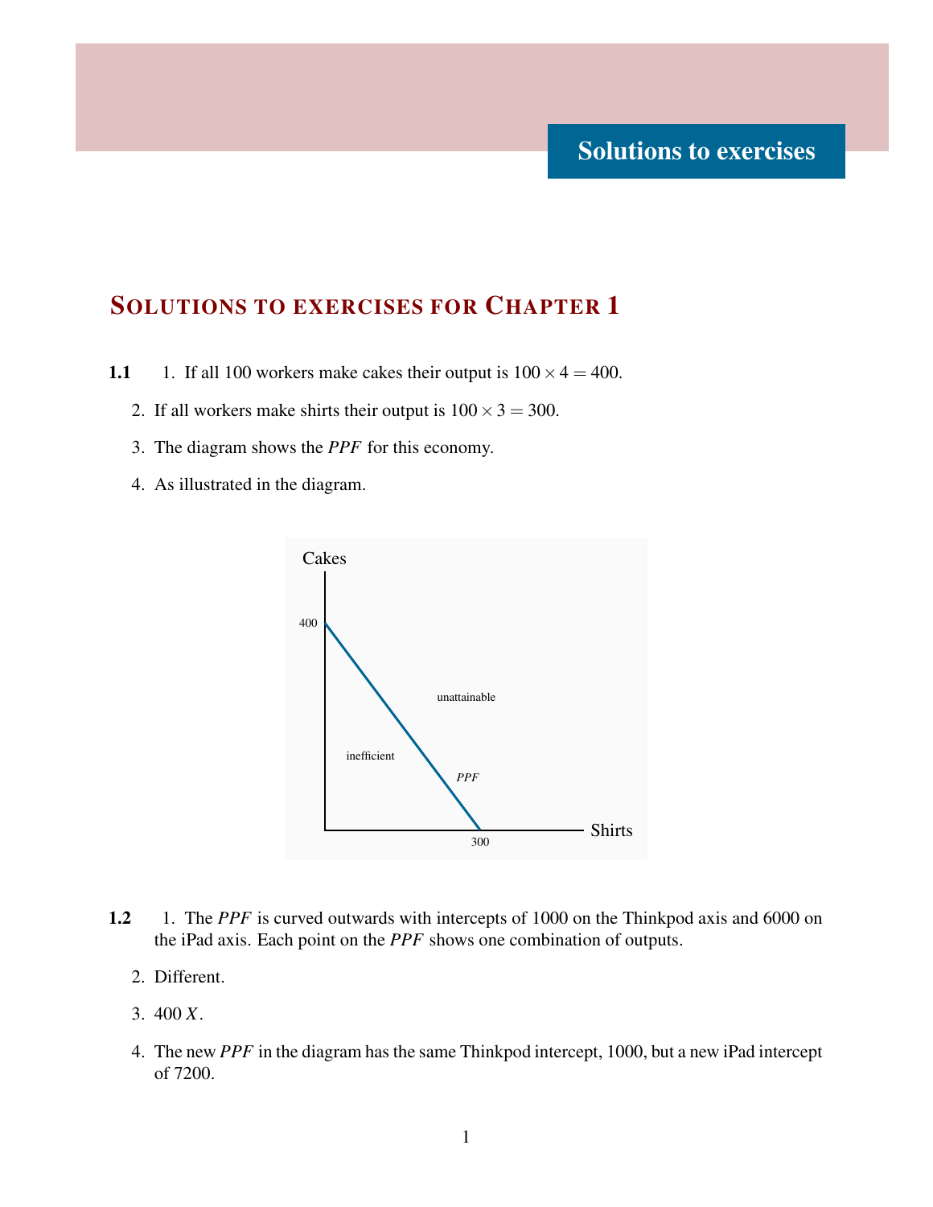# Solutions to exercises

## Solutions to exercises for Chapter 1

**1.1**

1. If all 100 workers make cakes their output is $100 \times 4 = 400$.
2. If all workers make shirts their output is $100 \times 3 = 300$.
3. The diagram shows the *PPF* for this economy.
4. As illustrated in the diagram.

**1.2**

1. The *PPF* is curved outwards with intercepts of 1000 on the Thinkpod axis and 6000 on the iPad axis. Each point on the *PPF* shows one combination of outputs.
2. Different.
3. 400 $X$.
4. The new *PPF* in the diagram has the same Thinkpod intercept, 1000, but a new iPad intercept of 7200.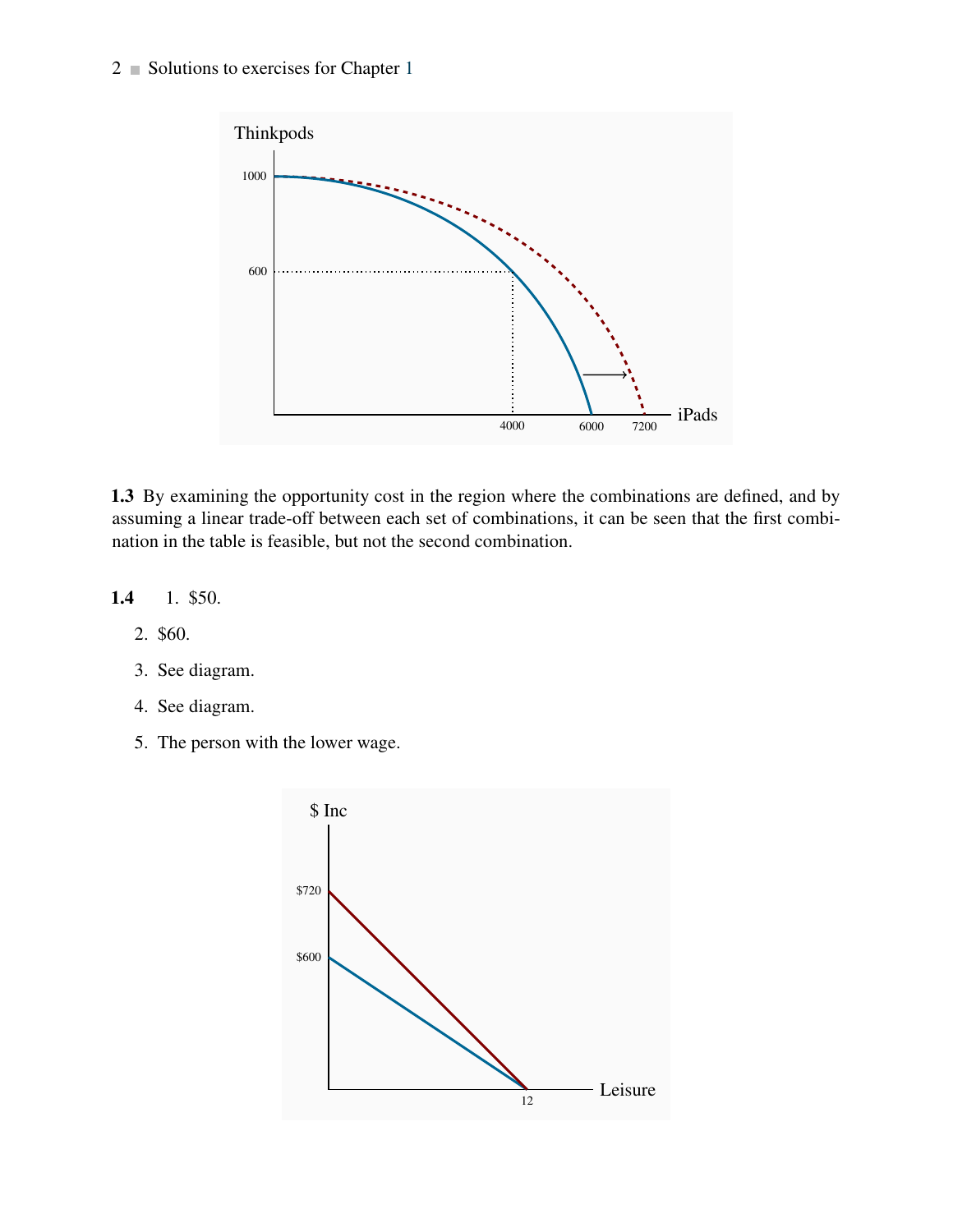**1.3** By examining the opportunity cost in the region where the combinations are defined, and by assuming a linear trade-off between each set of combinations, it can be seen that the first combination in the table is feasible, but not the second combination.

**1.4**

1. \$50.
2. \$60.
3. See diagram.
4. See diagram.
5. The person with the lower wage.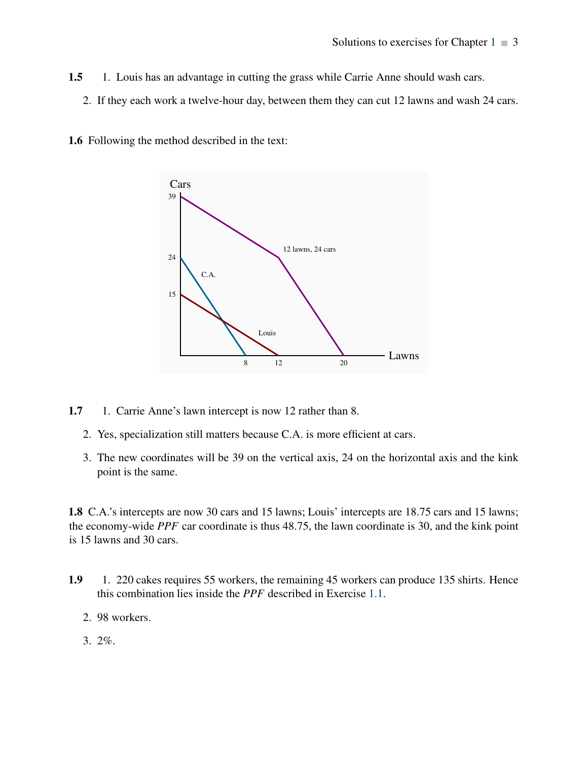**1.5** 1. Louis has an advantage in cutting the grass while Carrie Anne should wash cars.

2. If they each work a twelve-hour day, between them they can cut 12 lawns and wash 24 cars.

**1.6** Following the method described in the text:

**1.7** 1. Carrie Anne's lawn intercept is now 12 rather than 8.

2. Yes, specialization still matters because C.A. is more efficient at cars.

3. The new coordinates will be 39 on the vertical axis, 24 on the horizontal axis and the kink point is the same.

**1.8** C.A.'s intercepts are now 30 cars and 15 lawns; Louis' intercepts are 18.75 cars and 15 lawns; the economy-wide *PPF* car coordinate is thus 48.75, the lawn coordinate is 30, and the kink point is 15 lawns and 30 cars.

**1.9** 1. 220 cakes requires 55 workers, the remaining 45 workers can produce 135 shirts. Hence this combination lies inside the *PPF* described in Exercise 1.1.

2. 98 workers.

3. 2%.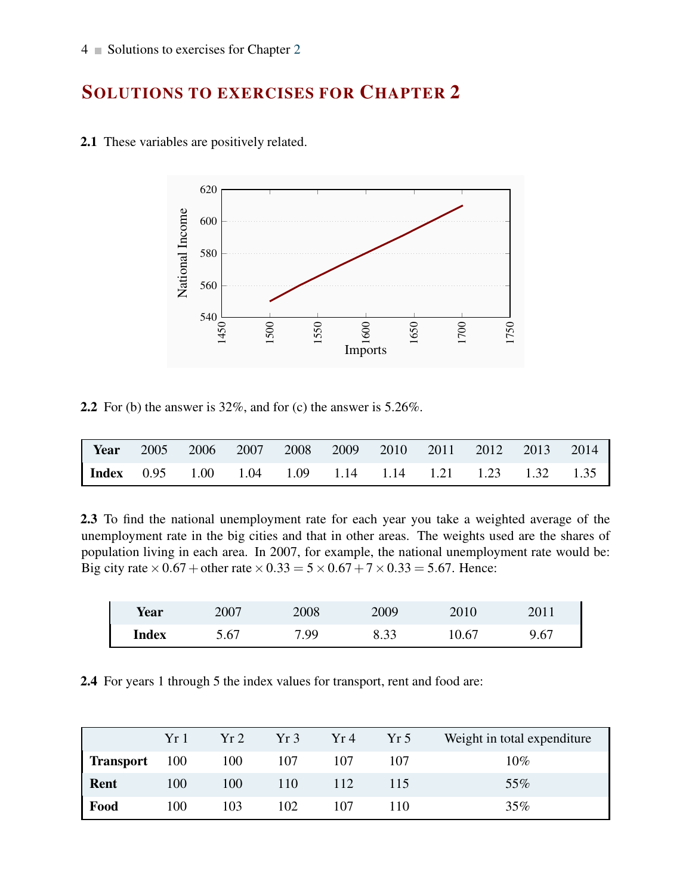# Solutions to exercises for Chapter 2

**2.1** These variables are positively related.

**2.2** For (b) the answer is 32%, and for (c) the answer is 5.26%.

| **Year** | 2005 | 2006 | 2007 | 2008 | 2009 | 2010 | 2011 | 2012 | 2013 | 2014 |
|---|---|---|---|---|---|---|---|---|---|---|
| **Index** | 0.95 | 1.00 | 1.04 | 1.09 | 1.14 | 1.14 | 1.21 | 1.23 | 1.32 | 1.35 |

**2.3** To find the national unemployment rate for each year you take a weighted average of the unemployment rate in the big cities and that in other areas. The weights used are the shares of population living in each area. In 2007, for example, the national unemployment rate would be: Big city rate $\times 0.67 +$ other rate $\times 0.33 = 5 \times 0.67 + 7 \times 0.33 = 5.67$. Hence:

| **Year** | 2007 | 2008 | 2009 | 2010 | 2011 |
|---|---|---|---|---|---|
| **Index** | 5.67 | 7.99 | 8.33 | 10.67 | 9.67 |

**2.4** For years 1 through 5 the index values for transport, rent and food are:

| | Yr 1 | Yr 2 | Yr 3 | Yr 4 | Yr 5 | Weight in total expenditure |
|---|---|---|---|---|---|---|
| **Transport** | 100 | 100 | 107 | 107 | 107 | 10% |
| **Rent** | 100 | 100 | 110 | 112 | 115 | 55% |
| **Food** | 100 | 103 | 102 | 107 | 110 | 35% |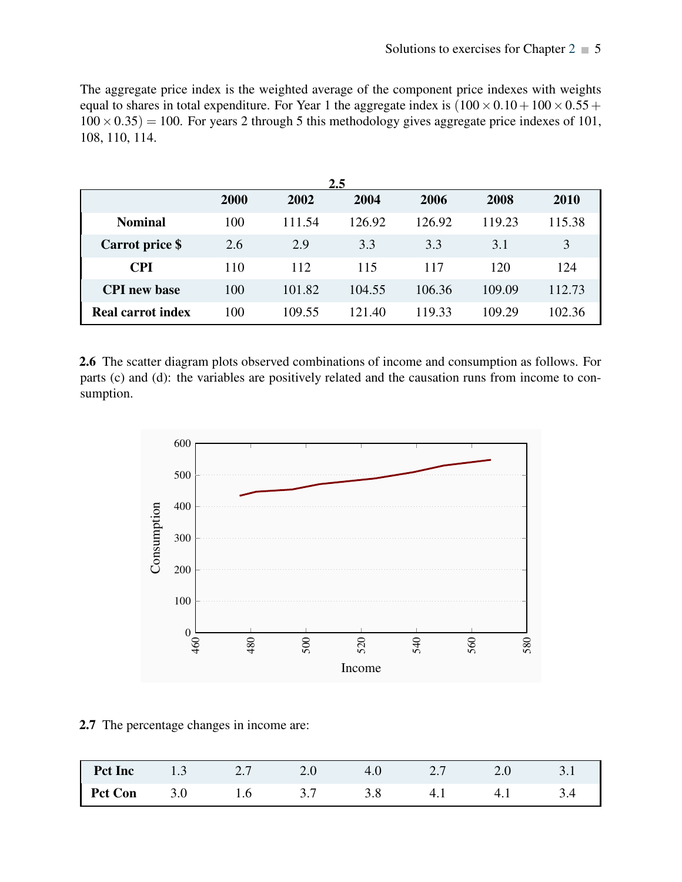The aggregate price index is the weighted average of the component price indexes with weights equal to shares in total expenditure. For Year 1 the aggregate index is $(100 \times 0.10 + 100 \times 0.55 + 100 \times 0.35) = 100$. For years 2 through 5 this methodology gives aggregate price indexes of 101, 108, 110, 114.

**2.5**

| | 2000 | 2002 | 2004 | 2006 | 2008 | 2010 |
|---|---|---|---|---|---|---|
| **Nominal** | 100 | 111.54 | 126.92 | 126.92 | 119.23 | 115.38 |
| **Carrot price $** | 2.6 | 2.9 | 3.3 | 3.3 | 3.1 | 3 |
| **CPI** | 110 | 112 | 115 | 117 | 120 | 124 |
| **CPI new base** | 100 | 101.82 | 104.55 | 106.36 | 109.09 | 112.73 |
| **Real carrot index** | 100 | 109.55 | 121.40 | 119.33 | 109.29 | 102.36 |

**2.6** The scatter diagram plots observed combinations of income and consumption as follows. For parts (c) and (d): the variables are positively related and the causation runs from income to consumption.

**2.7** The percentage changes in income are:

| **Pct Inc** | 1.3 | 2.7 | 2.0 | 4.0 | 2.7 | 2.0 | 3.1 |
|---|---|---|---|---|---|---|---|
| **Pct Con** | 3.0 | 1.6 | 3.7 | 3.8 | 4.1 | 4.1 | 3.4 |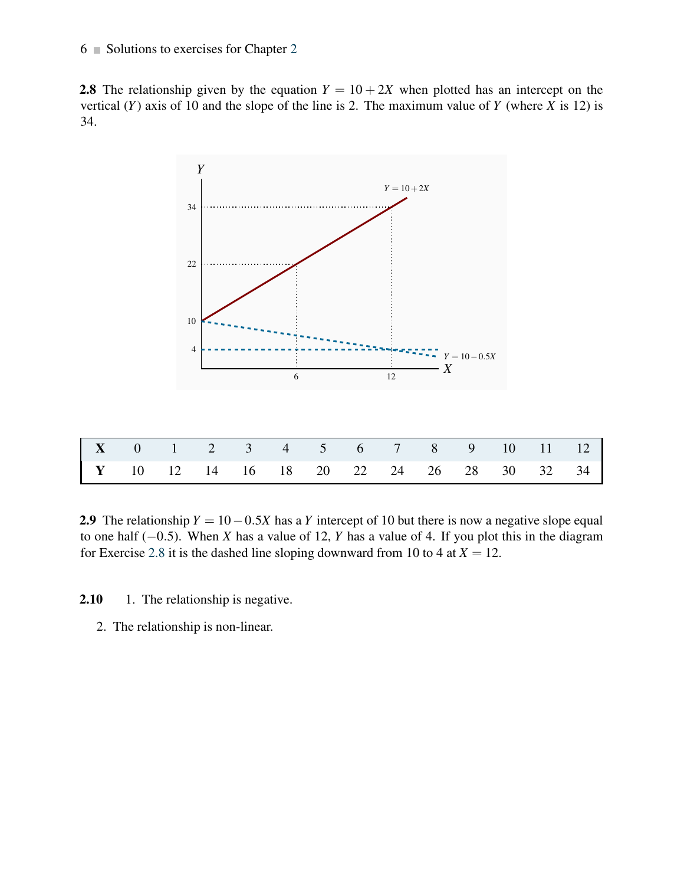**2.8** The relationship given by the equation $Y = 10 + 2X$ when plotted has an intercept on the vertical ($Y$) axis of 10 and the slope of the line is 2. The maximum value of $Y$ (where $X$ is 12) is 34.

| X | 0 | 1 | 2 | 3 | 4 | 5 | 6 | 7 | 8 | 9 | 10 | 11 | 12 |
|---|---|---|---|---|---|---|---|---|---|---|---|---|---|
| Y | 10 | 12 | 14 | 16 | 18 | 20 | 22 | 24 | 26 | 28 | 30 | 32 | 34 |

**2.9** The relationship $Y = 10 - 0.5X$ has a $Y$ intercept of 10 but there is now a negative slope equal to one half ($-0.5$). When $X$ has a value of 12, $Y$ has a value of 4. If you plot this in the diagram for Exercise 2.8 it is the dashed line sloping downward from 10 to 4 at $X = 12$.

**2.10**

1. The relationship is negative.
2. The relationship is non-linear.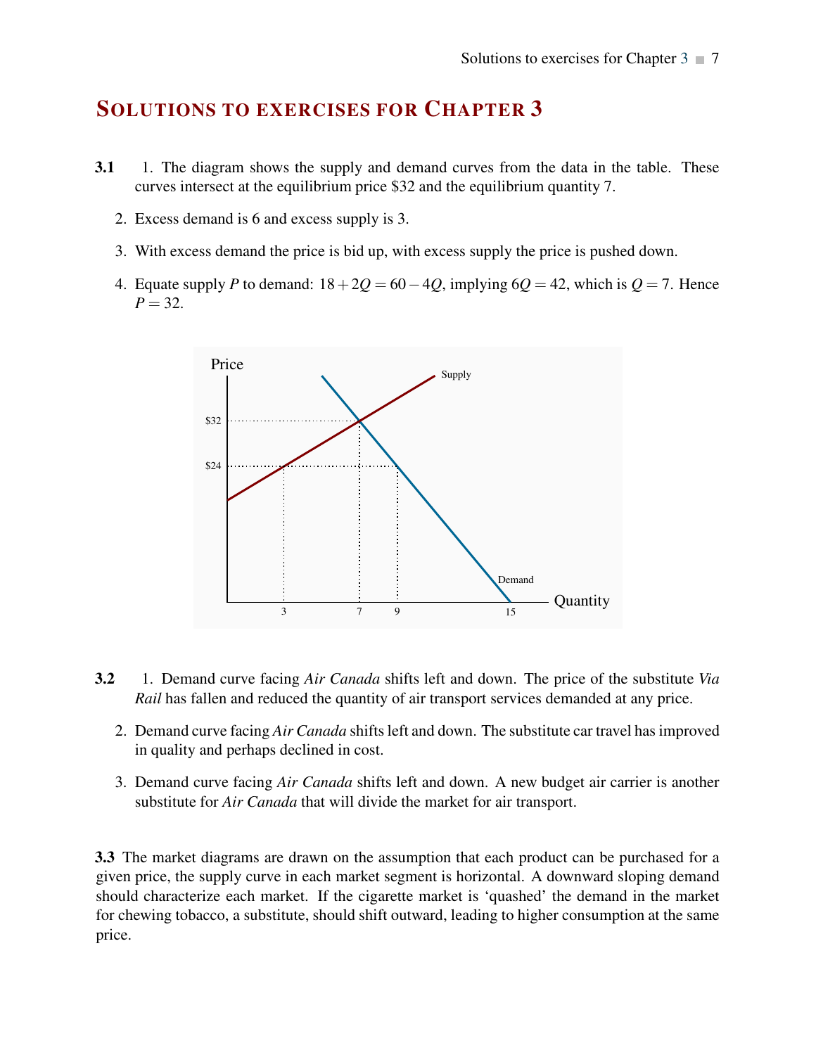# Solutions to exercises for Chapter 3

**3.1**

1. The diagram shows the supply and demand curves from the data in the table. These curves intersect at the equilibrium price \$32 and the equilibrium quantity 7.
2. Excess demand is 6 and excess supply is 3.
3. With excess demand the price is bid up, with excess supply the price is pushed down.
4. Equate supply $P$ to demand: $18+2Q=60-4Q$, implying $6Q=42$, which is $Q=7$. Hence $P=32$.

**3.2**

1. Demand curve facing *Air Canada* shifts left and down. The price of the substitute *Via Rail* has fallen and reduced the quantity of air transport services demanded at any price.
2. Demand curve facing *Air Canada* shifts left and down. The substitute car travel has improved in quality and perhaps declined in cost.
3. Demand curve facing *Air Canada* shifts left and down. A new budget air carrier is another substitute for *Air Canada* that will divide the market for air transport.

**3.3** The market diagrams are drawn on the assumption that each product can be purchased for a given price, the supply curve in each market segment is horizontal. A downward sloping demand should characterize each market. If the cigarette market is 'quashed' the demand in the market for chewing tobacco, a substitute, should shift outward, leading to higher consumption at the same price.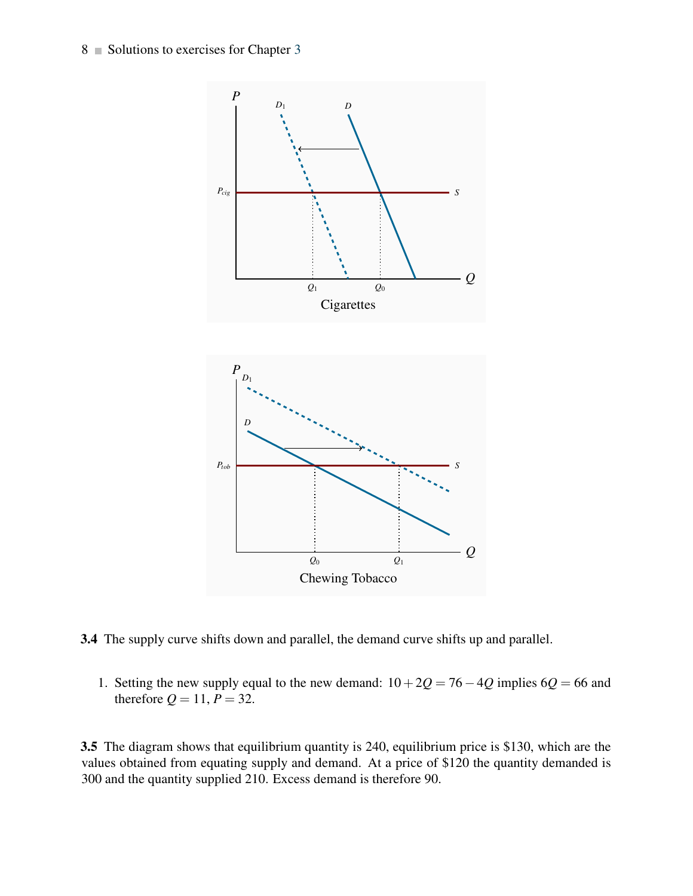**3.4** The supply curve shifts down and parallel, the demand curve shifts up and parallel.

1. Setting the new supply equal to the new demand: $10 + 2Q = 76 - 4Q$ implies $6Q = 66$ and therefore $Q = 11$, $P = 32$.

**3.5** The diagram shows that equilibrium quantity is 240, equilibrium price is \$130, which are the values obtained from equating supply and demand. At a price of \$120 the quantity demanded is 300 and the quantity supplied 210. Excess demand is therefore 90.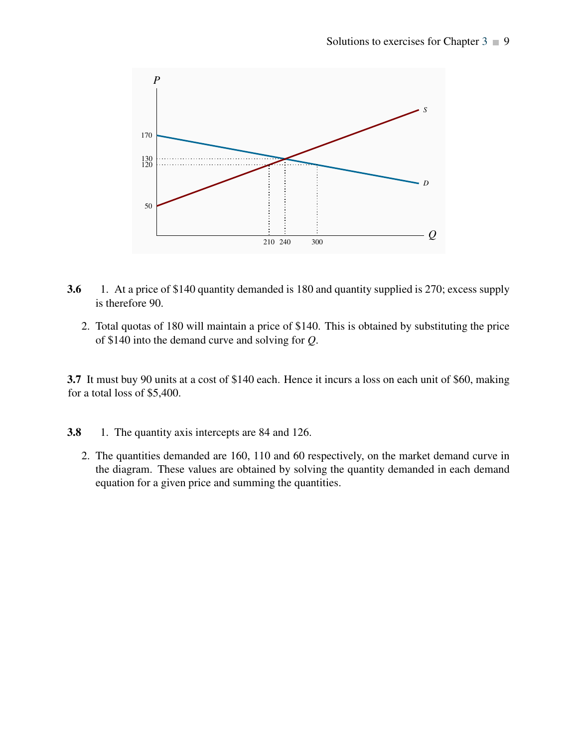**3.6** 1. At a price of \$140 quantity demanded is 180 and quantity supplied is 270; excess supply is therefore 90.

2. Total quotas of 180 will maintain a price of \$140. This is obtained by substituting the price of \$140 into the demand curve and solving for $Q$.

**3.7** It must buy 90 units at a cost of \$140 each. Hence it incurs a loss on each unit of \$60, making for a total loss of \$5,400.

**3.8** 1. The quantity axis intercepts are 84 and 126.

2. The quantities demanded are 160, 110 and 60 respectively, on the market demand curve in the diagram. These values are obtained by solving the quantity demanded in each demand equation for a given price and summing the quantities.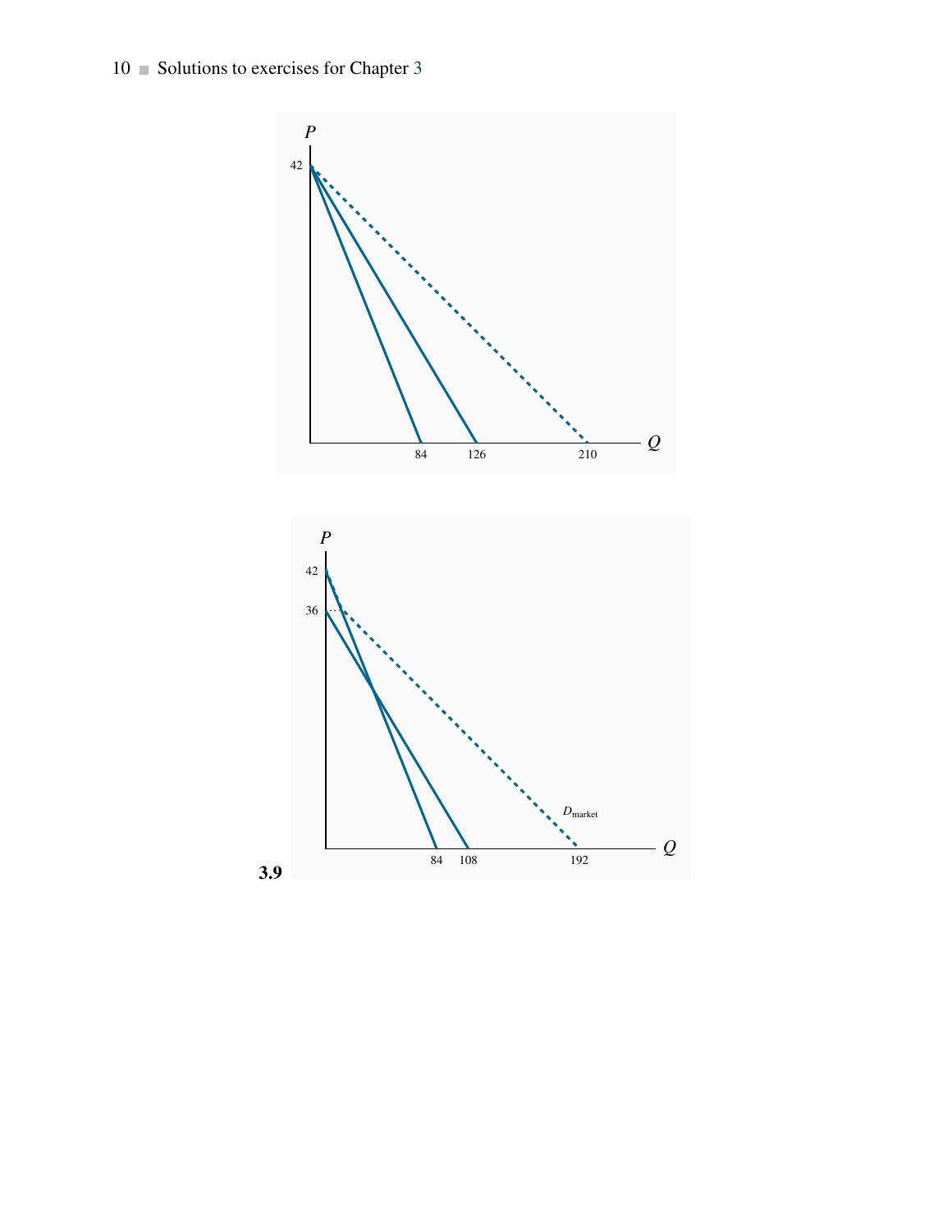**3.9**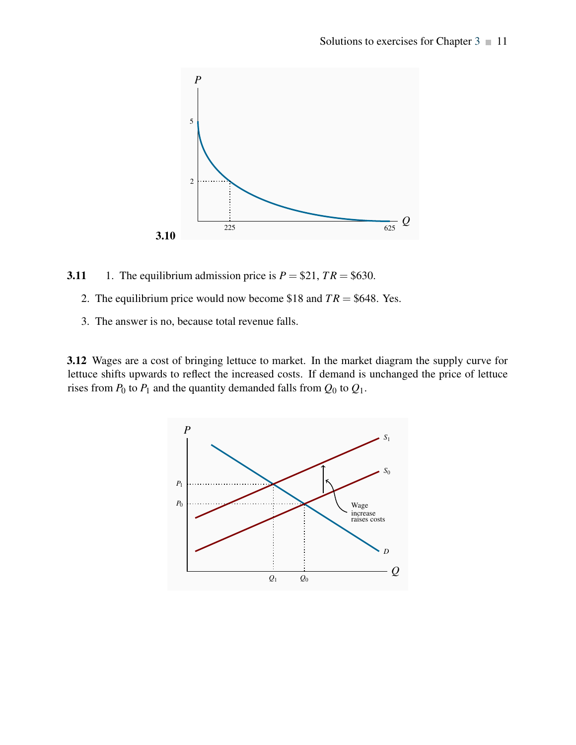**3.10**

**3.11** 1. The equilibrium admission price is $P = \$21$, $TR = \$630$.

2. The equilibrium price would now become \$18 and $TR = \$648$. Yes.

3. The answer is no, because total revenue falls.

**3.12** Wages are a cost of bringing lettuce to market. In the market diagram the supply curve for lettuce shifts upwards to reflect the increased costs. If demand is unchanged the price of lettuce rises from $P_0$ to $P_1$ and the quantity demanded falls from $Q_0$ to $Q_1$.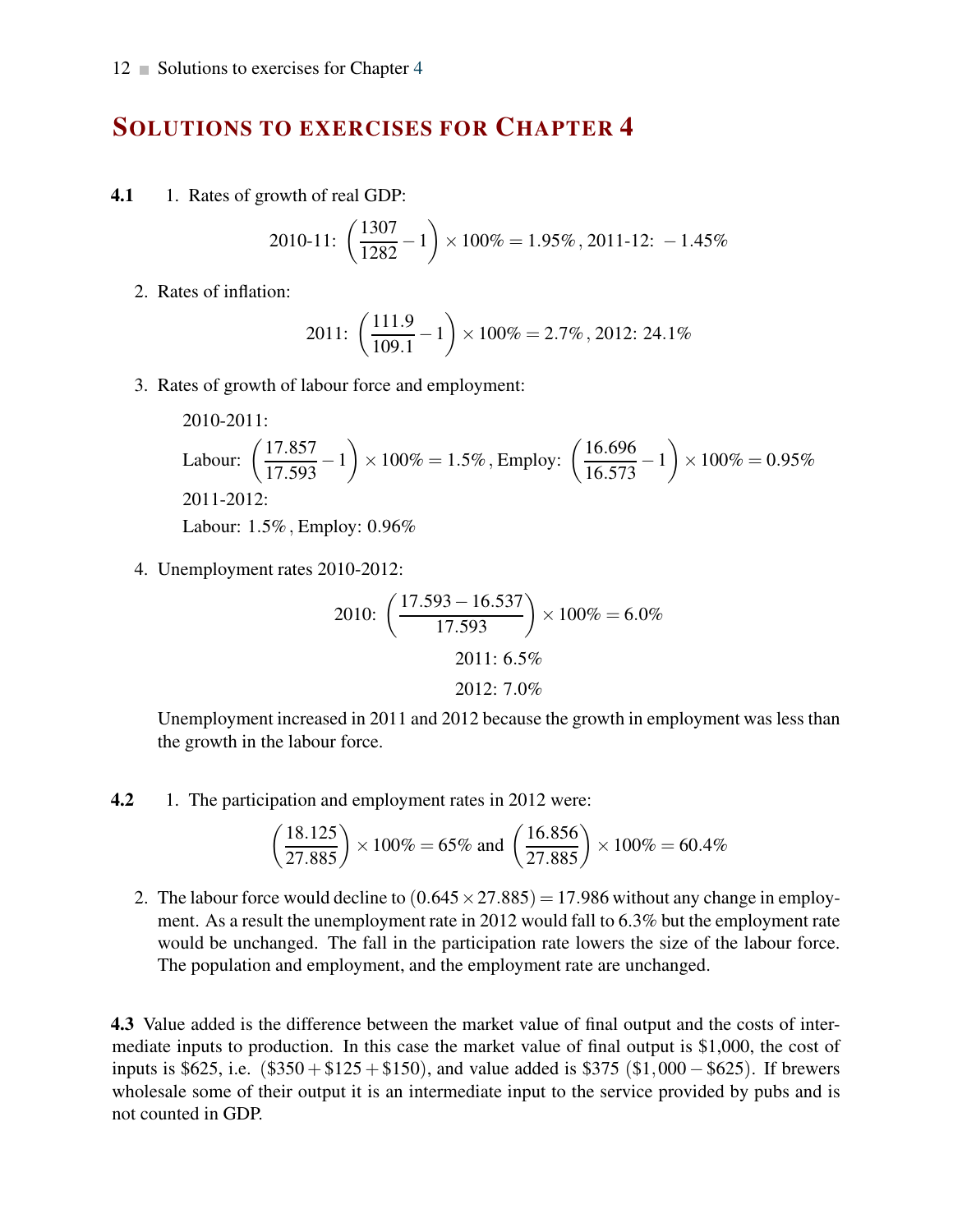# Solutions to exercises for Chapter 4

**4.1**

1. Rates of growth of real GDP:

$$\text{2010-11: } \left(\frac{1307}{1282} - 1\right) \times 100\% = 1.95\%\,,\ \text{2011-12: } -1.45\%$$

2. Rates of inflation:

$$\text{2011: } \left(\frac{111.9}{109.1} - 1\right) \times 100\% = 2.7\%\,,\ \text{2012: } 24.1\%$$

3. Rates of growth of labour force and employment:

   2010-2011:

   Labour: $\left(\frac{17.857}{17.593} - 1\right) \times 100\% = 1.5\%$, Employ: $\left(\frac{16.696}{16.573} - 1\right) \times 100\% = 0.95\%$

   2011-2012:

   Labour: 1.5%, Employ: 0.96%

4. Unemployment rates 2010-2012:

$$\text{2010: } \left(\frac{17.593 - 16.537}{17.593}\right) \times 100\% = 6.0\%$$

$$\text{2011: } 6.5\%$$

$$\text{2012: } 7.0\%$$

   Unemployment increased in 2011 and 2012 because the growth in employment was less than the growth in the labour force.

**4.2**

1. The participation and employment rates in 2012 were:

$$\left(\frac{18.125}{27.885}\right) \times 100\% = 65\% \text{ and } \left(\frac{16.856}{27.885}\right) \times 100\% = 60.4\%$$

2. The labour force would decline to $(0.645 \times 27.885) = 17.986$ without any change in employment. As a result the unemployment rate in 2012 would fall to 6.3% but the employment rate would be unchanged. The fall in the participation rate lowers the size of the labour force. The population and employment, and the employment rate are unchanged.

**4.3** Value added is the difference between the market value of final output and the costs of intermediate inputs to production. In this case the market value of final output is \$1,000, the cost of inputs is \$625, i.e. $(\$350 + \$125 + \$150)$, and value added is \$375 $(\$1,000 - \$625)$. If brewers wholesale some of their output it is an intermediate input to the service provided by pubs and is not counted in GDP.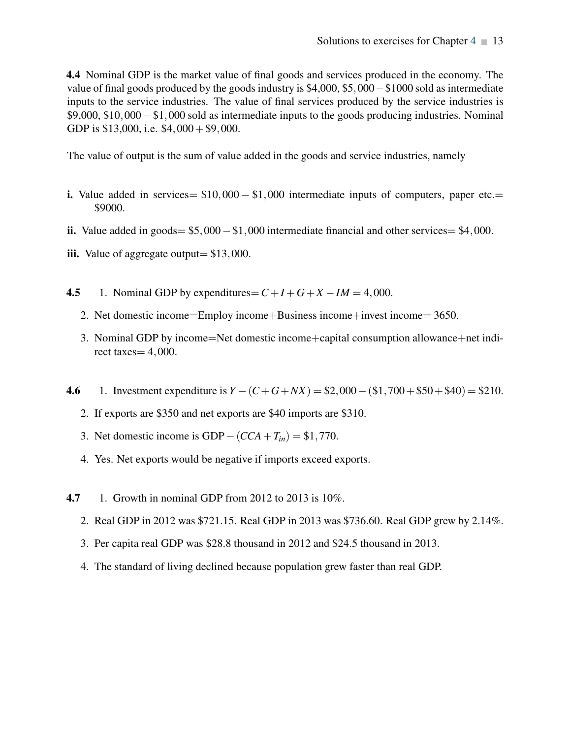**4.4** Nominal GDP is the market value of final goods and services produced in the economy. The value of final goods produced by the goods industry is \$4,000, $\$5,000 - \$1000$ sold as intermediate inputs to the service industries. The value of final services produced by the service industries is \$9,000, $\$10,000 - \$1,000$ sold as intermediate inputs to the goods producing industries. Nominal GDP is \$13,000, i.e. $\$4,000 + \$9,000$.

The value of output is the sum of value added in the goods and service industries, namely

**i.** Value added in services$=$ $\$10,000 - \$1,000$ intermediate inputs of computers, paper etc.$=$ \$9000.

**ii.** Value added in goods$=$ $\$5,000 - \$1,000$ intermediate financial and other services$=$ $\$4,000$.

**iii.** Value of aggregate output$=$ $\$13,000$.

**4.5**

1. Nominal GDP by expenditures$= C + I + G + X - IM = 4,000$.
2. Net domestic income=Employ income+Business income+invest income= 3650.
3. Nominal GDP by income=Net domestic income+capital consumption allowance+net indirect taxes$= 4,000$.

**4.6**

1. Investment expenditure is $Y - (C + G + NX) = \$2,000 - (\$1,700 + \$50 + \$40) = \$210$.
2. If exports are \$350 and net exports are \$40 imports are \$310.
3. Net domestic income is GDP $- (CCA + T_{in}) = \$1,770$.
4. Yes. Net exports would be negative if imports exceed exports.

**4.7**

1. Growth in nominal GDP from 2012 to 2013 is 10%.
2. Real GDP in 2012 was \$721.15. Real GDP in 2013 was \$736.60. Real GDP grew by 2.14%.
3. Per capita real GDP was \$28.8 thousand in 2012 and \$24.5 thousand in 2013.
4. The standard of living declined because population grew faster than real GDP.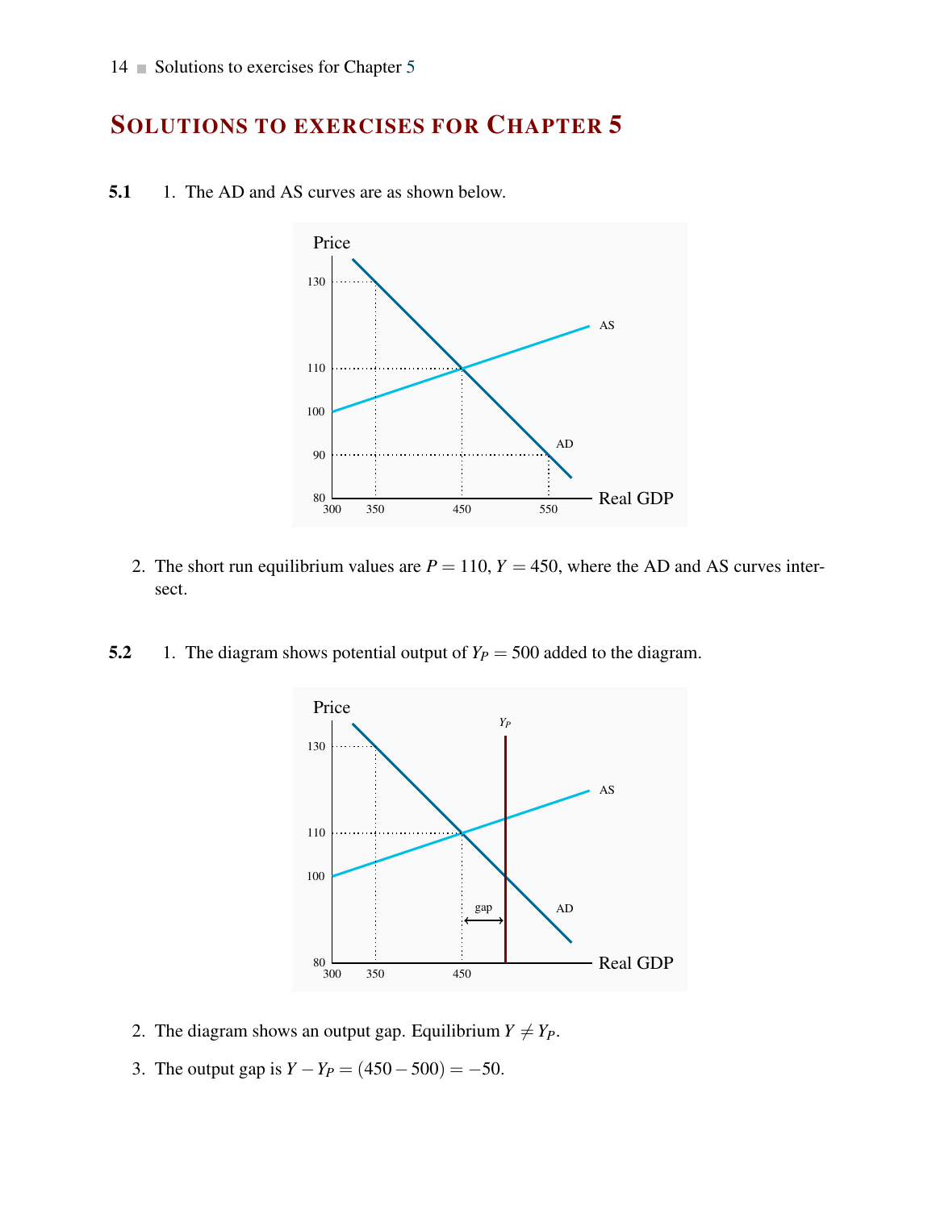## SOLUTIONS TO EXERCISES FOR CHAPTER 5

**5.1** 1. The AD and AS curves are as shown below.

2. The short run equilibrium values are $P = 110$, $Y = 450$, where the AD and AS curves intersect.

**5.2** 1. The diagram shows potential output of $Y_P = 500$ added to the diagram.

2. The diagram shows an output gap. Equilibrium $Y \neq Y_P$.

3. The output gap is $Y - Y_P = (450 - 500) = -50$.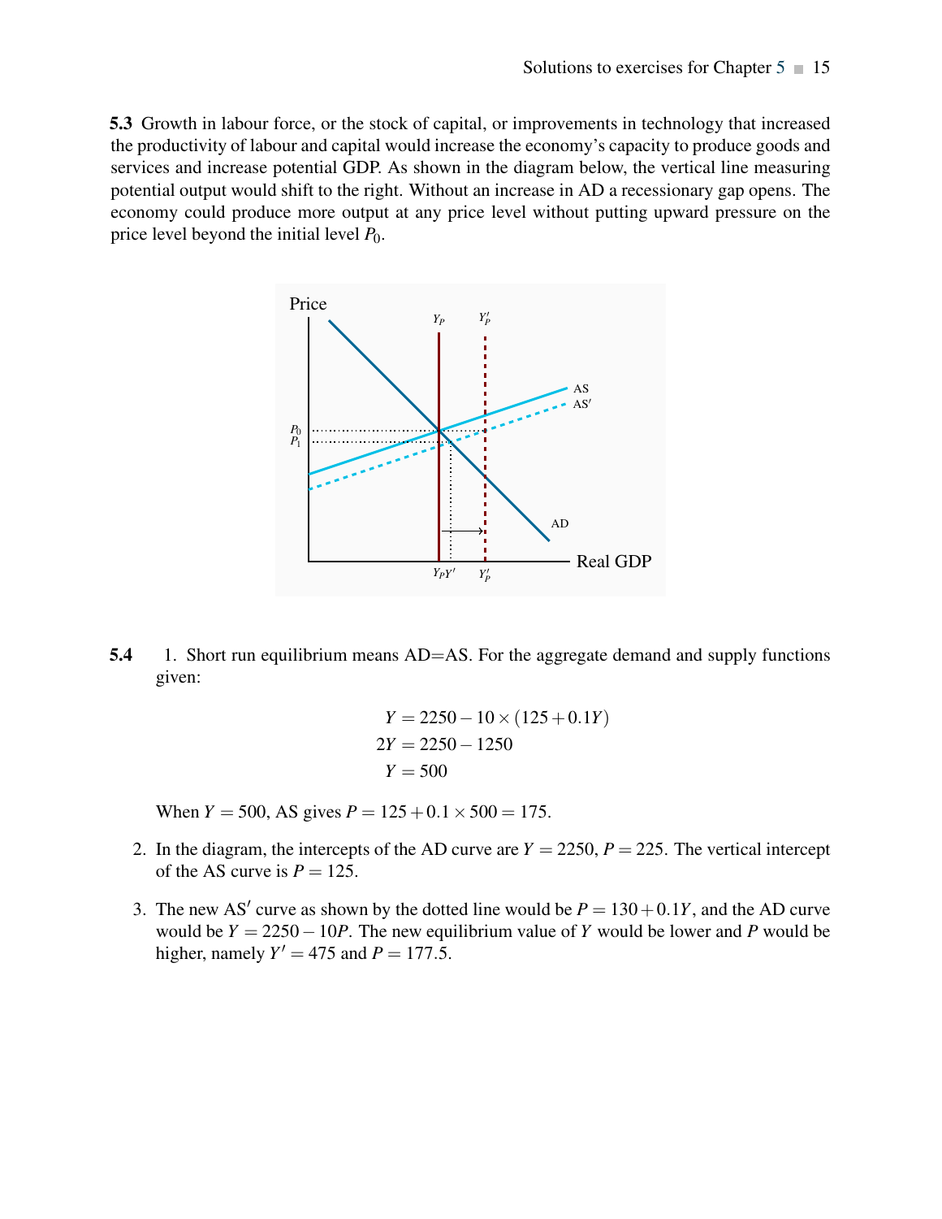**5.3** Growth in labour force, or the stock of capital, or improvements in technology that increased the productivity of labour and capital would increase the economy's capacity to produce goods and services and increase potential GDP. As shown in the diagram below, the vertical line measuring potential output would shift to the right. Without an increase in AD a recessionary gap opens. The economy could produce more output at any price level without putting upward pressure on the price level beyond the initial level $P_0$.

**5.4** 1. Short run equilibrium means AD=AS. For the aggregate demand and supply functions given:

$$
\begin{aligned}
Y &= 2250 - 10 \times (125 + 0.1Y) \\
2Y &= 2250 - 1250 \\
Y &= 500
\end{aligned}
$$

When $Y = 500$, AS gives $P = 125 + 0.1 \times 500 = 175$.

2. In the diagram, the intercepts of the AD curve are $Y = 2250$, $P = 225$. The vertical intercept of the AS curve is $P = 125$.

3. The new AS$'$ curve as shown by the dotted line would be $P = 130 + 0.1Y$, and the AD curve would be $Y = 2250 - 10P$. The new equilibrium value of $Y$ would be lower and $P$ would be higher, namely $Y' = 475$ and $P = 177.5$.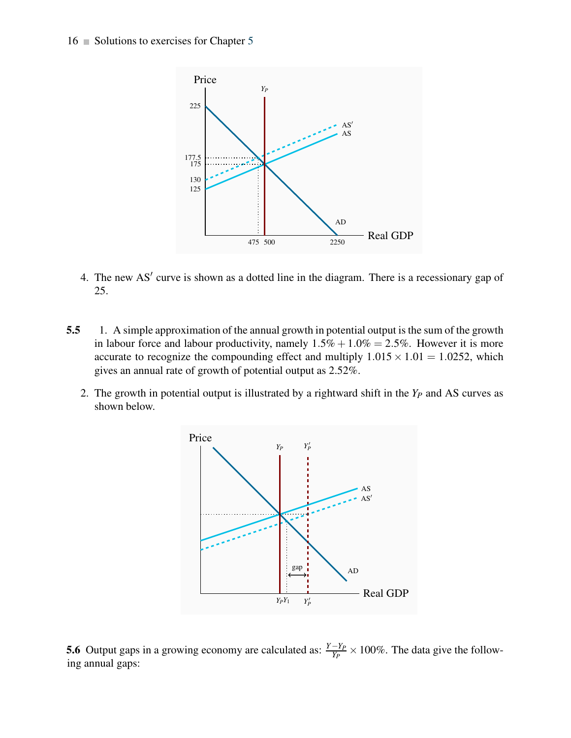4. The new AS′ curve is shown as a dotted line in the diagram. There is a recessionary gap of 25.

**5.5** 1. A simple approximation of the annual growth in potential output is the sum of the growth in labour force and labour productivity, namely $1.5\% + 1.0\% = 2.5\%$. However it is more accurate to recognize the compounding effect and multiply $1.015 \times 1.01 = 1.0252$, which gives an annual rate of growth of potential output as 2.52%.

2. The growth in potential output is illustrated by a rightward shift in the $Y_P$ and AS curves as shown below.

**5.6** Output gaps in a growing economy are calculated as: $\frac{Y - Y_P}{Y_P} \times 100\%$. The data give the following annual gaps: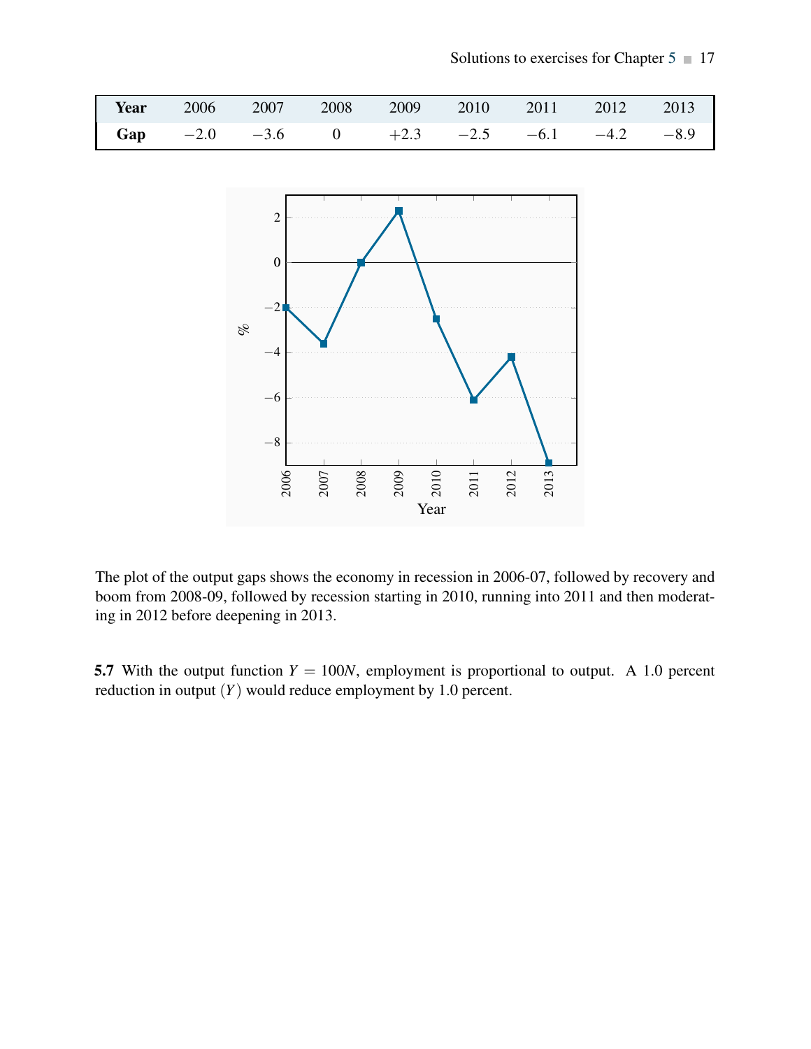| Year | 2006 | 2007 | 2008 | 2009 | 2010 | 2011 | 2012 | 2013 |
|---|---|---|---|---|---|---|---|---|
| **Gap** | −2.0 | −3.6 | 0 | +2.3 | −2.5 | −6.1 | −4.2 | −8.9 |

The plot of the output gaps shows the economy in recession in 2006-07, followed by recovery and boom from 2008-09, followed by recession starting in 2010, running into 2011 and then moderating in 2012 before deepening in 2013.

**5.7** With the output function $Y = 100N$, employment is proportional to output. A 1.0 percent reduction in output $(Y)$ would reduce employment by 1.0 percent.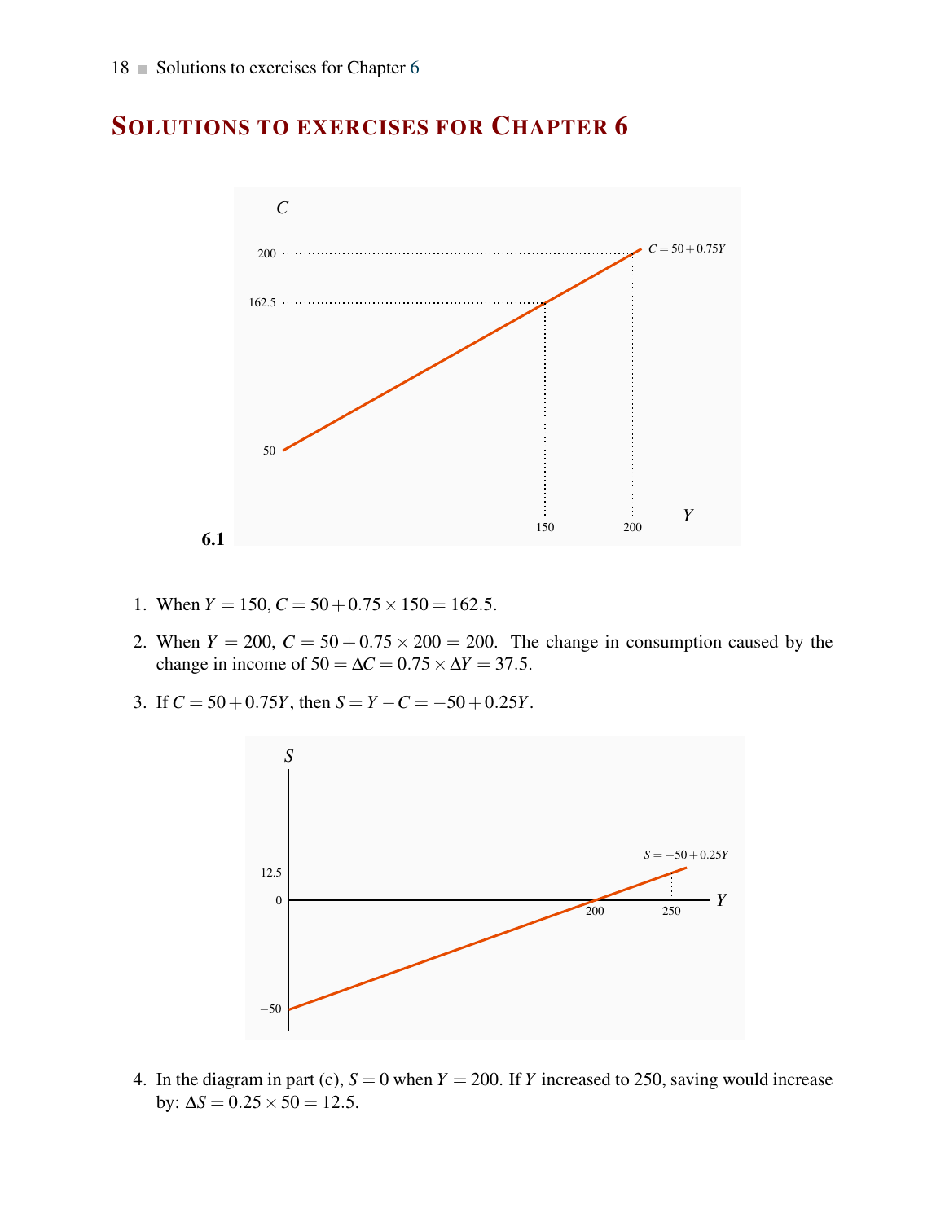# Solutions to exercises for Chapter 6

**6.1**

1. When $Y = 150$, $C = 50 + 0.75 \times 150 = 162.5$.

2. When $Y = 200$, $C = 50 + 0.75 \times 200 = 200$. The change in consumption caused by the change in income of $50 = \Delta C = 0.75 \times \Delta Y = 37.5$.

3. If $C = 50 + 0.75Y$, then $S = Y - C = -50 + 0.25Y$.

4. In the diagram in part (c), $S = 0$ when $Y = 200$. If $Y$ increased to 250, saving would increase by: $\Delta S = 0.25 \times 50 = 12.5$.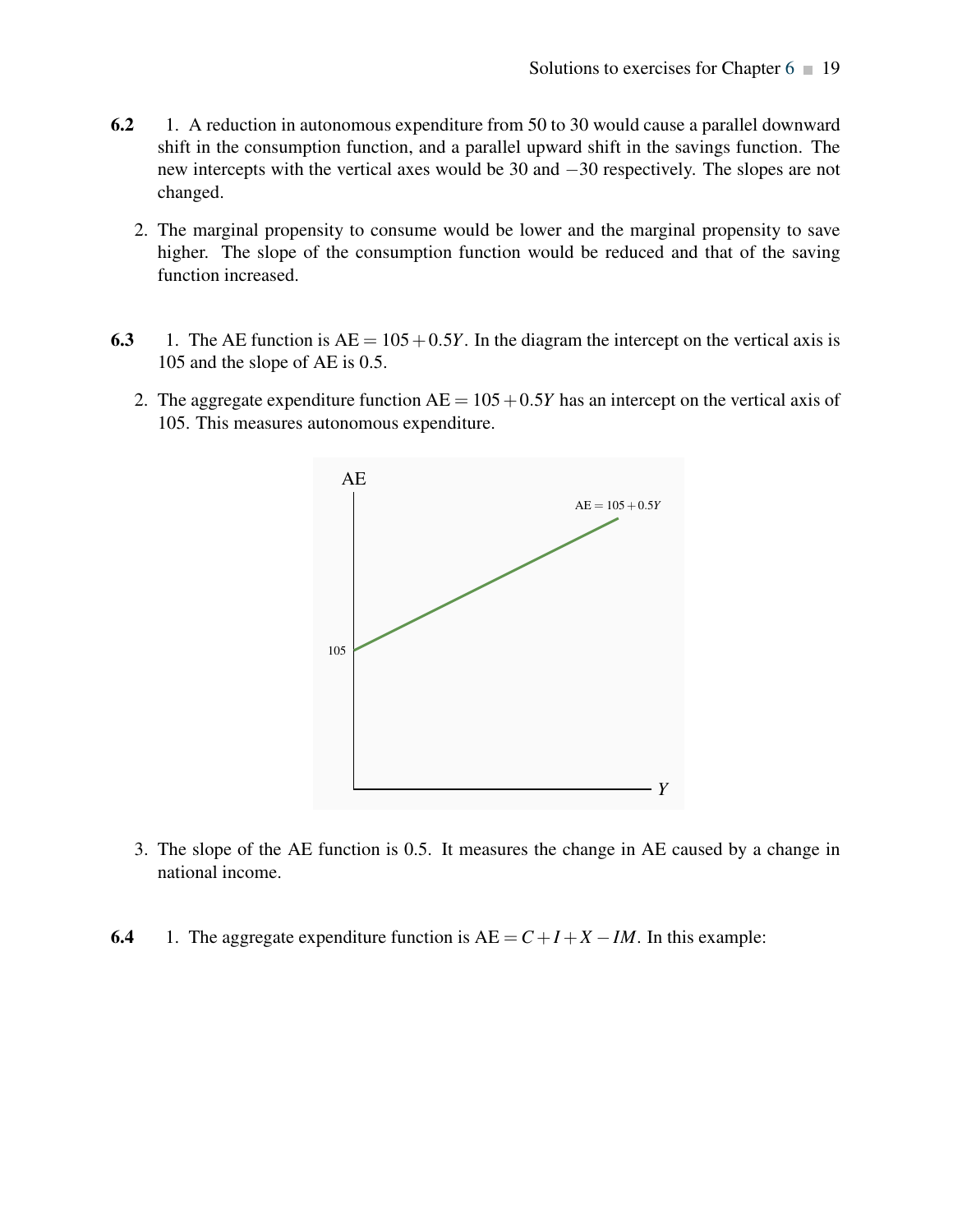**6.2** 1. A reduction in autonomous expenditure from 50 to 30 would cause a parallel downward shift in the consumption function, and a parallel upward shift in the savings function. The new intercepts with the vertical axes would be 30 and $-30$ respectively. The slopes are not changed.

2. The marginal propensity to consume would be lower and the marginal propensity to save higher. The slope of the consumption function would be reduced and that of the saving function increased.

**6.3** 1. The AE function is $\text{AE} = 105 + 0.5Y$. In the diagram the intercept on the vertical axis is 105 and the slope of AE is 0.5.

2. The aggregate expenditure function $\text{AE} = 105 + 0.5Y$ has an intercept on the vertical axis of 105. This measures autonomous expenditure.

3. The slope of the AE function is 0.5. It measures the change in AE caused by a change in national income.

**6.4** 1. The aggregate expenditure function is $\text{AE} = C + I + X - IM$. In this example: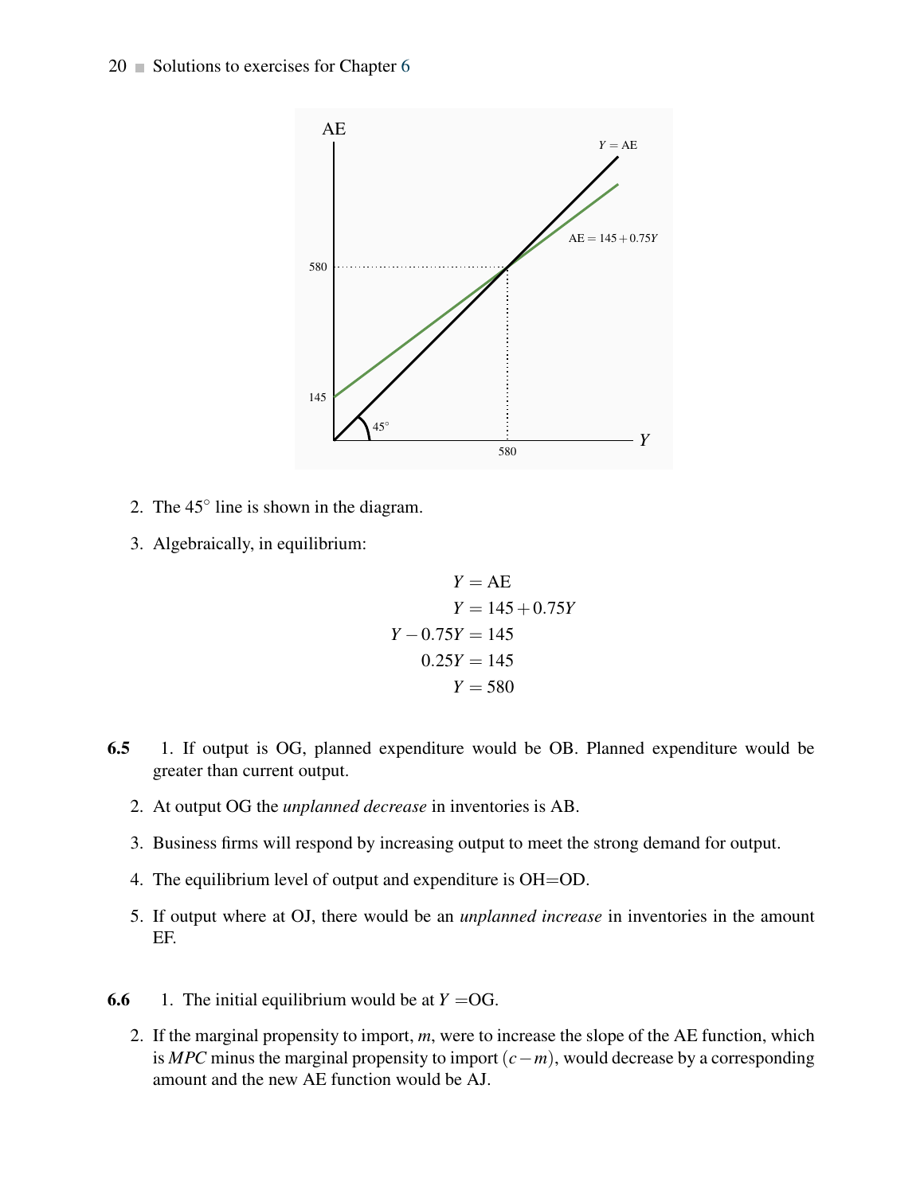2. The 45° line is shown in the diagram.

3. Algebraically, in equilibrium:

$$
\begin{aligned}
Y &= \text{AE} \\
Y &= 145 + 0.75Y \\
Y - 0.75Y &= 145 \\
0.25Y &= 145 \\
Y &= 580
\end{aligned}
$$

**6.5** 1. If output is OG, planned expenditure would be OB. Planned expenditure would be greater than current output.

2. At output OG the *unplanned decrease* in inventories is AB.

3. Business firms will respond by increasing output to meet the strong demand for output.

4. The equilibrium level of output and expenditure is OH=OD.

5. If output where at OJ, there would be an *unplanned increase* in inventories in the amount EF.

**6.6** 1. The initial equilibrium would be at $Y$ =OG.

2. If the marginal propensity to import, $m$, were to increase the slope of the AE function, which is $MPC$ minus the marginal propensity to import $(c - m)$, would decrease by a corresponding amount and the new AE function would be AJ.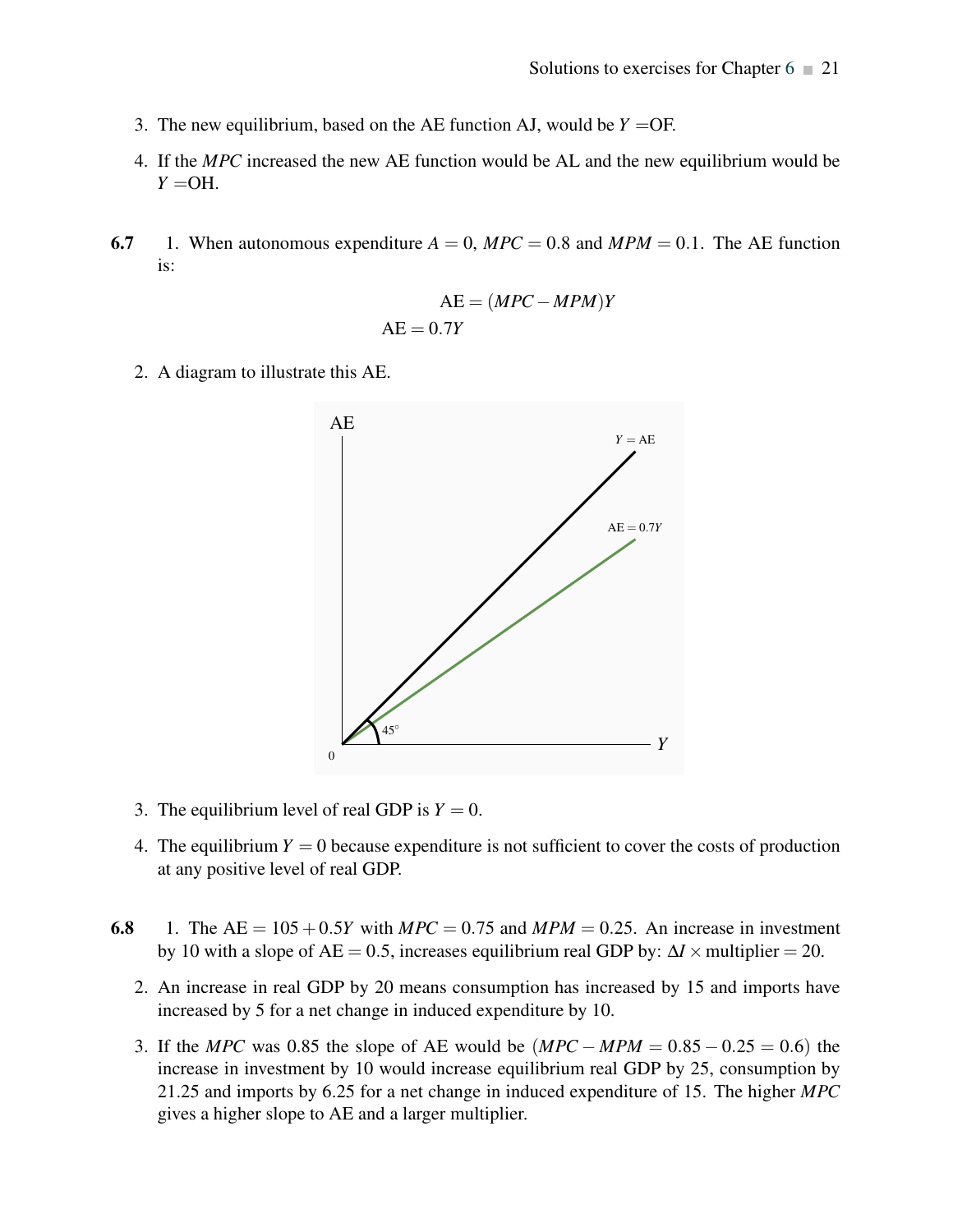3. The new equilibrium, based on the AE function AJ, would be $Y =$OF.
4. If the $MPC$ increased the new AE function would be AL and the new equilibrium would be $Y =$OH.

**6.7** 1. When autonomous expenditure $A = 0$, $MPC = 0.8$ and $MPM = 0.1$. The AE function is:

$$\text{AE} = (MPC - MPM)Y$$

$$\text{AE} = 0.7Y$$

2. A diagram to illustrate this AE.

3. The equilibrium level of real GDP is $Y = 0$.
4. The equilibrium $Y = 0$ because expenditure is not sufficient to cover the costs of production at any positive level of real GDP.

**6.8** 1. The $\text{AE} = 105 + 0.5Y$ with $MPC = 0.75$ and $MPM = 0.25$. An increase in investment by 10 with a slope of $\text{AE} = 0.5$, increases equilibrium real GDP by: $\Delta I \times \text{multiplier} = 20$.

2. An increase in real GDP by 20 means consumption has increased by 15 and imports have increased by 5 for a net change in induced expenditure by 10.
3. If the $MPC$ was 0.85 the slope of AE would be $(MPC - MPM = 0.85 - 0.25 = 0.6)$ the increase in investment by 10 would increase equilibrium real GDP by 25, consumption by 21.25 and imports by 6.25 for a net change in induced expenditure of 15. The higher $MPC$ gives a higher slope to AE and a larger multiplier.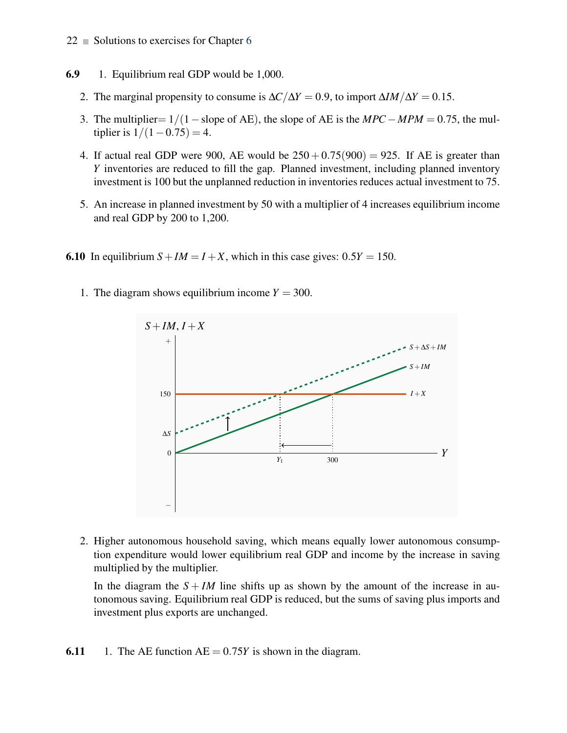**6.9**

1. Equilibrium real GDP would be 1,000.
2. The marginal propensity to consume is $\Delta C/\Delta Y = 0.9$, to import $\Delta IM/\Delta Y = 0.15$.
3. The multiplier$= 1/(1 - \text{slope of AE})$, the slope of AE is the $MPC - MPM = 0.75$, the multiplier is $1/(1 - 0.75) = 4$.
4. If actual real GDP were 900, AE would be $250 + 0.75(900) = 925$. If AE is greater than $Y$ inventories are reduced to fill the gap. Planned investment, including planned inventory investment is 100 but the unplanned reduction in inventories reduces actual investment to 75.
5. An increase in planned investment by 50 with a multiplier of 4 increases equilibrium income and real GDP by 200 to 1,200.

**6.10** In equilibrium $S + IM = I + X$, which in this case gives: $0.5Y = 150$.

1. The diagram shows equilibrium income $Y = 300$.

2. Higher autonomous household saving, which means equally lower autonomous consumption expenditure would lower equilibrium real GDP and income by the increase in saving multiplied by the multiplier.

   In the diagram the $S + IM$ line shifts up as shown by the amount of the increase in autonomous saving. Equilibrium real GDP is reduced, but the sums of saving plus imports and investment plus exports are unchanged.

**6.11**

1. The AE function $\text{AE} = 0.75Y$ is shown in the diagram.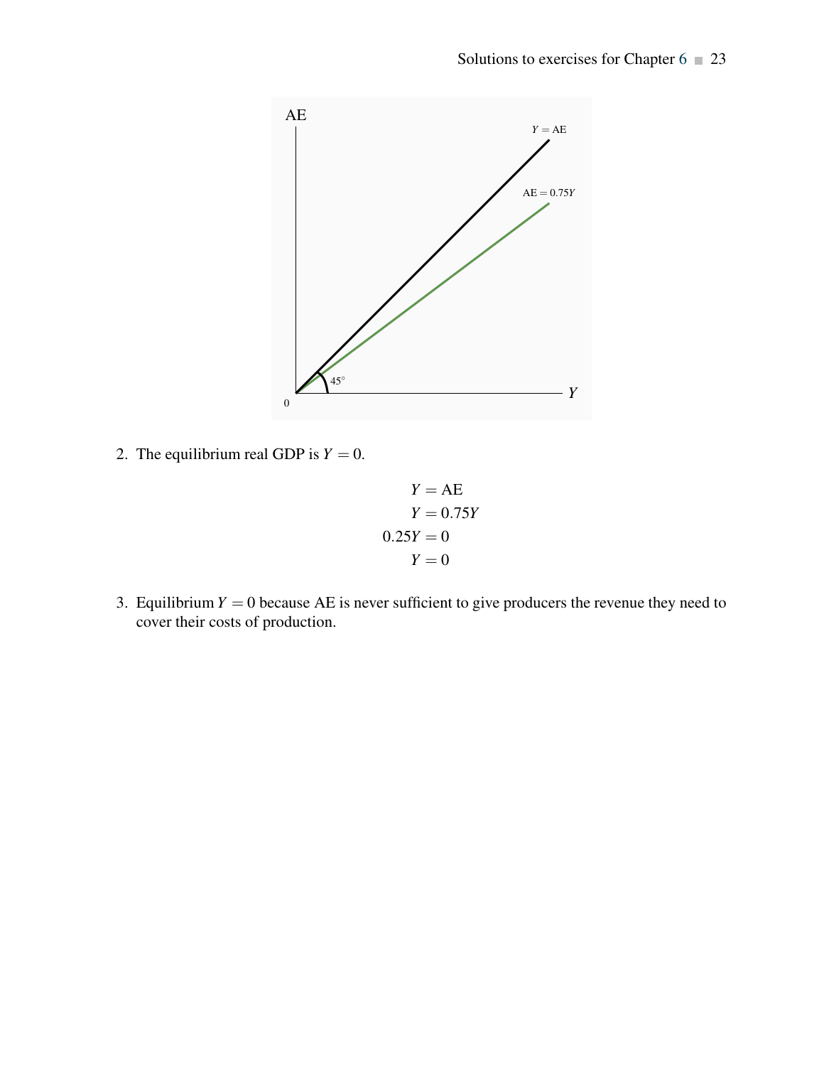2. The equilibrium real GDP is $Y = 0$.

$$
\begin{aligned}
Y &= \text{AE} \\
Y &= 0.75Y \\
0.25Y &= 0 \\
Y &= 0
\end{aligned}
$$

3. Equilibrium $Y = 0$ because AE is never sufficient to give producers the revenue they need to cover their costs of production.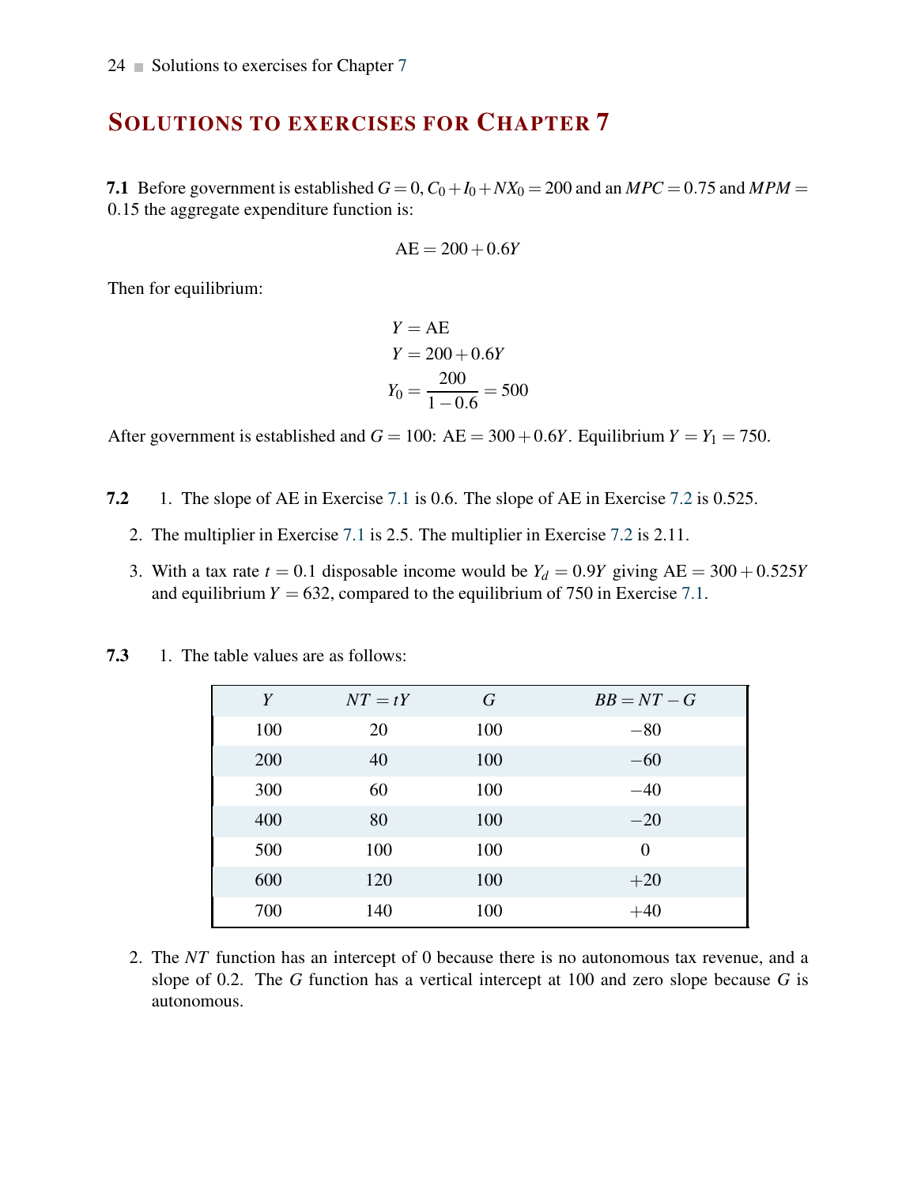# Solutions to exercises for Chapter 7

**7.1** Before government is established $G = 0$, $C_0 + I_0 + NX_0 = 200$ and an $MPC = 0.75$ and $MPM = 0.15$ the aggregate expenditure function is:

$$\text{AE} = 200 + 0.6Y$$

Then for equilibrium:

$$Y = \text{AE}$$
$$Y = 200 + 0.6Y$$
$$Y_0 = \frac{200}{1 - 0.6} = 500$$

After government is established and $G = 100$: $\text{AE} = 300 + 0.6Y$. Equilibrium $Y = Y_1 = 750$.

**7.2**

1. The slope of AE in Exercise 7.1 is 0.6. The slope of AE in Exercise 7.2 is 0.525.
2. The multiplier in Exercise 7.1 is 2.5. The multiplier in Exercise 7.2 is 2.11.
3. With a tax rate $t = 0.1$ disposable income would be $Y_d = 0.9Y$ giving $\text{AE} = 300 + 0.525Y$ and equilibrium $Y = 632$, compared to the equilibrium of 750 in Exercise 7.1.

**7.3**

1. The table values are as follows:

| $Y$ | $NT = tY$ | $G$ | $BB = NT - G$ |
|---|---|---|---|
| 100 | 20 | 100 | −80 |
| 200 | 40 | 100 | −60 |
| 300 | 60 | 100 | −40 |
| 400 | 80 | 100 | −20 |
| 500 | 100 | 100 | 0 |
| 600 | 120 | 100 | +20 |
| 700 | 140 | 100 | +40 |

2. The $NT$ function has an intercept of 0 because there is no autonomous tax revenue, and a slope of 0.2. The $G$ function has a vertical intercept at 100 and zero slope because $G$ is autonomous.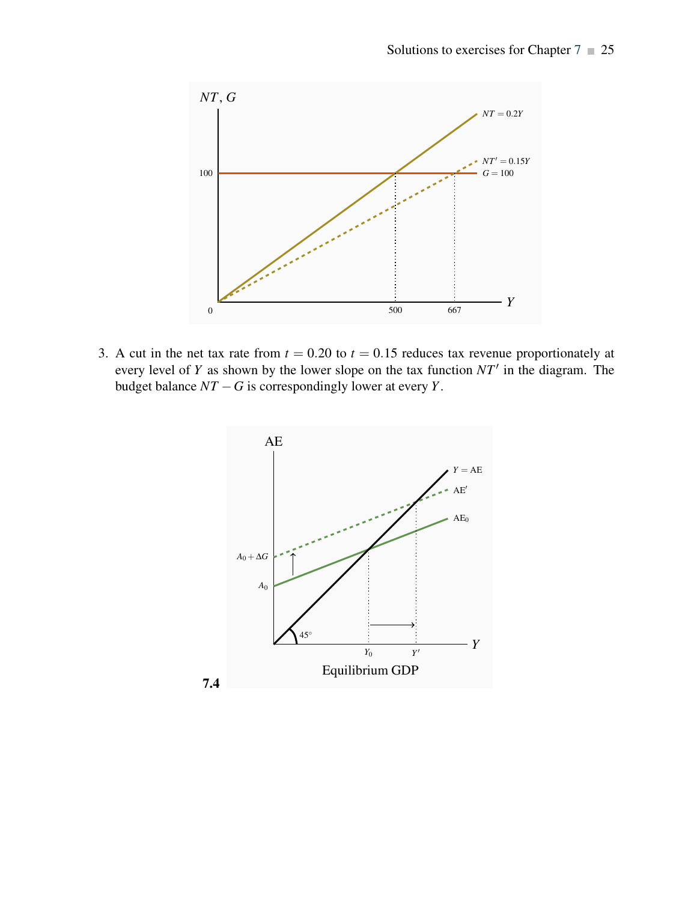3. A cut in the net tax rate from $t = 0.20$ to $t = 0.15$ reduces tax revenue proportionately at every level of $Y$ as shown by the lower slope on the tax function $NT'$ in the diagram. The budget balance $NT - G$ is correspondingly lower at every $Y$.

**7.4**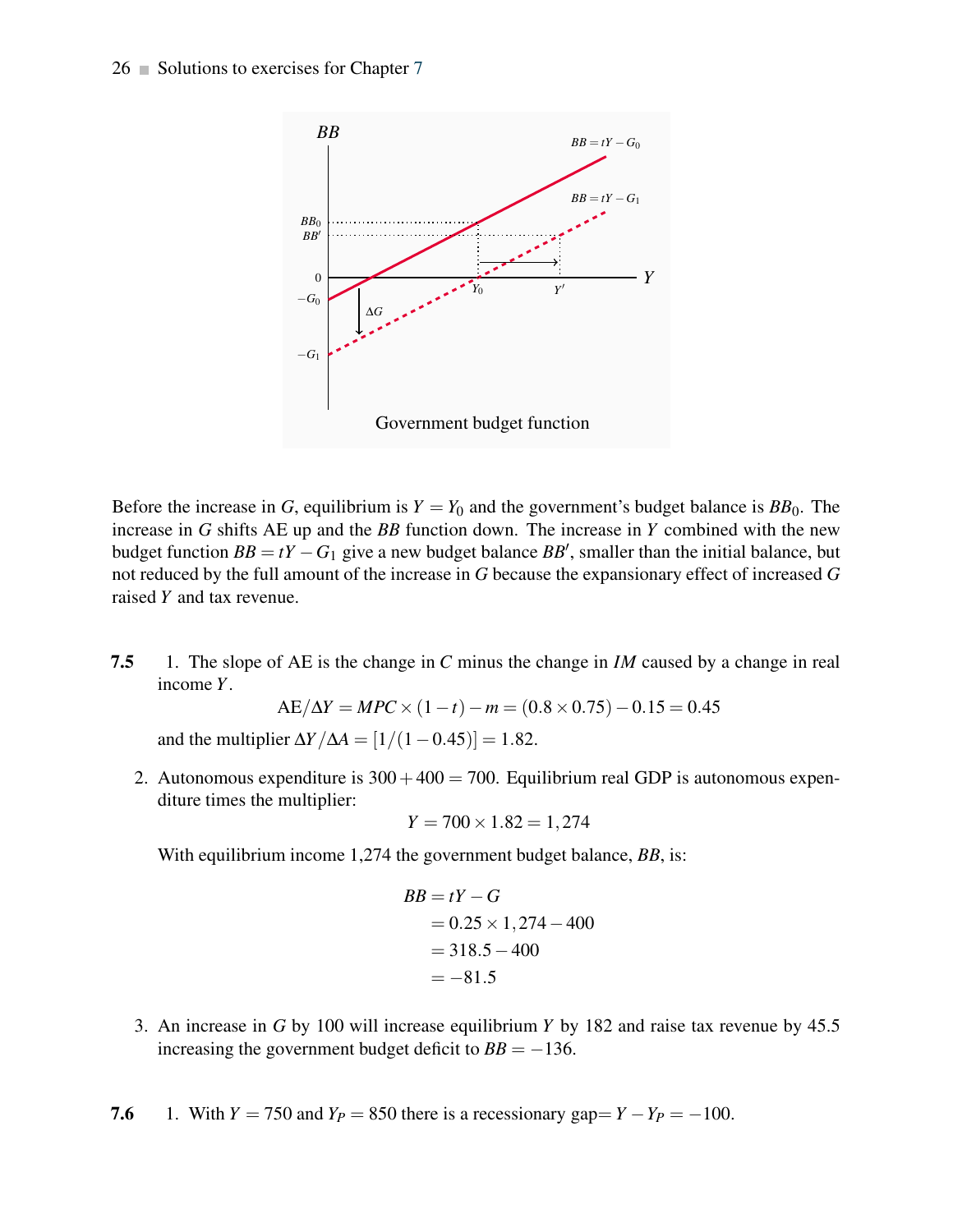Government budget function

Before the increase in $G$, equilibrium is $Y = Y_0$ and the government's budget balance is $BB_0$. The increase in $G$ shifts AE up and the $BB$ function down. The increase in $Y$ combined with the new budget function $BB = tY - G_1$ give a new budget balance $BB'$, smaller than the initial balance, but not reduced by the full amount of the increase in $G$ because the expansionary effect of increased $G$ raised $Y$ and tax revenue.

**7.5** 1. The slope of AE is the change in $C$ minus the change in $IM$ caused by a change in real income $Y$.

$$\text{AE}/\Delta Y = MPC \times (1-t) - m = (0.8 \times 0.75) - 0.15 = 0.45$$

and the multiplier $\Delta Y/\Delta A = [1/(1-0.45)] = 1.82$.

2. Autonomous expenditure is $300 + 400 = 700$. Equilibrium real GDP is autonomous expenditure times the multiplier:

$$Y = 700 \times 1.82 = 1,274$$

With equilibrium income 1,274 the government budget balance, $BB$, is:

$$\begin{aligned} BB &= tY - G \\ &= 0.25 \times 1,274 - 400 \\ &= 318.5 - 400 \\ &= -81.5 \end{aligned}$$

3. An increase in $G$ by 100 will increase equilibrium $Y$ by 182 and raise tax revenue by 45.5 increasing the government budget deficit to $BB = -136$.

**7.6** 1. With $Y = 750$ and $Y_P = 850$ there is a recessionary gap$= Y - Y_P = -100$.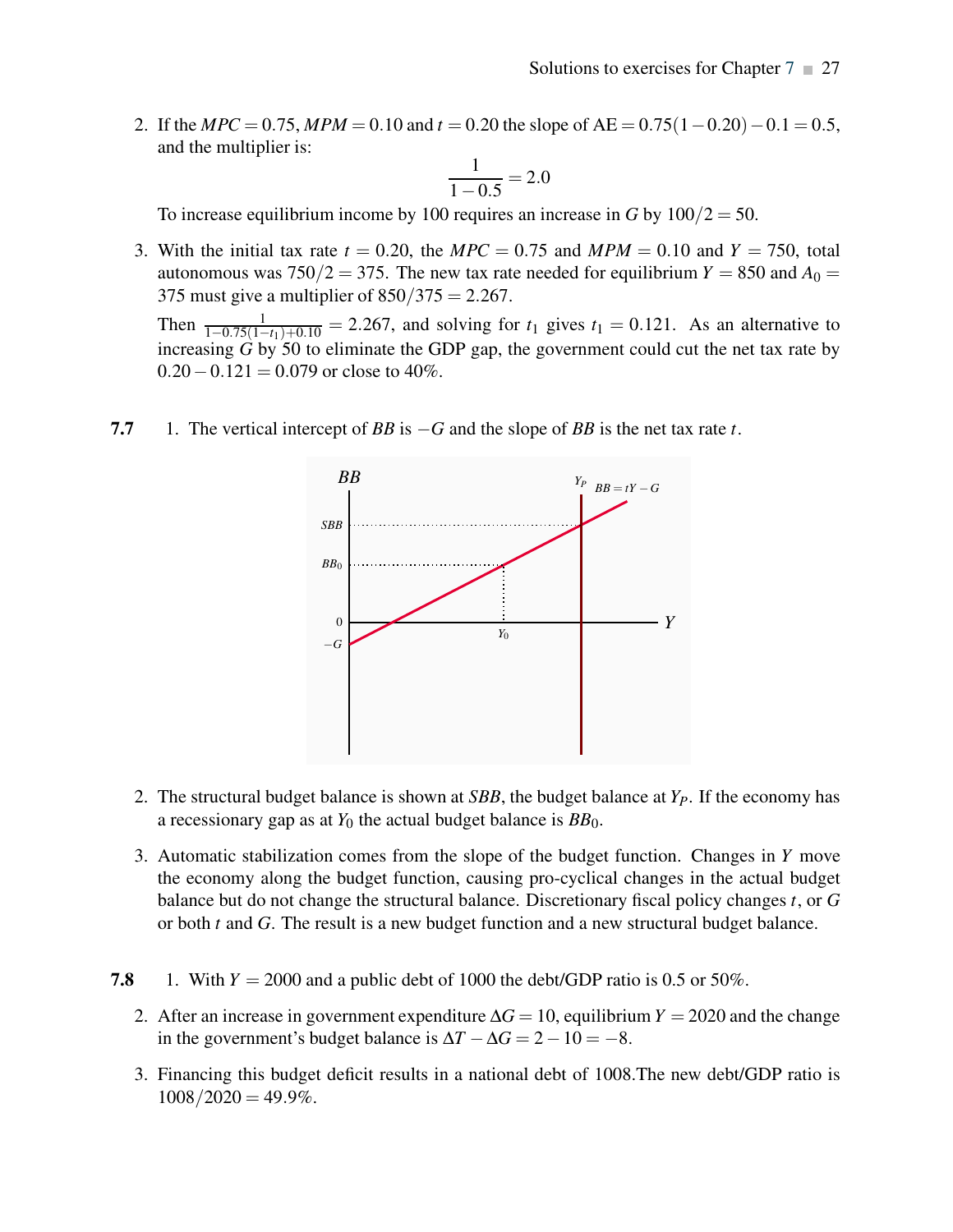2. If the $MPC = 0.75$, $MPM = 0.10$ and $t = 0.20$ the slope of AE $= 0.75(1-0.20) - 0.1 = 0.5$, and the multiplier is:

$$\frac{1}{1-0.5} = 2.0$$

To increase equilibrium income by 100 requires an increase in $G$ by $100/2 = 50$.

3. With the initial tax rate $t = 0.20$, the $MPC = 0.75$ and $MPM = 0.10$ and $Y = 750$, total autonomous was $750/2 = 375$. The new tax rate needed for equilibrium $Y = 850$ and $A_0 = 375$ must give a multiplier of $850/375 = 2.267$.

   Then $\frac{1}{1-0.75(1-t_1)+0.10} = 2.267$, and solving for $t_1$ gives $t_1 = 0.121$. As an alternative to increasing $G$ by 50 to eliminate the GDP gap, the government could cut the net tax rate by $0.20 - 0.121 = 0.079$ or close to 40%.

**7.7** 1. The vertical intercept of $BB$ is $-G$ and the slope of $BB$ is the net tax rate $t$.

2. The structural budget balance is shown at $SBB$, the budget balance at $Y_P$. If the economy has a recessionary gap as at $Y_0$ the actual budget balance is $BB_0$.

3. Automatic stabilization comes from the slope of the budget function. Changes in $Y$ move the economy along the budget function, causing pro-cyclical changes in the actual budget balance but do not change the structural balance. Discretionary fiscal policy changes $t$, or $G$ or both $t$ and $G$. The result is a new budget function and a new structural budget balance.

**7.8** 1. With $Y = 2000$ and a public debt of 1000 the debt/GDP ratio is 0.5 or 50%.

2. After an increase in government expenditure $\Delta G = 10$, equilibrium $Y = 2020$ and the change in the government's budget balance is $\Delta T - \Delta G = 2 - 10 = -8$.

3. Financing this budget deficit results in a national debt of 1008.The new debt/GDP ratio is $1008/2020 = 49.9\%$.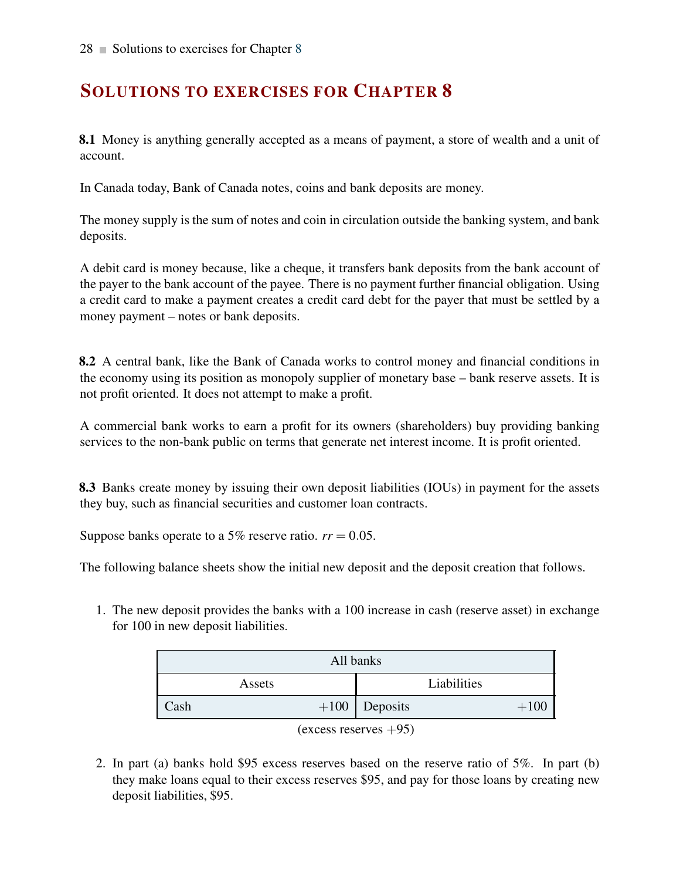# Solutions to exercises for Chapter 8

**8.1** Money is anything generally accepted as a means of payment, a store of wealth and a unit of account.

In Canada today, Bank of Canada notes, coins and bank deposits are money.

The money supply is the sum of notes and coin in circulation outside the banking system, and bank deposits.

A debit card is money because, like a cheque, it transfers bank deposits from the bank account of the payer to the bank account of the payee. There is no payment further financial obligation. Using a credit card to make a payment creates a credit card debt for the payer that must be settled by a money payment – notes or bank deposits.

**8.2** A central bank, like the Bank of Canada works to control money and financial conditions in the economy using its position as monopoly supplier of monetary base – bank reserve assets. It is not profit oriented. It does not attempt to make a profit.

A commercial bank works to earn a profit for its owners (shareholders) buy providing banking services to the non-bank public on terms that generate net interest income. It is profit oriented.

**8.3** Banks create money by issuing their own deposit liabilities (IOUs) in payment for the assets they buy, such as financial securities and customer loan contracts.

Suppose banks operate to a 5% reserve ratio. $rr = 0.05$.

The following balance sheets show the initial new deposit and the deposit creation that follows.

1. The new deposit provides the banks with a 100 increase in cash (reserve asset) in exchange for 100 in new deposit liabilities.

| All banks | | | |
|---|---|---|---|
| Assets | | Liabilities | |
| Cash | +100 | Deposits | +100 |

(excess reserves +95)

2. In part (a) banks hold \$95 excess reserves based on the reserve ratio of 5%. In part (b) they make loans equal to their excess reserves \$95, and pay for those loans by creating new deposit liabilities, \$95.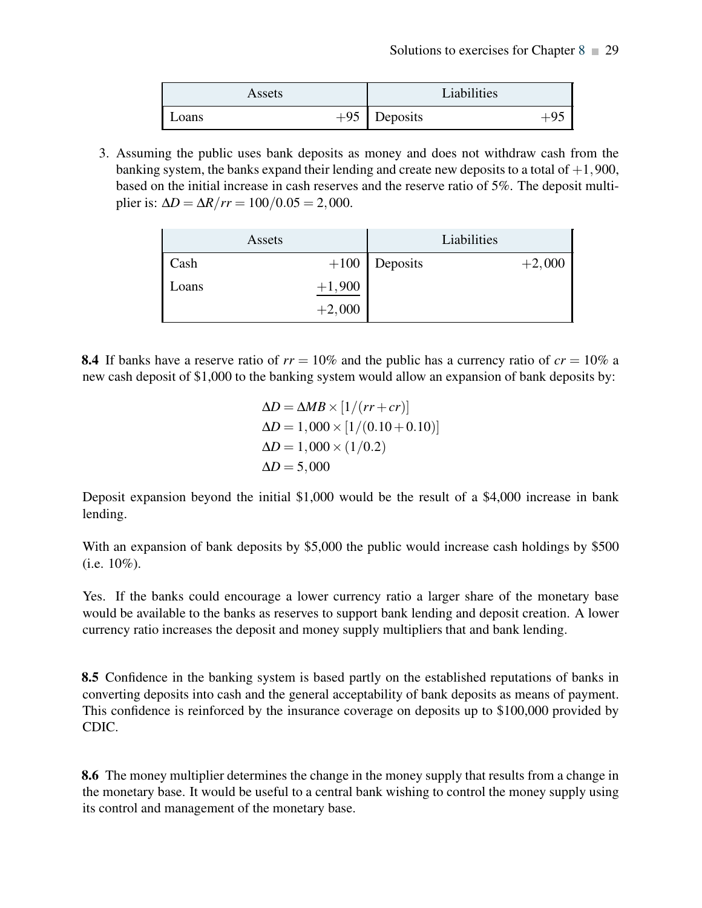| Assets | | Liabilities | |
|---|---|---|---|
| Loans | +95 | Deposits | +95 |

3. Assuming the public uses bank deposits as money and does not withdraw cash from the banking system, the banks expand their lending and create new deposits to a total of $+1,900$, based on the initial increase in cash reserves and the reserve ratio of 5%. The deposit multiplier is: $\Delta D = \Delta R/rr = 100/0.05 = 2,000$.

| Assets | | Liabilities | |
|---|---|---|---|
| Cash | +100 | Deposits | +2,000 |
| Loans | +1,900 | | |
| | +2,000 | | |

**8.4** If banks have a reserve ratio of $rr = 10\%$ and the public has a currency ratio of $cr = 10\%$ a new cash deposit of $1,000 to the banking system would allow an expansion of bank deposits by:

$$\Delta D = \Delta MB \times [1/(rr + cr)]$$
$$\Delta D = 1,000 \times [1/(0.10 + 0.10)]$$
$$\Delta D = 1,000 \times (1/0.2)$$
$$\Delta D = 5,000$$

Deposit expansion beyond the initial $1,000 would be the result of a $4,000 increase in bank lending.

With an expansion of bank deposits by $5,000 the public would increase cash holdings by $500 (i.e. 10%).

Yes. If the banks could encourage a lower currency ratio a larger share of the monetary base would be available to the banks as reserves to support bank lending and deposit creation. A lower currency ratio increases the deposit and money supply multipliers that and bank lending.

**8.5** Confidence in the banking system is based partly on the established reputations of banks in converting deposits into cash and the general acceptability of bank deposits as means of payment. This confidence is reinforced by the insurance coverage on deposits up to $100,000 provided by CDIC.

**8.6** The money multiplier determines the change in the money supply that results from a change in the monetary base. It would be useful to a central bank wishing to control the money supply using its control and management of the monetary base.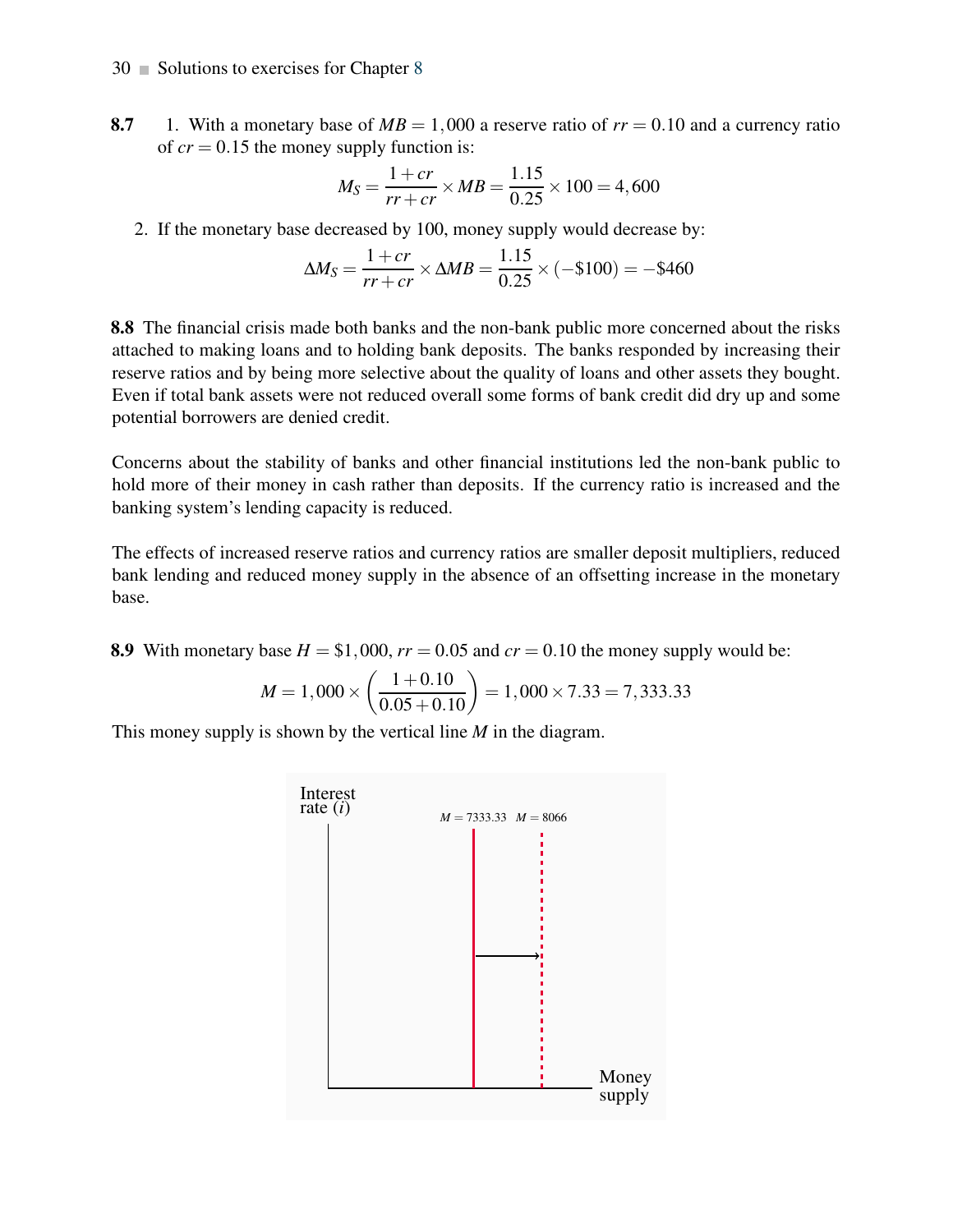**8.7** 1. With a monetary base of $MB = 1,000$ a reserve ratio of $rr = 0.10$ and a currency ratio of $cr = 0.15$ the money supply function is:

$$M_S = \frac{1+cr}{rr+cr} \times MB = \frac{1.15}{0.25} \times 100 = 4,600$$

2. If the monetary base decreased by 100, money supply would decrease by:

$$\Delta M_S = \frac{1+cr}{rr+cr} \times \Delta MB = \frac{1.15}{0.25} \times (-\$100) = -\$460$$

**8.8** The financial crisis made both banks and the non-bank public more concerned about the risks attached to making loans and to holding bank deposits. The banks responded by increasing their reserve ratios and by being more selective about the quality of loans and other assets they bought. Even if total bank assets were not reduced overall some forms of bank credit did dry up and some potential borrowers are denied credit.

Concerns about the stability of banks and other financial institutions led the non-bank public to hold more of their money in cash rather than deposits. If the currency ratio is increased and the banking system's lending capacity is reduced.

The effects of increased reserve ratios and currency ratios are smaller deposit multipliers, reduced bank lending and reduced money supply in the absence of an offsetting increase in the monetary base.

**8.9** With monetary base $H = \$1,000$, $rr = 0.05$ and $cr = 0.10$ the money supply would be:

$$M = 1,000 \times \left(\frac{1+0.10}{0.05+0.10}\right) = 1,000 \times 7.33 = 7,333.33$$

This money supply is shown by the vertical line $M$ in the diagram.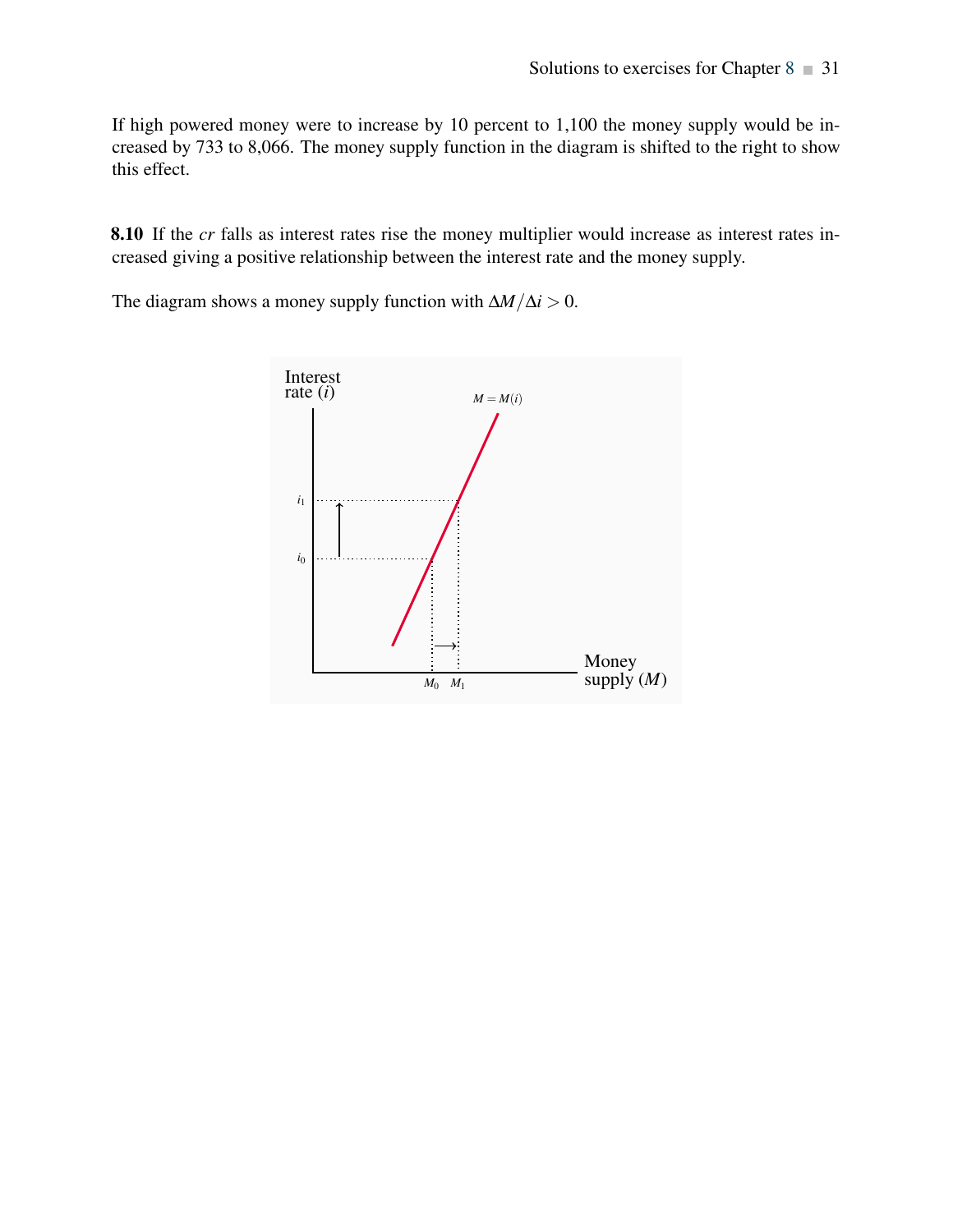If high powered money were to increase by 10 percent to 1,100 the money supply would be increased by 733 to 8,066. The money supply function in the diagram is shifted to the right to show this effect.

**8.10** If the *cr* falls as interest rates rise the money multiplier would increase as interest rates increased giving a positive relationship between the interest rate and the money supply.

The diagram shows a money supply function with $\Delta M/\Delta i > 0$.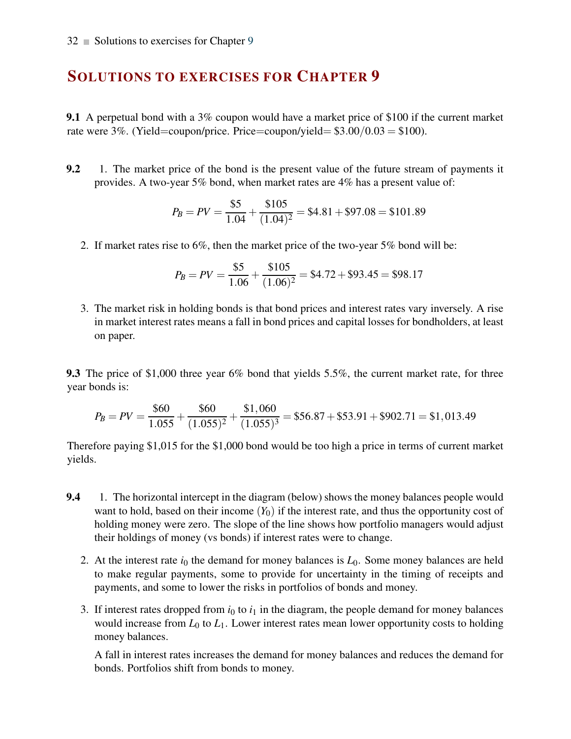# SOLUTIONS TO EXERCISES FOR CHAPTER 9

**9.1** A perpetual bond with a 3% coupon would have a market price of $100 if the current market rate were 3%. (Yield=coupon/price. Price=coupon/yield= $\$3.00/0.03 = \$100$).

**9.2**

1. The market price of the bond is the present value of the future stream of payments it provides. A two-year 5% bond, when market rates are 4% has a present value of:

$$P_B = PV = \frac{\$5}{1.04} + \frac{\$105}{(1.04)^2} = \$4.81 + \$97.08 = \$101.89$$

2. If market rates rise to 6%, then the market price of the two-year 5% bond will be:

$$P_B = PV = \frac{\$5}{1.06} + \frac{\$105}{(1.06)^2} = \$4.72 + \$93.45 = \$98.17$$

3. The market risk in holding bonds is that bond prices and interest rates vary inversely. A rise in market interest rates means a fall in bond prices and capital losses for bondholders, at least on paper.

**9.3** The price of $1,000 three year 6% bond that yields 5.5%, the current market rate, for three year bonds is:

$$P_B = PV = \frac{\$60}{1.055} + \frac{\$60}{(1.055)^2} + \frac{\$1,060}{(1.055)^3} = \$56.87 + \$53.91 + \$902.71 = \$1,013.49$$

Therefore paying $1,015 for the $1,000 bond would be too high a price in terms of current market yields.

**9.4**

1. The horizontal intercept in the diagram (below) shows the money balances people would want to hold, based on their income $(Y_0)$ if the interest rate, and thus the opportunity cost of holding money were zero. The slope of the line shows how portfolio managers would adjust their holdings of money (vs bonds) if interest rates were to change.

2. At the interest rate $i_0$ the demand for money balances is $L_0$. Some money balances are held to make regular payments, some to provide for uncertainty in the timing of receipts and payments, and some to lower the risks in portfolios of bonds and money.

3. If interest rates dropped from $i_0$ to $i_1$ in the diagram, the people demand for money balances would increase from $L_0$ to $L_1$. Lower interest rates mean lower opportunity costs to holding money balances.

   A fall in interest rates increases the demand for money balances and reduces the demand for bonds. Portfolios shift from bonds to money.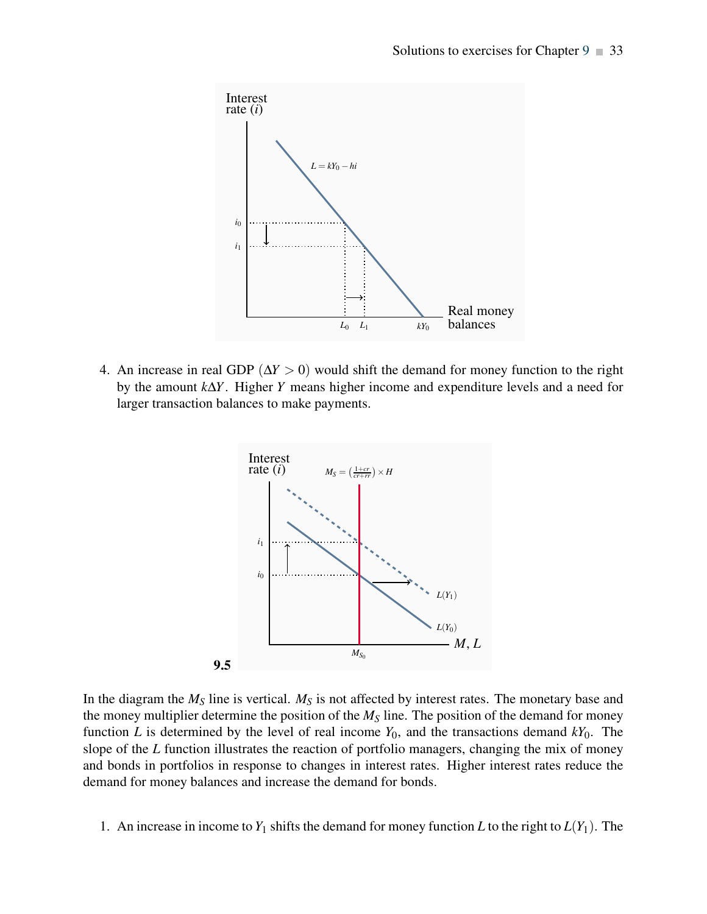4. An increase in real GDP $(\Delta Y > 0)$ would shift the demand for money function to the right by the amount $k\Delta Y$. Higher $Y$ means higher income and expenditure levels and a need for larger transaction balances to make payments.

**9.5**

In the diagram the $M_S$ line is vertical. $M_S$ is not affected by interest rates. The monetary base and the money multiplier determine the position of the $M_S$ line. The position of the demand for money function $L$ is determined by the level of real income $Y_0$, and the transactions demand $kY_0$. The slope of the $L$ function illustrates the reaction of portfolio managers, changing the mix of money and bonds in portfolios in response to changes in interest rates. Higher interest rates reduce the demand for money balances and increase the demand for bonds.

1. An increase in income to $Y_1$ shifts the demand for money function $L$ to the right to $L(Y_1)$. The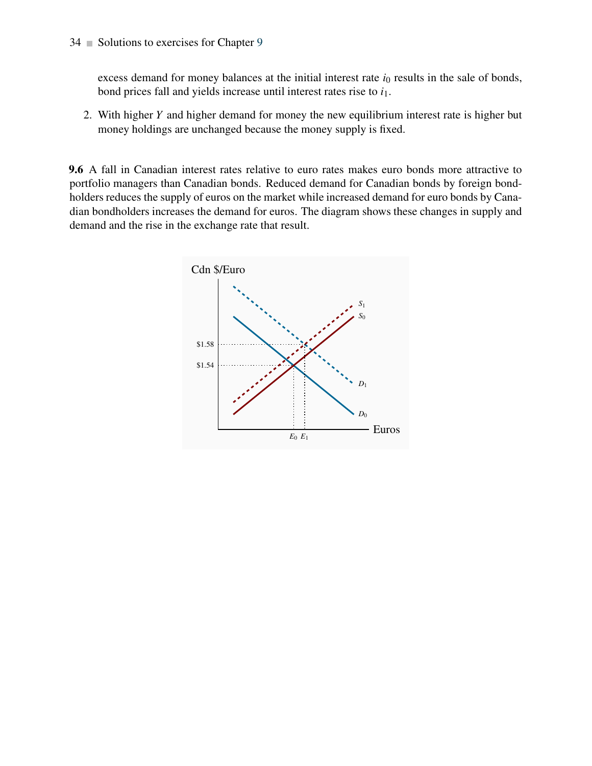excess demand for money balances at the initial interest rate $i_0$ results in the sale of bonds, bond prices fall and yields increase until interest rates rise to $i_1$.

2. With higher $Y$ and higher demand for money the new equilibrium interest rate is higher but money holdings are unchanged because the money supply is fixed.

**9.6** A fall in Canadian interest rates relative to euro rates makes euro bonds more attractive to portfolio managers than Canadian bonds. Reduced demand for Canadian bonds by foreign bondholders reduces the supply of euros on the market while increased demand for euro bonds by Canadian bondholders increases the demand for euros. The diagram shows these changes in supply and demand and the rise in the exchange rate that result.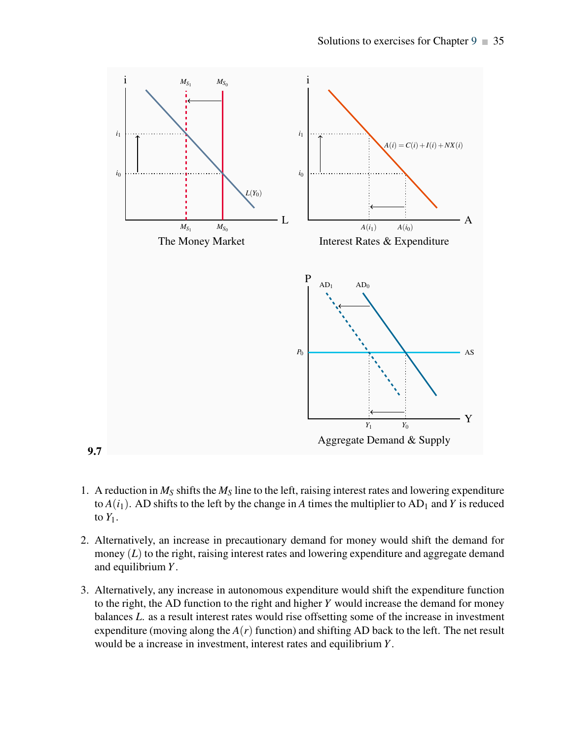**9.7**

1. A reduction in $M_S$ shifts the $M_S$ line to the left, raising interest rates and lowering expenditure to $A(i_1)$. AD shifts to the left by the change in $A$ times the multiplier to $AD_1$ and $Y$ is reduced to $Y_1$.

2. Alternatively, an increase in precautionary demand for money would shift the demand for money $(L)$ to the right, raising interest rates and lowering expenditure and aggregate demand and equilibrium $Y$.

3. Alternatively, any increase in autonomous expenditure would shift the expenditure function to the right, the AD function to the right and higher $Y$ would increase the demand for money balances $L$. as a result interest rates would rise offsetting some of the increase in investment expenditure (moving along the $A(r)$ function) and shifting AD back to the left. The net result would be a increase in investment, interest rates and equilibrium $Y$.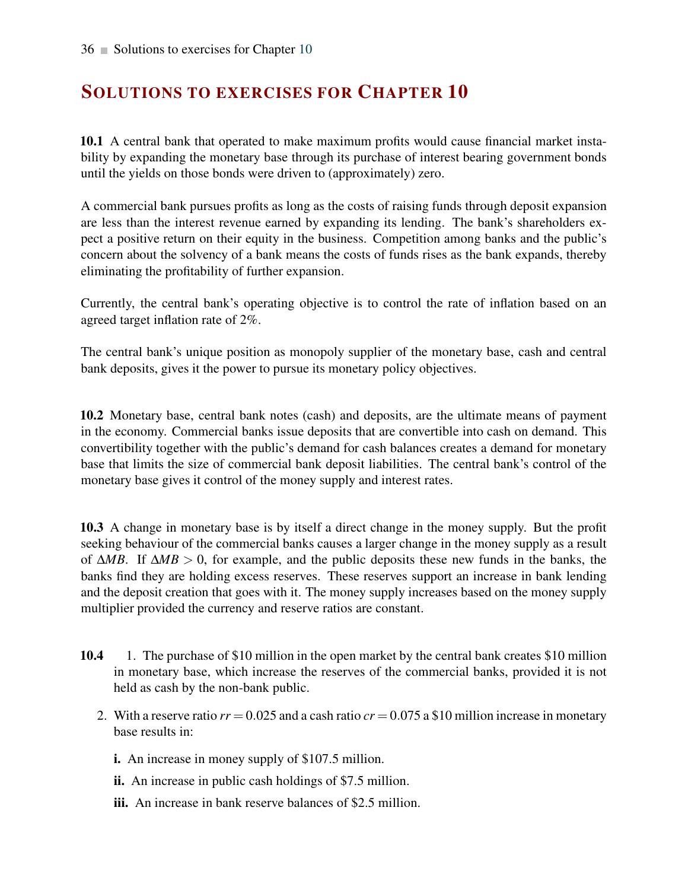# Solutions to exercises for Chapter 10

**10.1** A central bank that operated to make maximum profits would cause financial market instability by expanding the monetary base through its purchase of interest bearing government bonds until the yields on those bonds were driven to (approximately) zero.

A commercial bank pursues profits as long as the costs of raising funds through deposit expansion are less than the interest revenue earned by expanding its lending. The bank's shareholders expect a positive return on their equity in the business. Competition among banks and the public's concern about the solvency of a bank means the costs of funds rises as the bank expands, thereby eliminating the profitability of further expansion.

Currently, the central bank's operating objective is to control the rate of inflation based on an agreed target inflation rate of 2%.

The central bank's unique position as monopoly supplier of the monetary base, cash and central bank deposits, gives it the power to pursue its monetary policy objectives.

**10.2** Monetary base, central bank notes (cash) and deposits, are the ultimate means of payment in the economy. Commercial banks issue deposits that are convertible into cash on demand. This convertibility together with the public's demand for cash balances creates a demand for monetary base that limits the size of commercial bank deposit liabilities. The central bank's control of the monetary base gives it control of the money supply and interest rates.

**10.3** A change in monetary base is by itself a direct change in the money supply. But the profit seeking behaviour of the commercial banks causes a larger change in the money supply as a result of $\Delta MB$. If $\Delta MB > 0$, for example, and the public deposits these new funds in the banks, the banks find they are holding excess reserves. These reserves support an increase in bank lending and the deposit creation that goes with it. The money supply increases based on the money supply multiplier provided the currency and reserve ratios are constant.

**10.4**

1. The purchase of \$10 million in the open market by the central bank creates \$10 million in monetary base, which increase the reserves of the commercial banks, provided it is not held as cash by the non-bank public.

2. With a reserve ratio $rr = 0.025$ and a cash ratio $cr = 0.075$ a \$10 million increase in monetary base results in:

   **i.** An increase in money supply of \$107.5 million.

   **ii.** An increase in public cash holdings of \$7.5 million.

   **iii.** An increase in bank reserve balances of \$2.5 million.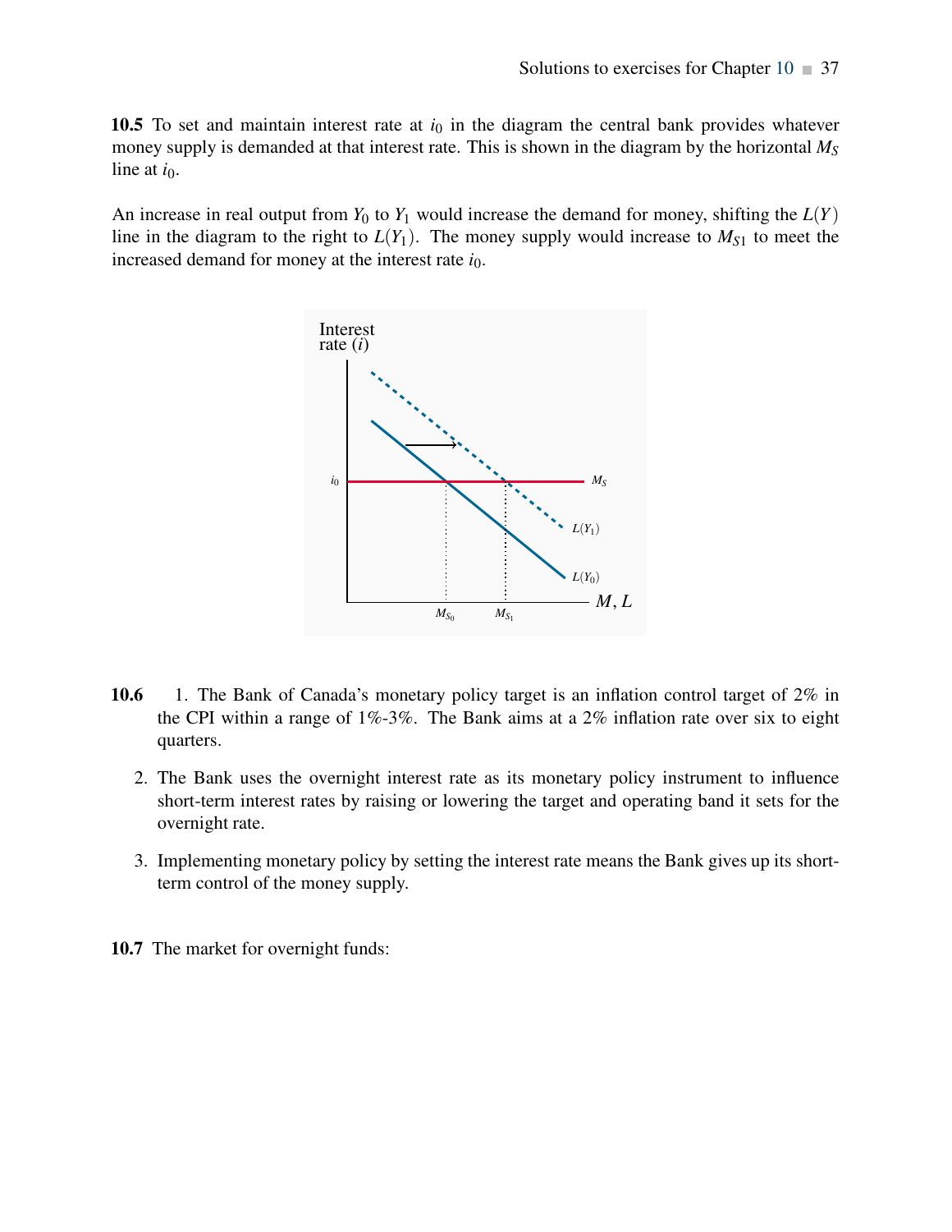**10.5** To set and maintain interest rate at $i_0$ in the diagram the central bank provides whatever money supply is demanded at that interest rate. This is shown in the diagram by the horizontal $M_S$ line at $i_0$.

An increase in real output from $Y_0$ to $Y_1$ would increase the demand for money, shifting the $L(Y)$ line in the diagram to the right to $L(Y_1)$. The money supply would increase to $M_{S1}$ to meet the increased demand for money at the interest rate $i_0$.

**10.6**

1. The Bank of Canada's monetary policy target is an inflation control target of 2% in the CPI within a range of 1%-3%. The Bank aims at a 2% inflation rate over six to eight quarters.
2. The Bank uses the overnight interest rate as its monetary policy instrument to influence short-term interest rates by raising or lowering the target and operating band it sets for the overnight rate.
3. Implementing monetary policy by setting the interest rate means the Bank gives up its short-term control of the money supply.

**10.7** The market for overnight funds: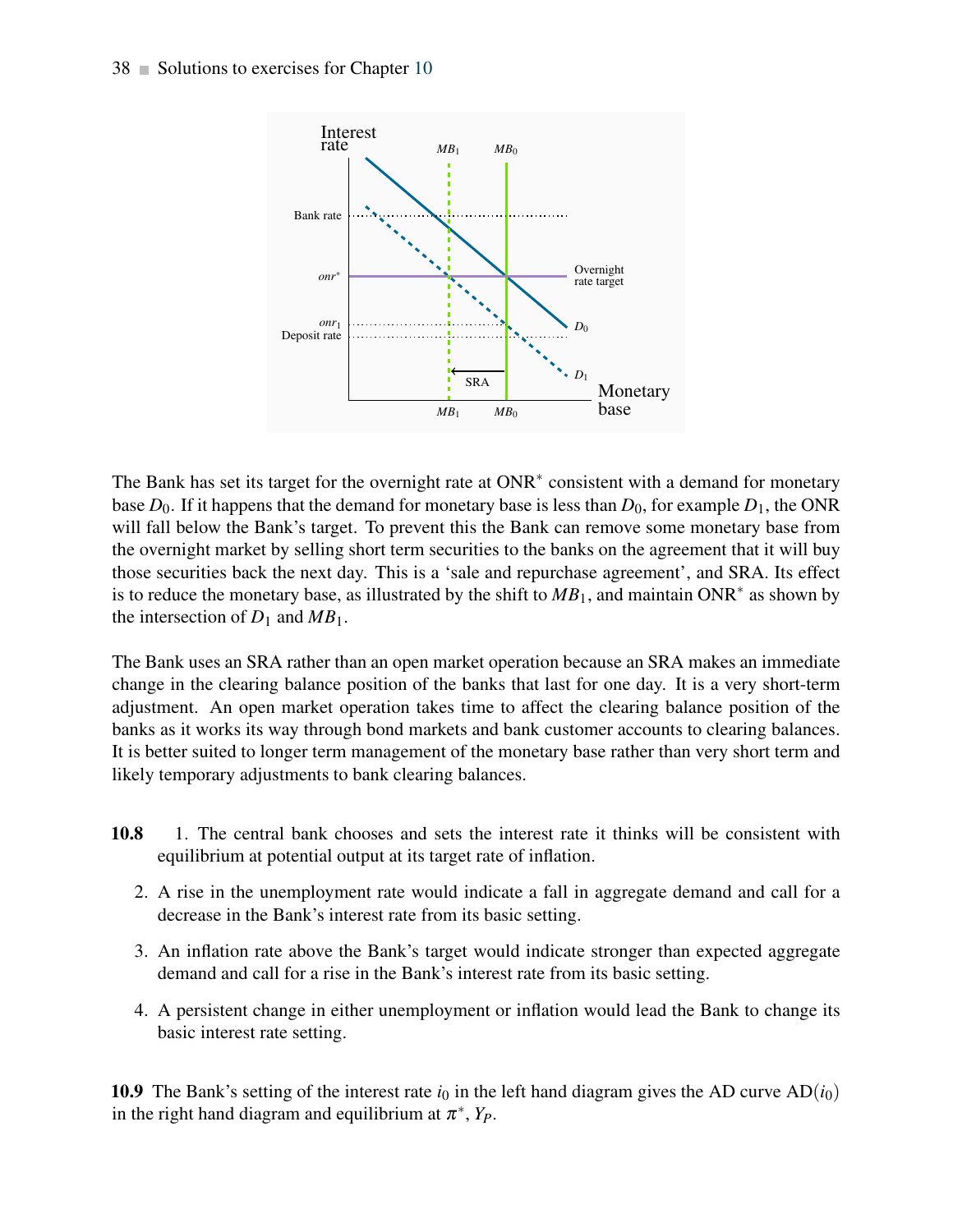The Bank has set its target for the overnight rate at ONR$^*$ consistent with a demand for monetary base $D_0$. If it happens that the demand for monetary base is less than $D_0$, for example $D_1$, the ONR will fall below the Bank's target. To prevent this the Bank can remove some monetary base from the overnight market by selling short term securities to the banks on the agreement that it will buy those securities back the next day. This is a 'sale and repurchase agreement', and SRA. Its effect is to reduce the monetary base, as illustrated by the shift to $MB_1$, and maintain ONR$^*$ as shown by the intersection of $D_1$ and $MB_1$.

The Bank uses an SRA rather than an open market operation because an SRA makes an immediate change in the clearing balance position of the banks that last for one day. It is a very short-term adjustment. An open market operation takes time to affect the clearing balance position of the banks as it works its way through bond markets and bank customer accounts to clearing balances. It is better suited to longer term management of the monetary base rather than very short term and likely temporary adjustments to bank clearing balances.

**10.8**

1. The central bank chooses and sets the interest rate it thinks will be consistent with equilibrium at potential output at its target rate of inflation.
2. A rise in the unemployment rate would indicate a fall in aggregate demand and call for a decrease in the Bank's interest rate from its basic setting.
3. An inflation rate above the Bank's target would indicate stronger than expected aggregate demand and call for a rise in the Bank's interest rate from its basic setting.
4. A persistent change in either unemployment or inflation would lead the Bank to change its basic interest rate setting.

**10.9** The Bank's setting of the interest rate $i_0$ in the left hand diagram gives the AD curve AD$(i_0)$ in the right hand diagram and equilibrium at $\pi^*$, $Y_P$.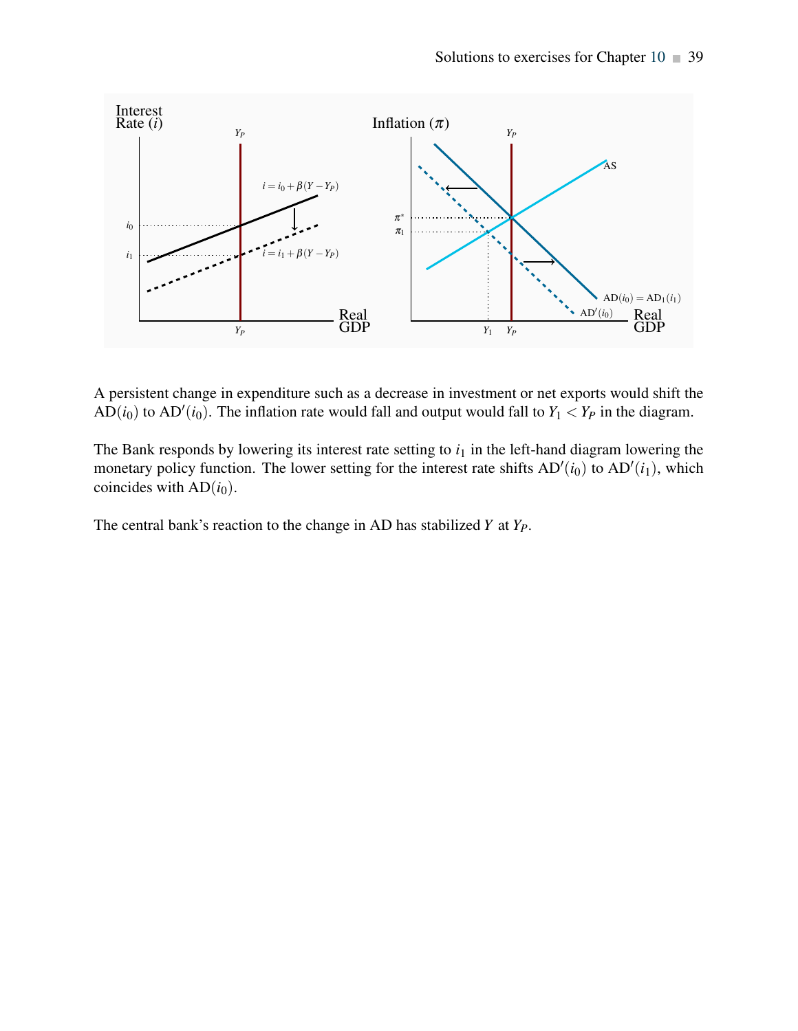A persistent change in expenditure such as a decrease in investment or net exports would shift the $AD(i_0)$ to $AD'(i_0)$. The inflation rate would fall and output would fall to $Y_1 < Y_P$ in the diagram.

The Bank responds by lowering its interest rate setting to $i_1$ in the left-hand diagram lowering the monetary policy function. The lower setting for the interest rate shifts $AD'(i_0)$ to $AD'(i_1)$, which coincides with $AD(i_0)$.

The central bank's reaction to the change in AD has stabilized $Y$ at $Y_P$.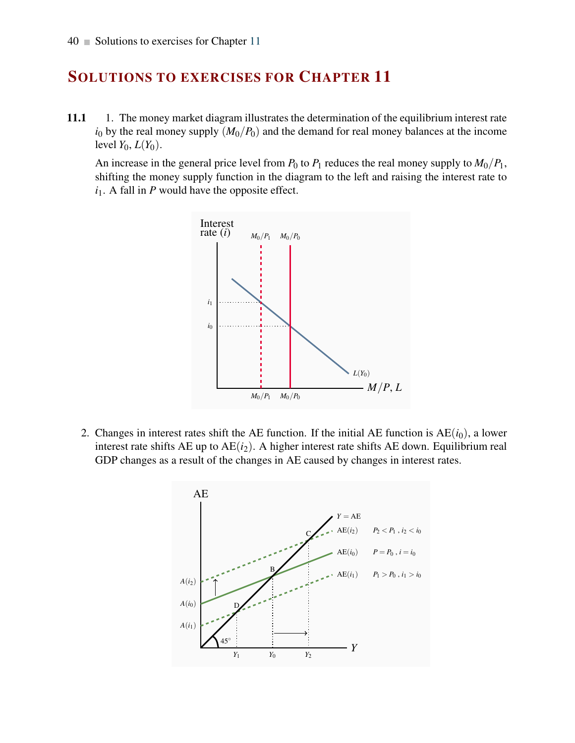# Solutions to exercises for Chapter 11

**11.1** 1. The money market diagram illustrates the determination of the equilibrium interest rate $i_0$ by the real money supply $(M_0/P_0)$ and the demand for real money balances at the income level $Y_0$, $L(Y_0)$.

An increase in the general price level from $P_0$ to $P_1$ reduces the real money supply to $M_0/P_1$, shifting the money supply function in the diagram to the left and raising the interest rate to $i_1$. A fall in $P$ would have the opposite effect.

2. Changes in interest rates shift the AE function. If the initial AE function is $\text{AE}(i_0)$, a lower interest rate shifts AE up to $\text{AE}(i_2)$. A higher interest rate shifts AE down. Equilibrium real GDP changes as a result of the changes in AE caused by changes in interest rates.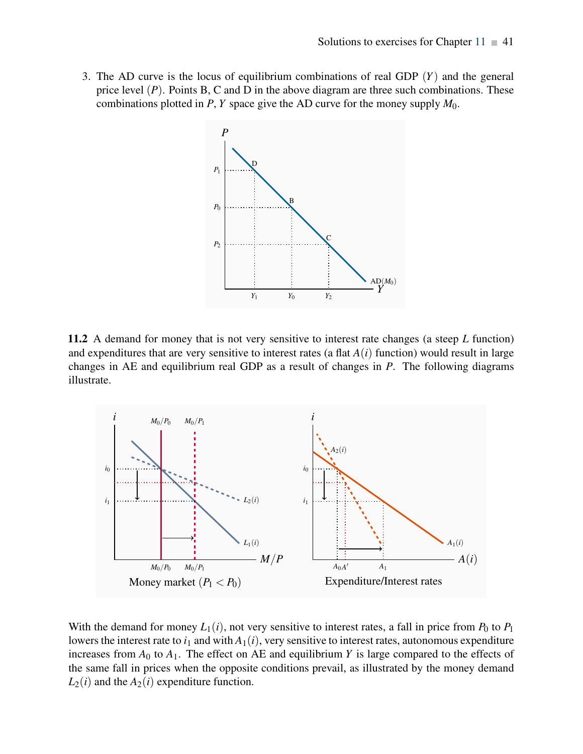3. The AD curve is the locus of equilibrium combinations of real GDP $(Y)$ and the general price level $(P)$. Points B, C and D in the above diagram are three such combinations. These combinations plotted in $P$, $Y$ space give the AD curve for the money supply $M_0$.

**11.2** A demand for money that is not very sensitive to interest rate changes (a steep $L$ function) and expenditures that are very sensitive to interest rates (a flat $A(i)$ function) would result in large changes in AE and equilibrium real GDP as a result of changes in $P$. The following diagrams illustrate.

Money market $(P_1 < P_0)$

Expenditure/Interest rates

With the demand for money $L_1(i)$, not very sensitive to interest rates, a fall in price from $P_0$ to $P_1$ lowers the interest rate to $i_1$ and with $A_1(i)$, very sensitive to interest rates, autonomous expenditure increases from $A_0$ to $A_1$. The effect on AE and equilibrium $Y$ is large compared to the effects of the same fall in prices when the opposite conditions prevail, as illustrated by the money demand $L_2(i)$ and the $A_2(i)$ expenditure function.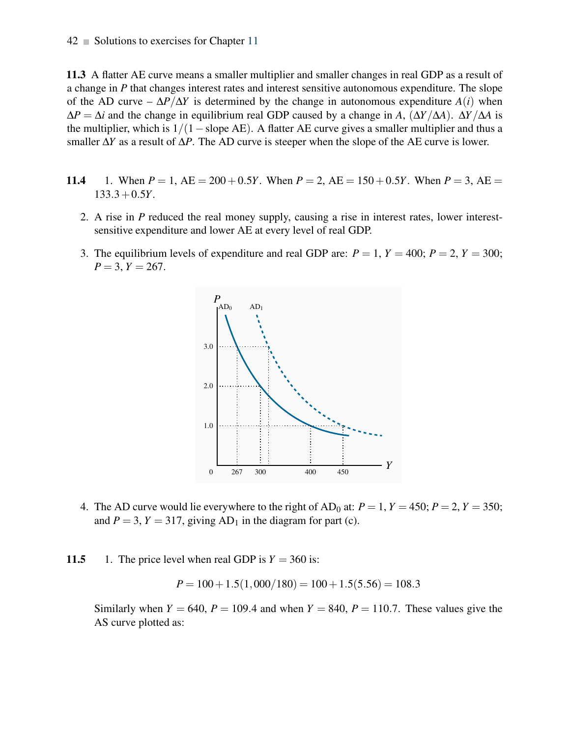**11.3** A flatter AE curve means a smaller multiplier and smaller changes in real GDP as a result of a change in $P$ that changes interest rates and interest sensitive autonomous expenditure. The slope of the AD curve – $\Delta P/\Delta Y$ is determined by the change in autonomous expenditure $A(i)$ when $\Delta P = \Delta i$ and the change in equilibrium real GDP caused by a change in $A$, $(\Delta Y/\Delta A)$. $\Delta Y/\Delta A$ is the multiplier, which is $1/(1 - \text{slope AE})$. A flatter AE curve gives a smaller multiplier and thus a smaller $\Delta Y$ as a result of $\Delta P$. The AD curve is steeper when the slope of the AE curve is lower.

**11.4**

1. When $P = 1$, $\text{AE} = 200 + 0.5Y$. When $P = 2$, $\text{AE} = 150 + 0.5Y$. When $P = 3$, $\text{AE} = 133.3 + 0.5Y$.

2. A rise in $P$ reduced the real money supply, causing a rise in interest rates, lower interest-sensitive expenditure and lower AE at every level of real GDP.

3. The equilibrium levels of expenditure and real GDP are: $P = 1$, $Y = 400$; $P = 2$, $Y = 300$; $P = 3$, $Y = 267$.

4. The AD curve would lie everywhere to the right of $\text{AD}_0$ at: $P = 1$, $Y = 450$; $P = 2$, $Y = 350$; and $P = 3$, $Y = 317$, giving $\text{AD}_1$ in the diagram for part (c).

**11.5**

1. The price level when real GDP is $Y = 360$ is:

$$P = 100 + 1.5(1{,}000/180) = 100 + 1.5(5.56) = 108.3$$

Similarly when $Y = 640$, $P = 109.4$ and when $Y = 840$, $P = 110.7$. These values give the AS curve plotted as: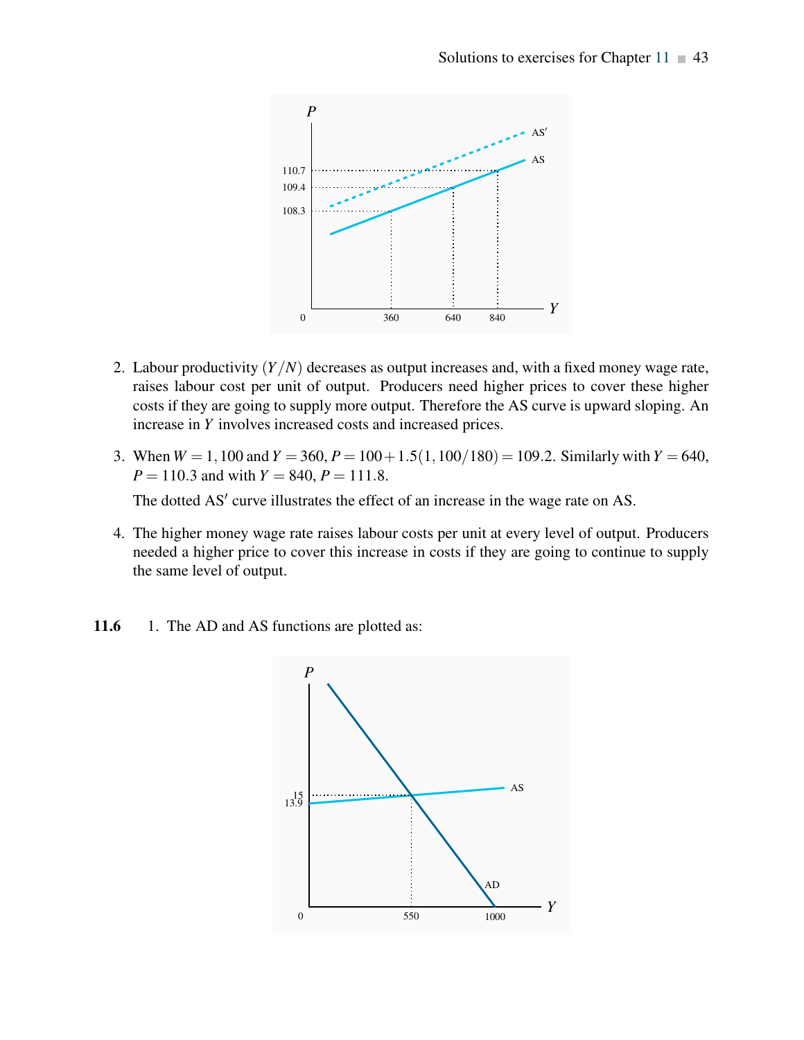2. Labour productivity $(Y/N)$ decreases as output increases and, with a fixed money wage rate, raises labour cost per unit of output. Producers need higher prices to cover these higher costs if they are going to supply more output. Therefore the AS curve is upward sloping. An increase in $Y$ involves increased costs and increased prices.

3. When $W = 1,100$ and $Y = 360$, $P = 100 + 1.5(1,100/180) = 109.2$. Similarly with $Y = 640$, $P = 110.3$ and with $Y = 840$, $P = 111.8$.

   The dotted AS′ curve illustrates the effect of an increase in the wage rate on AS.

4. The higher money wage rate raises labour costs per unit at every level of output. Producers needed a higher price to cover this increase in costs if they are going to continue to supply the same level of output.

**11.6** 1. The AD and AS functions are plotted as: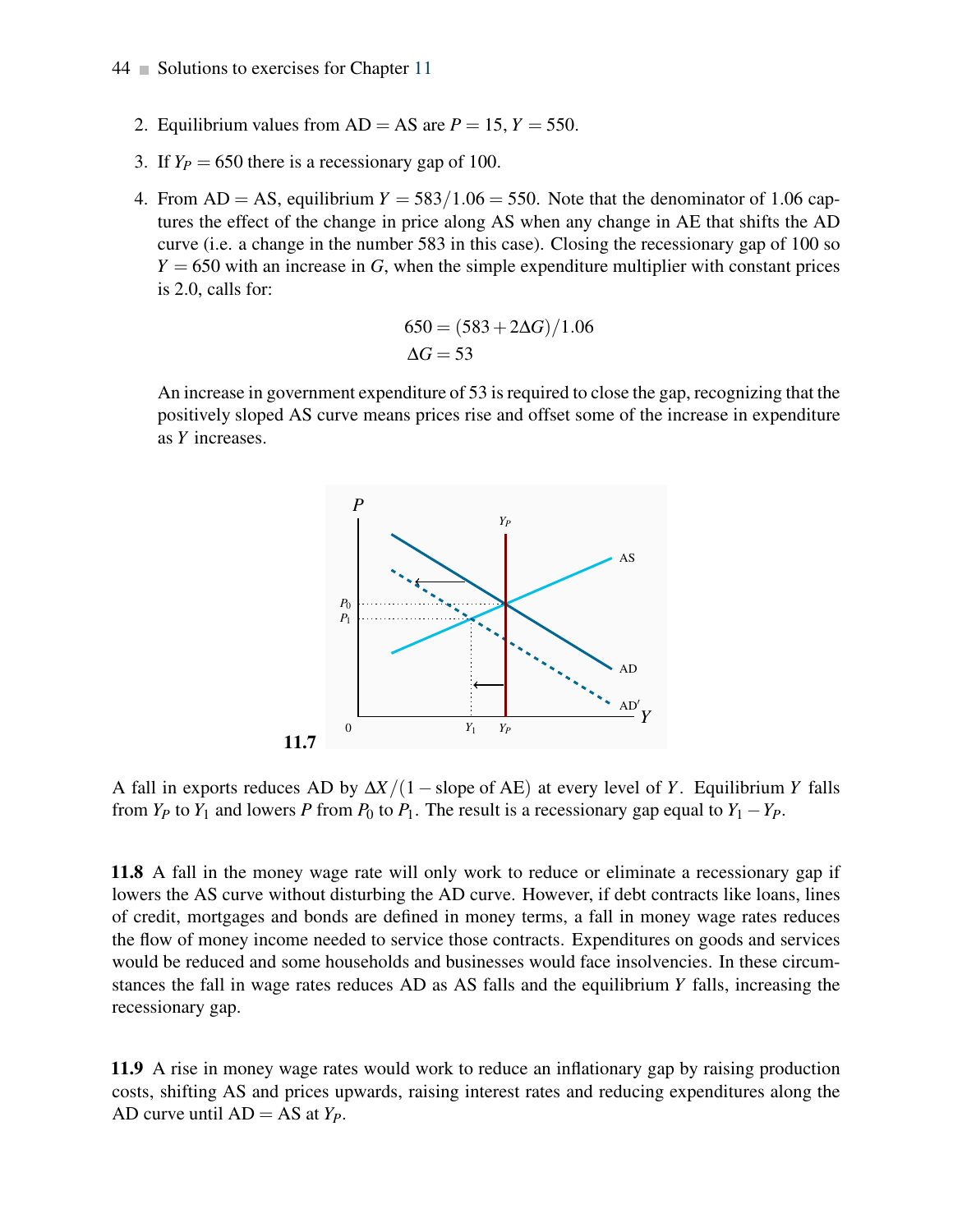2. Equilibrium values from AD = AS are $P = 15$, $Y = 550$.

3. If $Y_P = 650$ there is a recessionary gap of 100.

4. From AD = AS, equilibrium $Y = 583/1.06 = 550$. Note that the denominator of 1.06 captures the effect of the change in price along AS when any change in AE that shifts the AD curve (i.e. a change in the number 583 in this case). Closing the recessionary gap of 100 so $Y = 650$ with an increase in $G$, when the simple expenditure multiplier with constant prices is 2.0, calls for:

$$650 = (583 + 2\Delta G)/1.06$$
$$\Delta G = 53$$

An increase in government expenditure of 53 is required to close the gap, recognizing that the positively sloped AS curve means prices rise and offset some of the increase in expenditure as $Y$ increases.

**11.7**

A fall in exports reduces AD by $\Delta X/(1 - \text{slope of AE})$ at every level of $Y$. Equilibrium $Y$ falls from $Y_P$ to $Y_1$ and lowers $P$ from $P_0$ to $P_1$. The result is a recessionary gap equal to $Y_1 - Y_P$.

**11.8** A fall in the money wage rate will only work to reduce or eliminate a recessionary gap if lowers the AS curve without disturbing the AD curve. However, if debt contracts like loans, lines of credit, mortgages and bonds are defined in money terms, a fall in money wage rates reduces the flow of money income needed to service those contracts. Expenditures on goods and services would be reduced and some households and businesses would face insolvencies. In these circumstances the fall in wage rates reduces AD as AS falls and the equilibrium $Y$ falls, increasing the recessionary gap.

**11.9** A rise in money wage rates would work to reduce an inflationary gap by raising production costs, shifting AS and prices upwards, raising interest rates and reducing expenditures along the AD curve until AD = AS at $Y_P$.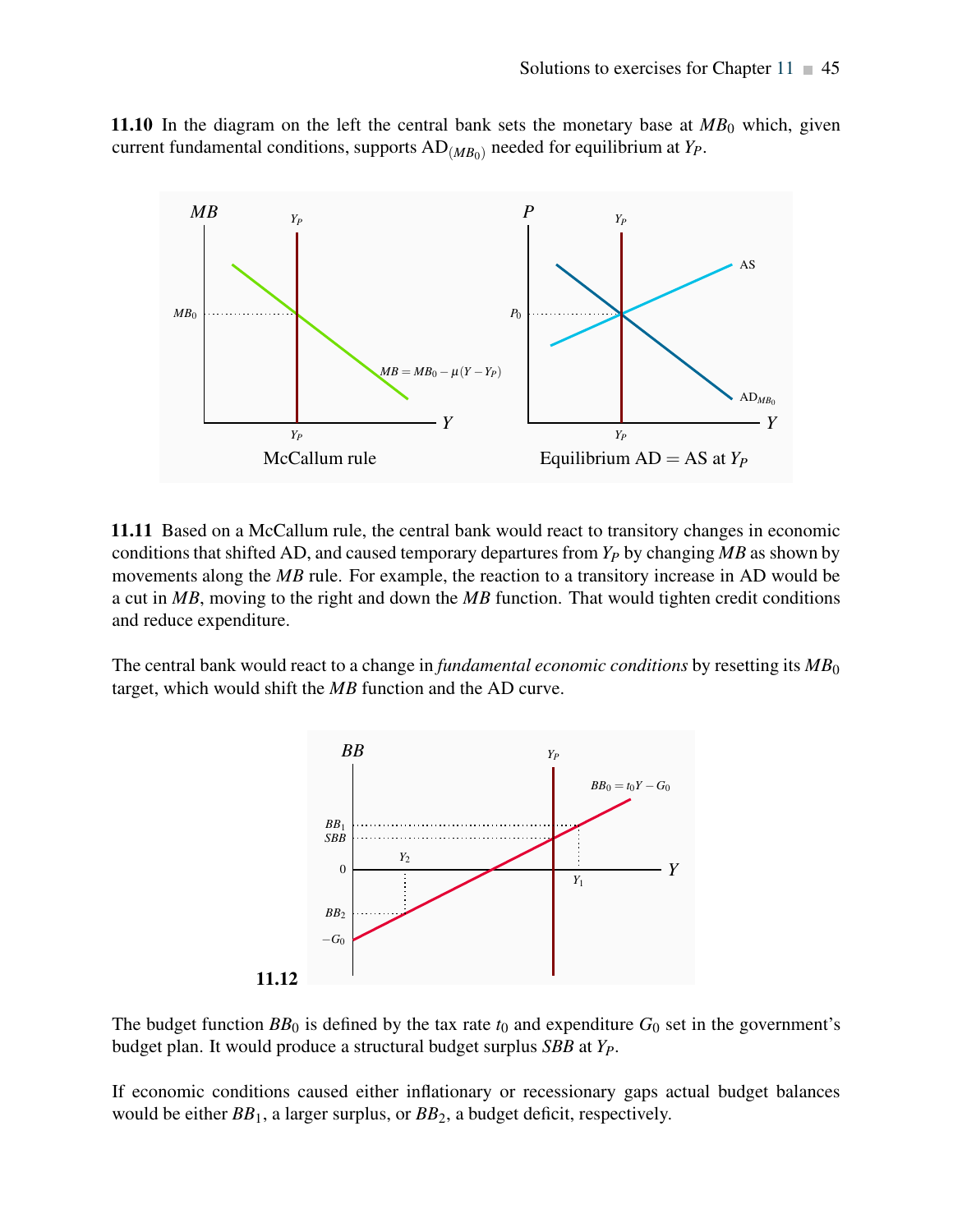**11.10** In the diagram on the left the central bank sets the monetary base at $MB_0$ which, given current fundamental conditions, supports $AD_{(MB_0)}$ needed for equilibrium at $Y_P$.

McCallum rule

Equilibrium AD = AS at $Y_P$

**11.11** Based on a McCallum rule, the central bank would react to transitory changes in economic conditions that shifted AD, and caused temporary departures from $Y_P$ by changing $MB$ as shown by movements along the $MB$ rule. For example, the reaction to a transitory increase in AD would be a cut in $MB$, moving to the right and down the $MB$ function. That would tighten credit conditions and reduce expenditure.

The central bank would react to a change in *fundamental economic conditions* by resetting its $MB_0$ target, which would shift the $MB$ function and the AD curve.

**11.12**

The budget function $BB_0$ is defined by the tax rate $t_0$ and expenditure $G_0$ set in the government's budget plan. It would produce a structural budget surplus $SBB$ at $Y_P$.

If economic conditions caused either inflationary or recessionary gaps actual budget balances would be either $BB_1$, a larger surplus, or $BB_2$, a budget deficit, respectively.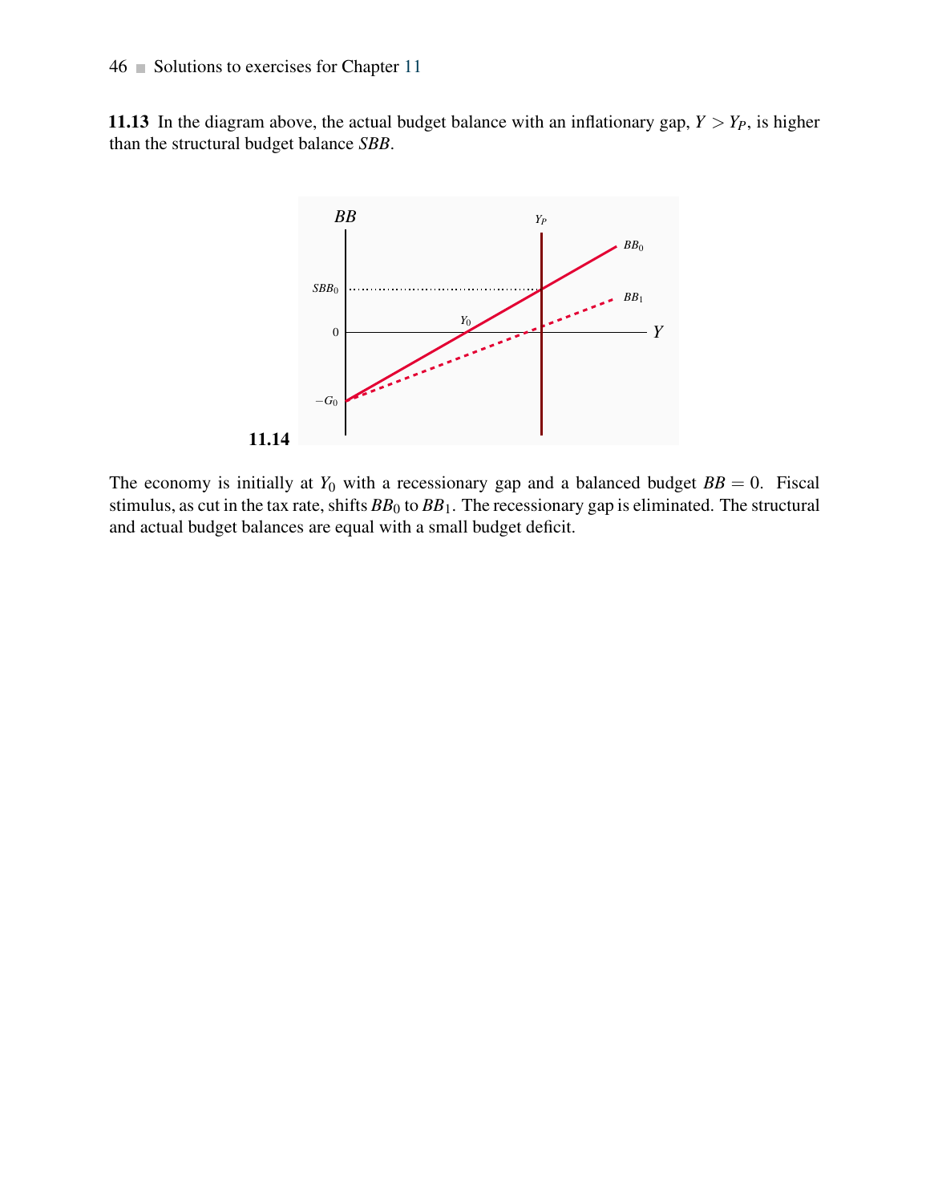**11.13** In the diagram above, the actual budget balance with an inflationary gap, $Y > Y_P$, is higher than the structural budget balance *SBB*.

**11.14**

The economy is initially at $Y_0$ with a recessionary gap and a balanced budget $BB = 0$. Fiscal stimulus, as cut in the tax rate, shifts $BB_0$ to $BB_1$. The recessionary gap is eliminated. The structural and actual budget balances are equal with a small budget deficit.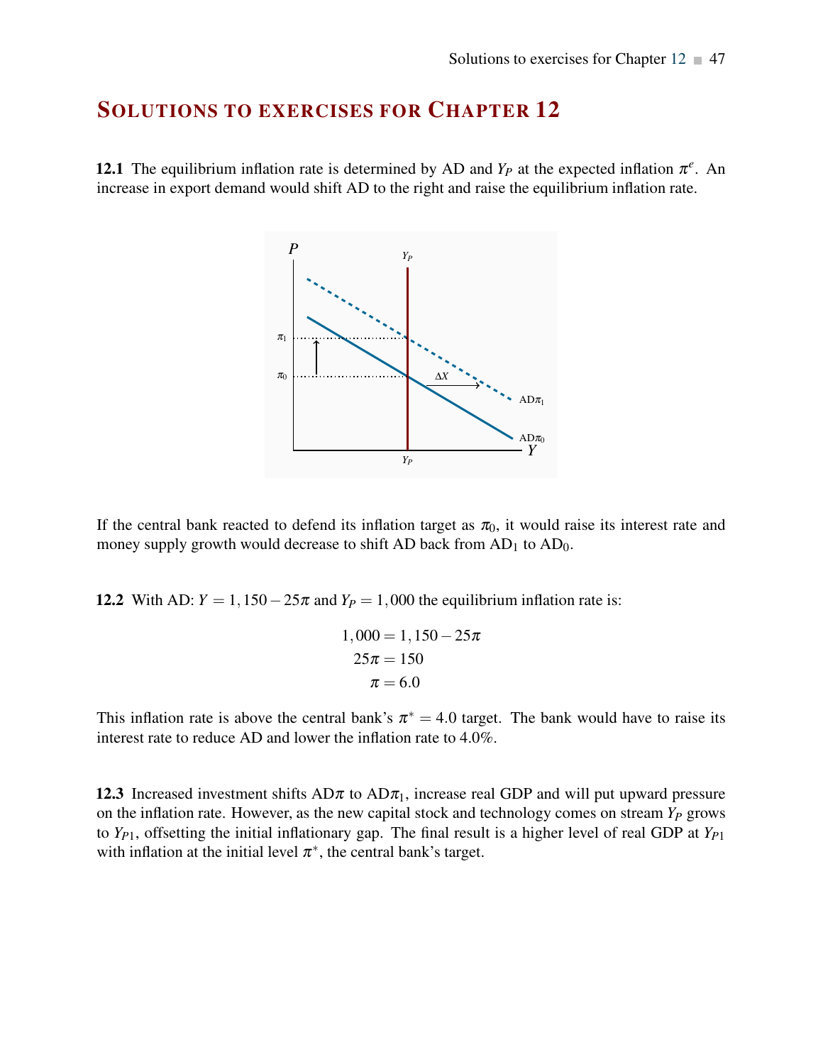# Solutions to exercises for Chapter 12

**12.1** The equilibrium inflation rate is determined by AD and $Y_P$ at the expected inflation $\pi^e$. An increase in export demand would shift AD to the right and raise the equilibrium inflation rate.

If the central bank reacted to defend its inflation target as $\pi_0$, it would raise its interest rate and money supply growth would decrease to shift AD back from $AD_1$ to $AD_0$.

**12.2** With AD: $Y = 1,150 - 25\pi$ and $Y_P = 1,000$ the equilibrium inflation rate is:

$$
\begin{aligned}
1,000 &= 1,150 - 25\pi \\
25\pi &= 150 \\
\pi &= 6.0
\end{aligned}
$$

This inflation rate is above the central bank's $\pi^* = 4.0$ target. The bank would have to raise its interest rate to reduce AD and lower the inflation rate to 4.0%.

**12.3** Increased investment shifts $AD\pi$ to $AD\pi_1$, increase real GDP and will put upward pressure on the inflation rate. However, as the new capital stock and technology comes on stream $Y_P$ grows to $Y_{P1}$, offsetting the initial inflationary gap. The final result is a higher level of real GDP at $Y_{P1}$ with inflation at the initial level $\pi^*$, the central bank's target.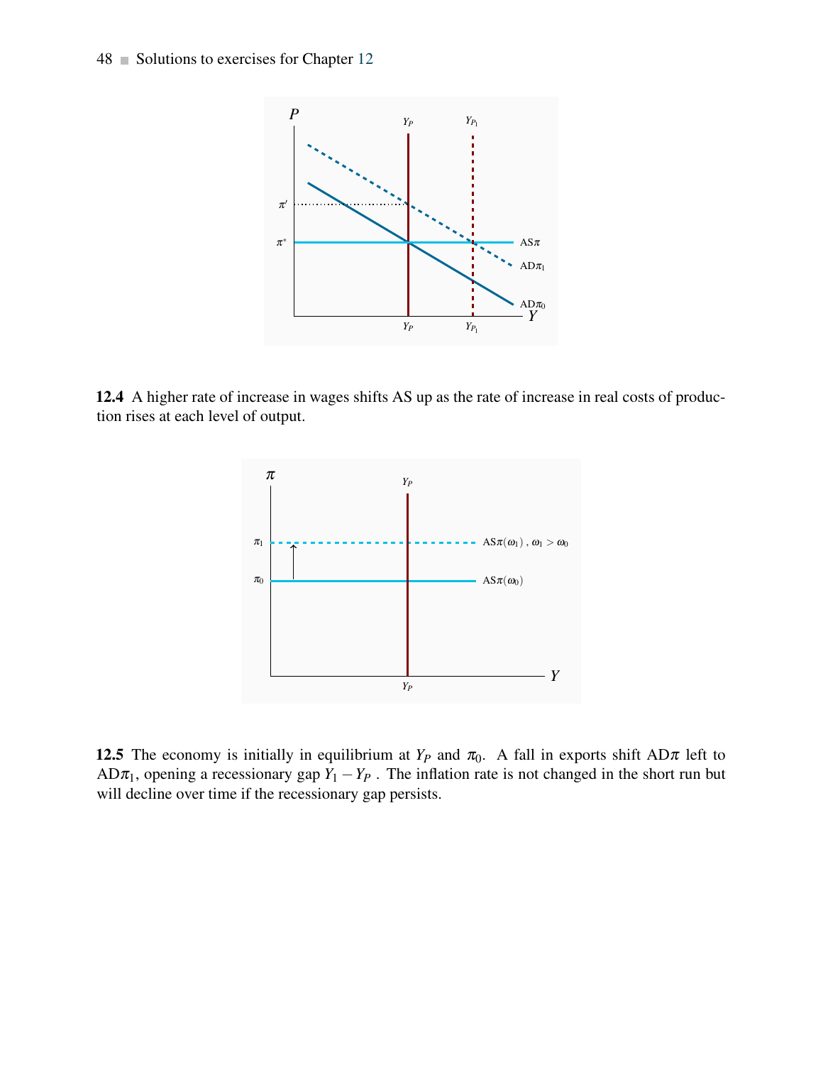**12.4** A higher rate of increase in wages shifts AS up as the rate of increase in real costs of production rises at each level of output.

**12.5** The economy is initially in equilibrium at $Y_P$ and $\pi_0$. A fall in exports shift AD$\pi$ left to AD$\pi_1$, opening a recessionary gap $Y_1 - Y_P$ . The inflation rate is not changed in the short run but will decline over time if the recessionary gap persists.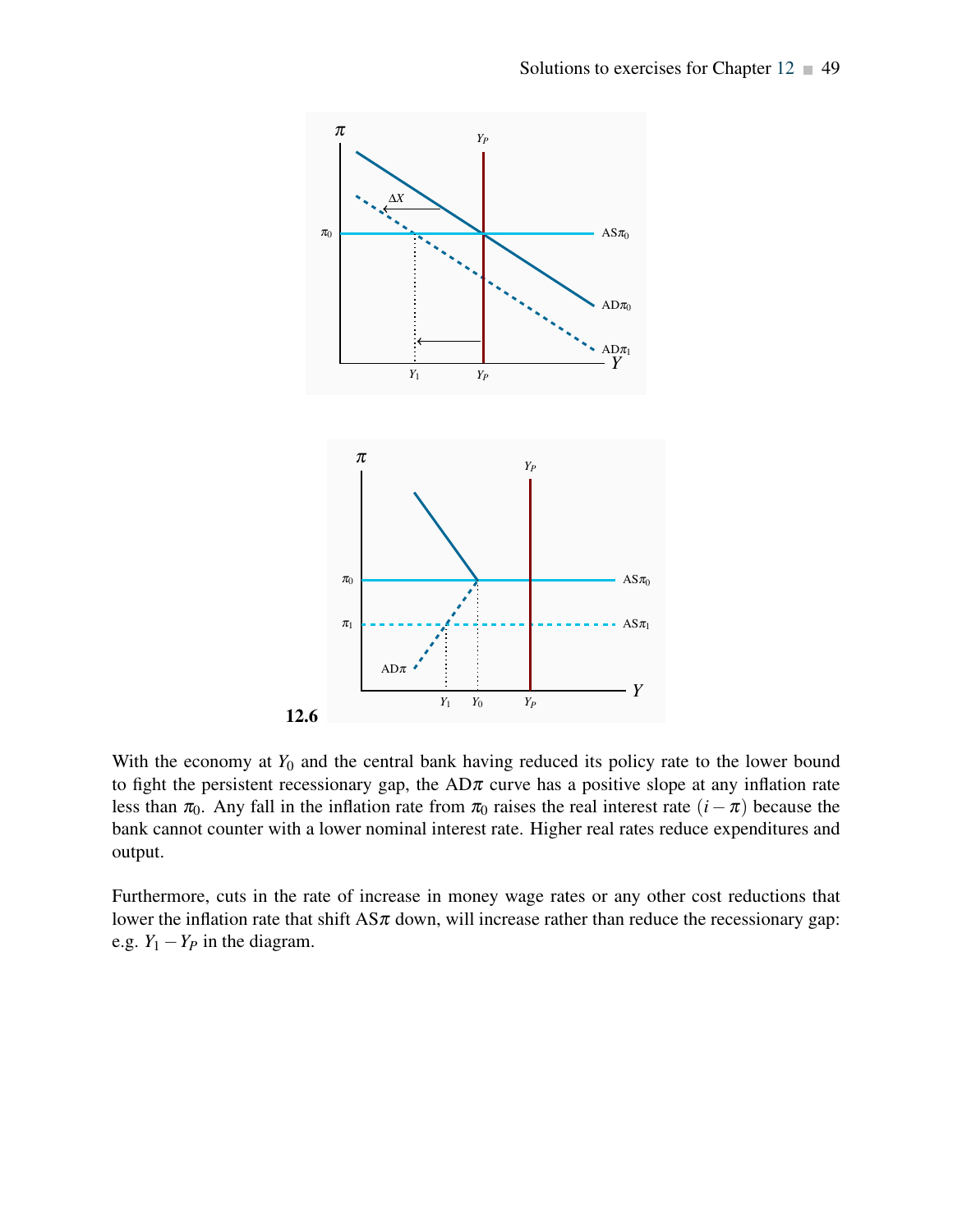**12.6**

With the economy at $Y_0$ and the central bank having reduced its policy rate to the lower bound to fight the persistent recessionary gap, the AD$\pi$ curve has a positive slope at any inflation rate less than $\pi_0$. Any fall in the inflation rate from $\pi_0$ raises the real interest rate $(i - \pi)$ because the bank cannot counter with a lower nominal interest rate. Higher real rates reduce expenditures and output.

Furthermore, cuts in the rate of increase in money wage rates or any other cost reductions that lower the inflation rate that shift AS$\pi$ down, will increase rather than reduce the recessionary gap: e.g. $Y_1 - Y_P$ in the diagram.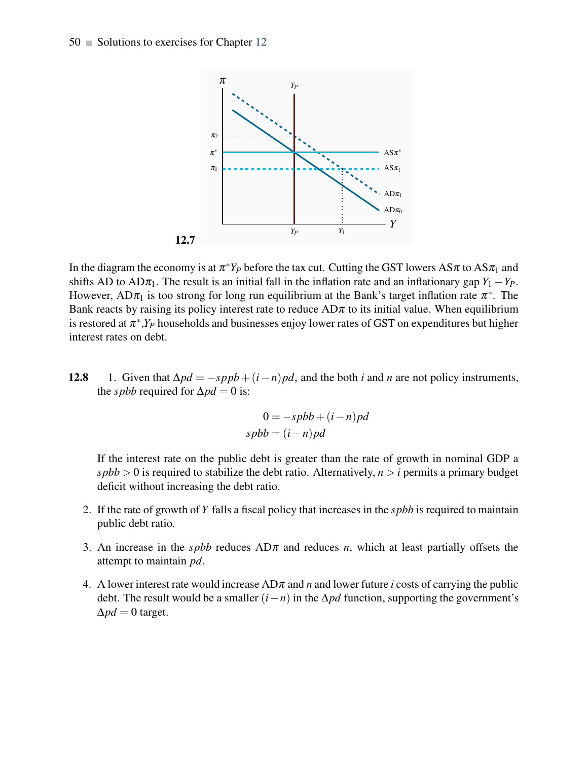**12.7**

In the diagram the economy is at $\pi^* Y_P$ before the tax cut. Cutting the GST lowers AS$\pi$ to AS$\pi_1$ and shifts AD to AD$\pi_1$. The result is an initial fall in the inflation rate and an inflationary gap $Y_1 - Y_P$. However, AD$\pi_1$ is too strong for long run equilibrium at the Bank's target inflation rate $\pi^*$. The Bank reacts by raising its policy interest rate to reduce AD$\pi$ to its initial value. When equilibrium is restored at $\pi^*, Y_P$ households and businesses enjoy lower rates of GST on expenditures but higher interest rates on debt.

**12.8**

1. Given that $\Delta pd = -sppb + (i-n)pd$, and the both $i$ and $n$ are not policy instruments, the $spbb$ required for $\Delta pd = 0$ is:

$$0 = -spbb + (i-n)pd$$
$$spbb = (i-n)pd$$

If the interest rate on the public debt is greater than the rate of growth in nominal GDP a $spbb > 0$ is required to stabilize the debt ratio. Alternatively, $n > i$ permits a primary budget deficit without increasing the debt ratio.

2. If the rate of growth of $Y$ falls a fiscal policy that increases in the $spbb$ is required to maintain public debt ratio.

3. An increase in the $spbb$ reduces AD$\pi$ and reduces $n$, which at least partially offsets the attempt to maintain $pd$.

4. A lower interest rate would increase AD$\pi$ and $n$ and lower future $i$ costs of carrying the public debt. The result would be a smaller $(i-n)$ in the $\Delta pd$ function, supporting the government's $\Delta pd = 0$ target.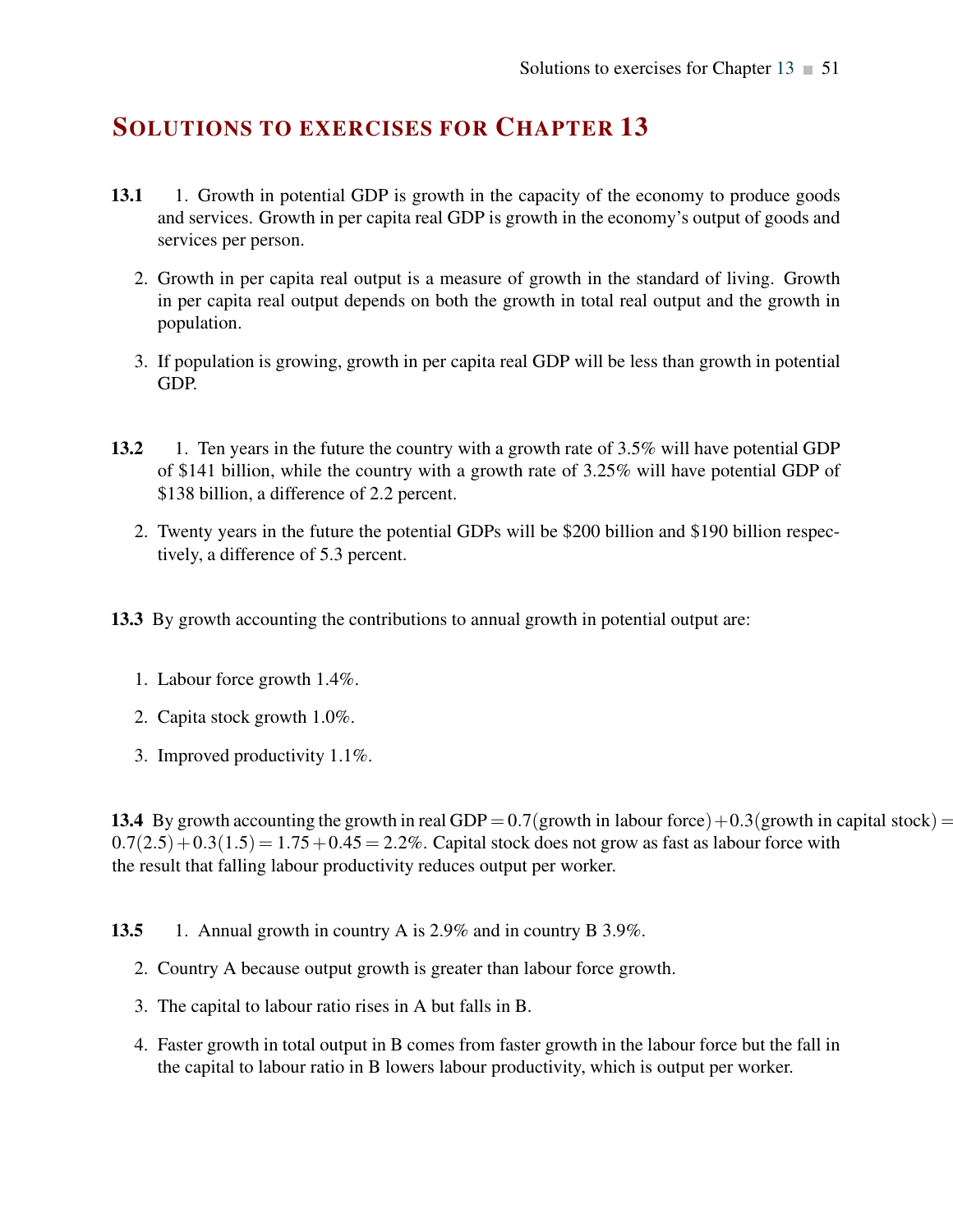# Solutions to exercises for Chapter 13

**13.1**

1. Growth in potential GDP is growth in the capacity of the economy to produce goods and services. Growth in per capita real GDP is growth in the economy's output of goods and services per person.
2. Growth in per capita real output is a measure of growth in the standard of living. Growth in per capita real output depends on both the growth in total real output and the growth in population.
3. If population is growing, growth in per capita real GDP will be less than growth in potential GDP.

**13.2**

1. Ten years in the future the country with a growth rate of 3.5% will have potential GDP of $141 billion, while the country with a growth rate of 3.25% will have potential GDP of $138 billion, a difference of 2.2 percent.
2. Twenty years in the future the potential GDPs will be $200 billion and $190 billion respectively, a difference of 5.3 percent.

**13.3** By growth accounting the contributions to annual growth in potential output are:

1. Labour force growth 1.4%.
2. Capita stock growth 1.0%.
3. Improved productivity 1.1%.

**13.4** By growth accounting the growth in real GDP $= 0.7(\text{growth in labour force}) + 0.3(\text{growth in capital stock}) = 0.7(2.5) + 0.3(1.5) = 1.75 + 0.45 = 2.2\%$. Capital stock does not grow as fast as labour force with the result that falling labour productivity reduces output per worker.

**13.5**

1. Annual growth in country A is 2.9% and in country B 3.9%.
2. Country A because output growth is greater than labour force growth.
3. The capital to labour ratio rises in A but falls in B.
4. Faster growth in total output in B comes from faster growth in the labour force but the fall in the capital to labour ratio in B lowers labour productivity, which is output per worker.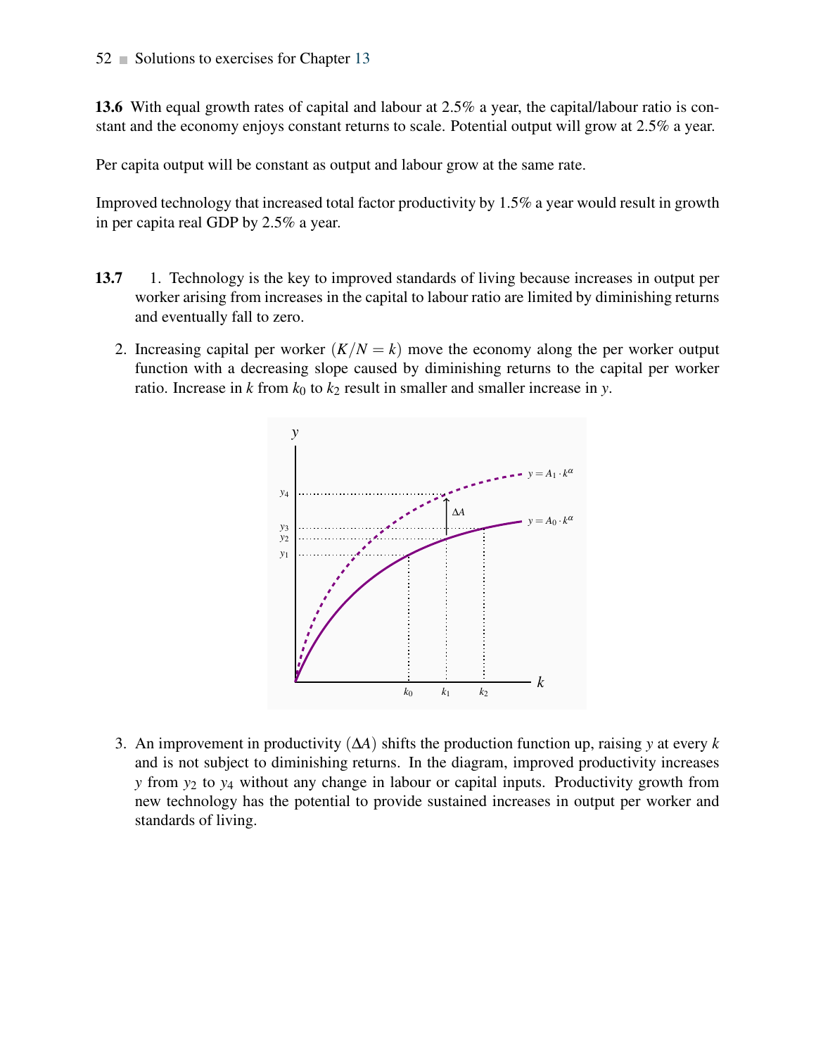**13.6** With equal growth rates of capital and labour at 2.5% a year, the capital/labour ratio is constant and the economy enjoys constant returns to scale. Potential output will grow at 2.5% a year.

Per capita output will be constant as output and labour grow at the same rate.

Improved technology that increased total factor productivity by 1.5% a year would result in growth in per capita real GDP by 2.5% a year.

**13.7**

1. Technology is the key to improved standards of living because increases in output per worker arising from increases in the capital to labour ratio are limited by diminishing returns and eventually fall to zero.

2. Increasing capital per worker $(K/N = k)$ move the economy along the per worker output function with a decreasing slope caused by diminishing returns to the capital per worker ratio. Increase in $k$ from $k_0$ to $k_2$ result in smaller and smaller increase in $y$.

3. An improvement in productivity $(\Delta A)$ shifts the production function up, raising $y$ at every $k$ and is not subject to diminishing returns. In the diagram, improved productivity increases $y$ from $y_2$ to $y_4$ without any change in labour or capital inputs. Productivity growth from new technology has the potential to provide sustained increases in output per worker and standards of living.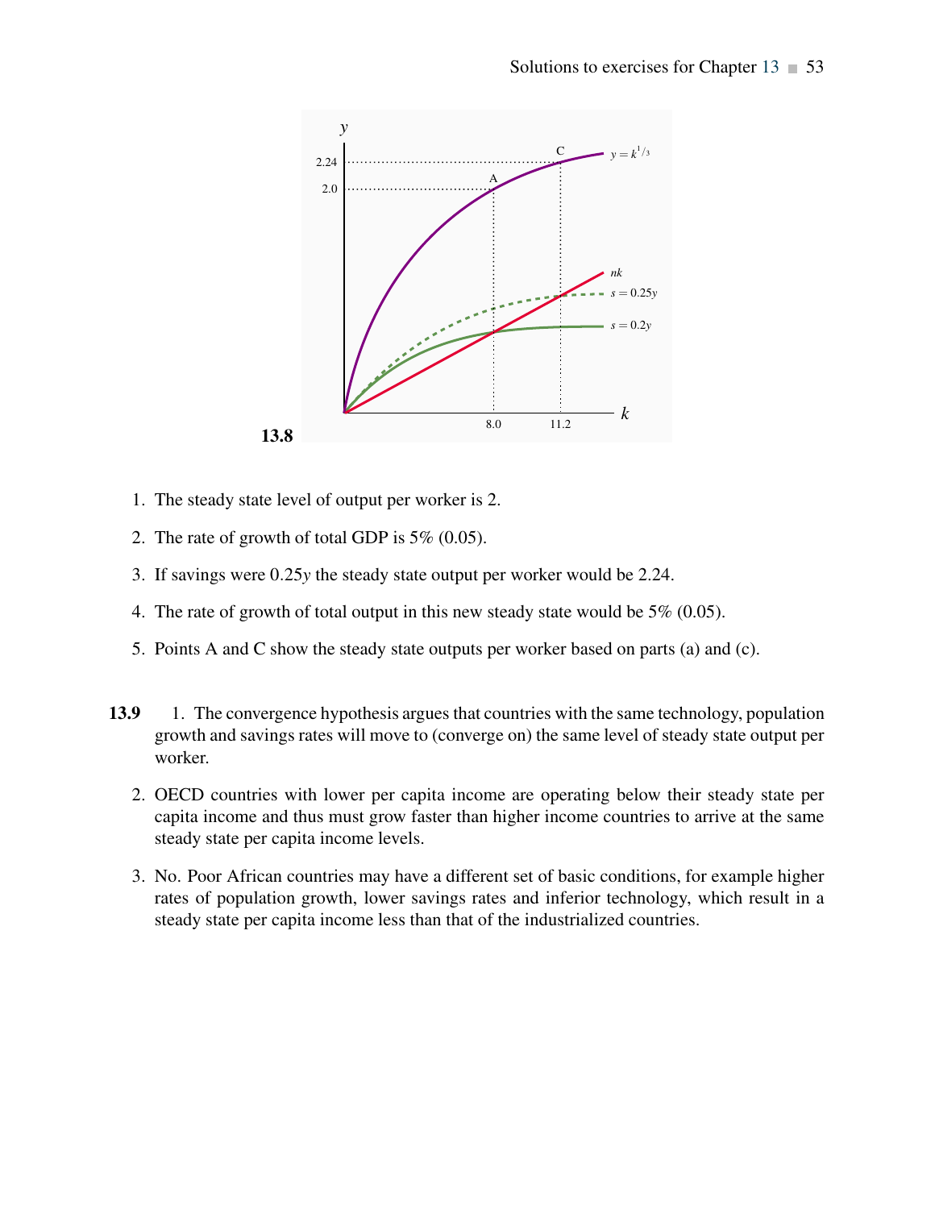**13.8**

1. The steady state level of output per worker is 2.
2. The rate of growth of total GDP is 5% (0.05).
3. If savings were $0.25y$ the steady state output per worker would be 2.24.
4. The rate of growth of total output in this new steady state would be 5% (0.05).
5. Points A and C show the steady state outputs per worker based on parts (a) and (c).

**13.9**

1. The convergence hypothesis argues that countries with the same technology, population growth and savings rates will move to (converge on) the same level of steady state output per worker.
2. OECD countries with lower per capita income are operating below their steady state per capita income and thus must grow faster than higher income countries to arrive at the same steady state per capita income levels.
3. No. Poor African countries may have a different set of basic conditions, for example higher rates of population growth, lower savings rates and inferior technology, which result in a steady state per capita income less than that of the industrialized countries.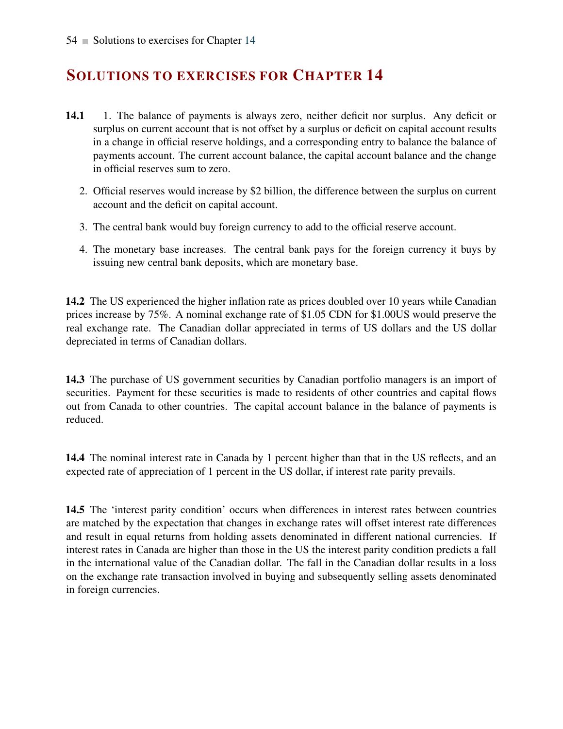# Solutions to exercises for Chapter 14

**14.1** 1. The balance of payments is always zero, neither deficit nor surplus. Any deficit or surplus on current account that is not offset by a surplus or deficit on capital account results in a change in official reserve holdings, and a corresponding entry to balance the balance of payments account. The current account balance, the capital account balance and the change in official reserves sum to zero.

2. Official reserves would increase by $2 billion, the difference between the surplus on current account and the deficit on capital account.

3. The central bank would buy foreign currency to add to the official reserve account.

4. The monetary base increases. The central bank pays for the foreign currency it buys by issuing new central bank deposits, which are monetary base.

**14.2** The US experienced the higher inflation rate as prices doubled over 10 years while Canadian prices increase by 75%. A nominal exchange rate of $1.05 CDN for $1.00US would preserve the real exchange rate. The Canadian dollar appreciated in terms of US dollars and the US dollar depreciated in terms of Canadian dollars.

**14.3** The purchase of US government securities by Canadian portfolio managers is an import of securities. Payment for these securities is made to residents of other countries and capital flows out from Canada to other countries. The capital account balance in the balance of payments is reduced.

**14.4** The nominal interest rate in Canada by 1 percent higher than that in the US reflects, and an expected rate of appreciation of 1 percent in the US dollar, if interest rate parity prevails.

**14.5** The 'interest parity condition' occurs when differences in interest rates between countries are matched by the expectation that changes in exchange rates will offset interest rate differences and result in equal returns from holding assets denominated in different national currencies. If interest rates in Canada are higher than those in the US the interest parity condition predicts a fall in the international value of the Canadian dollar. The fall in the Canadian dollar results in a loss on the exchange rate transaction involved in buying and subsequently selling assets denominated in foreign currencies.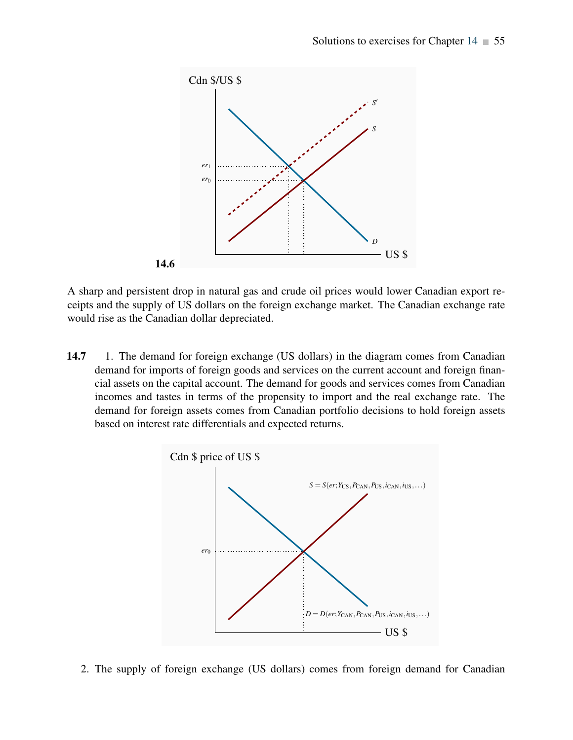**14.6**

A sharp and persistent drop in natural gas and crude oil prices would lower Canadian export receipts and the supply of US dollars on the foreign exchange market. The Canadian exchange rate would rise as the Canadian dollar depreciated.

**14.7**

1. The demand for foreign exchange (US dollars) in the diagram comes from Canadian demand for imports of foreign goods and services on the current account and foreign financial assets on the capital account. The demand for goods and services comes from Canadian incomes and tastes in terms of the propensity to import and the real exchange rate. The demand for foreign assets comes from Canadian portfolio decisions to hold foreign assets based on interest rate differentials and expected returns.

2. The supply of foreign exchange (US dollars) comes from foreign demand for Canadian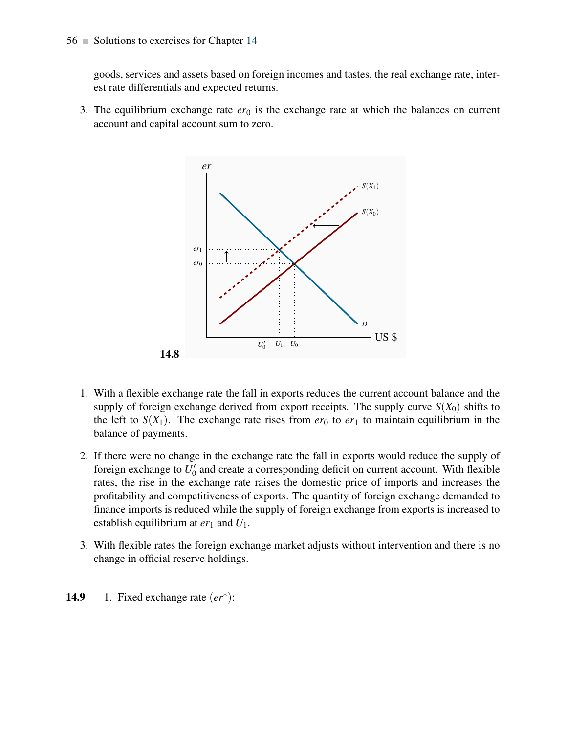goods, services and assets based on foreign incomes and tastes, the real exchange rate, interest rate differentials and expected returns.

3. The equilibrium exchange rate $er_0$ is the exchange rate at which the balances on current account and capital account sum to zero.

**14.8**

1. With a flexible exchange rate the fall in exports reduces the current account balance and the supply of foreign exchange derived from export receipts. The supply curve $S(X_0)$ shifts to the left to $S(X_1)$. The exchange rate rises from $er_0$ to $er_1$ to maintain equilibrium in the balance of payments.

2. If there were no change in the exchange rate the fall in exports would reduce the supply of foreign exchange to $U_0'$ and create a corresponding deficit on current account. With flexible rates, the rise in the exchange rate raises the domestic price of imports and increases the profitability and competitiveness of exports. The quantity of foreign exchange demanded to finance imports is reduced while the supply of foreign exchange from exports is increased to establish equilibrium at $er_1$ and $U_1$.

3. With flexible rates the foreign exchange market adjusts without intervention and there is no change in official reserve holdings.

**14.9** 1. Fixed exchange rate ($er^*$):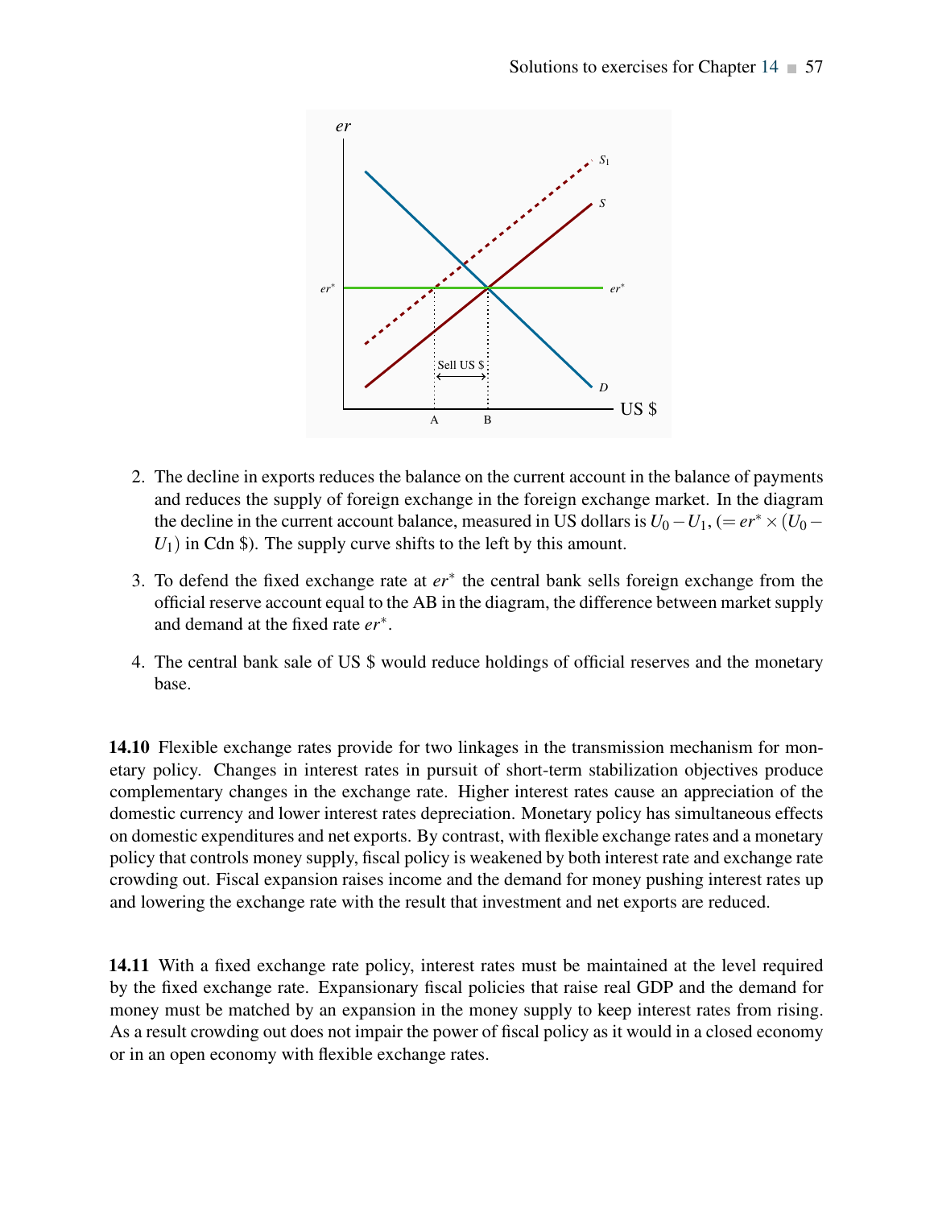2. The decline in exports reduces the balance on the current account in the balance of payments and reduces the supply of foreign exchange in the foreign exchange market. In the diagram the decline in the current account balance, measured in US dollars is $U_0 - U_1$, ($= er^* \times (U_0 - U_1)$ in Cdn \$). The supply curve shifts to the left by this amount.

3. To defend the fixed exchange rate at $er^*$ the central bank sells foreign exchange from the official reserve account equal to the AB in the diagram, the difference between market supply and demand at the fixed rate $er^*$.

4. The central bank sale of US \$ would reduce holdings of official reserves and the monetary base.

**14.10** Flexible exchange rates provide for two linkages in the transmission mechanism for monetary policy. Changes in interest rates in pursuit of short-term stabilization objectives produce complementary changes in the exchange rate. Higher interest rates cause an appreciation of the domestic currency and lower interest rates depreciation. Monetary policy has simultaneous effects on domestic expenditures and net exports. By contrast, with flexible exchange rates and a monetary policy that controls money supply, fiscal policy is weakened by both interest rate and exchange rate crowding out. Fiscal expansion raises income and the demand for money pushing interest rates up and lowering the exchange rate with the result that investment and net exports are reduced.

**14.11** With a fixed exchange rate policy, interest rates must be maintained at the level required by the fixed exchange rate. Expansionary fiscal policies that raise real GDP and the demand for money must be matched by an expansion in the money supply to keep interest rates from rising. As a result crowding out does not impair the power of fiscal policy as it would in a closed economy or in an open economy with flexible exchange rates.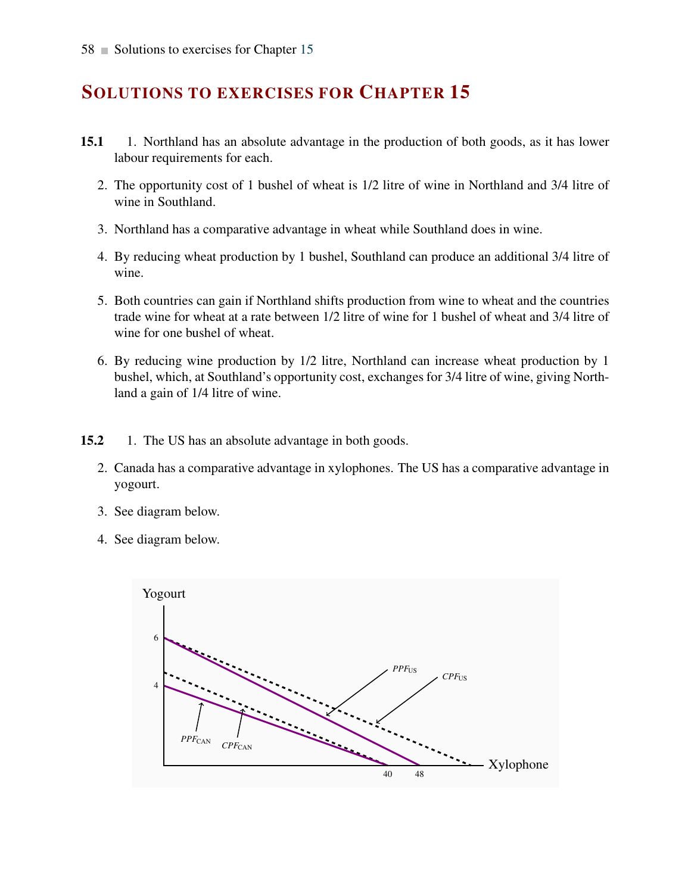# SOLUTIONS TO EXERCISES FOR CHAPTER 15

**15.1**

1. Northland has an absolute advantage in the production of both goods, as it has lower labour requirements for each.
2. The opportunity cost of 1 bushel of wheat is 1/2 litre of wine in Northland and 3/4 litre of wine in Southland.
3. Northland has a comparative advantage in wheat while Southland does in wine.
4. By reducing wheat production by 1 bushel, Southland can produce an additional 3/4 litre of wine.
5. Both countries can gain if Northland shifts production from wine to wheat and the countries trade wine for wheat at a rate between 1/2 litre of wine for 1 bushel of wheat and 3/4 litre of wine for one bushel of wheat.
6. By reducing wine production by 1/2 litre, Northland can increase wheat production by 1 bushel, which, at Southland's opportunity cost, exchanges for 3/4 litre of wine, giving Northland a gain of 1/4 litre of wine.

**15.2**

1. The US has an absolute advantage in both goods.
2. Canada has a comparative advantage in xylophones. The US has a comparative advantage in yogourt.
3. See diagram below.
4. See diagram below.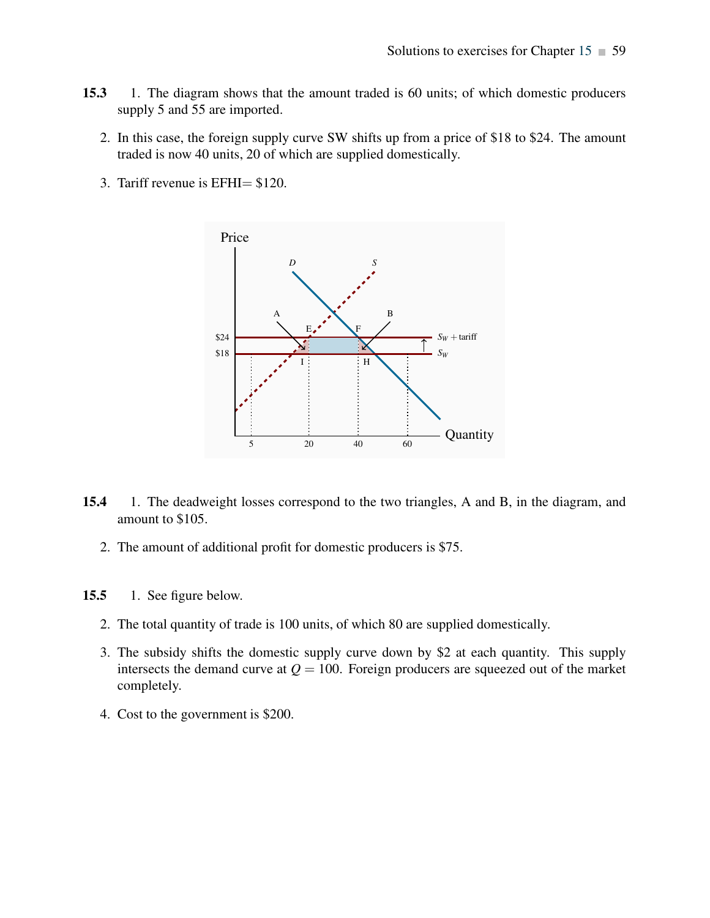**15.3** 1. The diagram shows that the amount traded is 60 units; of which domestic producers supply 5 and 55 are imported.

2. In this case, the foreign supply curve SW shifts up from a price of \$18 to \$24. The amount traded is now 40 units, 20 of which are supplied domestically.

3. Tariff revenue is EFHI= \$120.

**15.4** 1. The deadweight losses correspond to the two triangles, A and B, in the diagram, and amount to \$105.

2. The amount of additional profit for domestic producers is \$75.

**15.5** 1. See figure below.

2. The total quantity of trade is 100 units, of which 80 are supplied domestically.

3. The subsidy shifts the domestic supply curve down by \$2 at each quantity. This supply intersects the demand curve at $Q = 100$. Foreign producers are squeezed out of the market completely.

4. Cost to the government is \$200.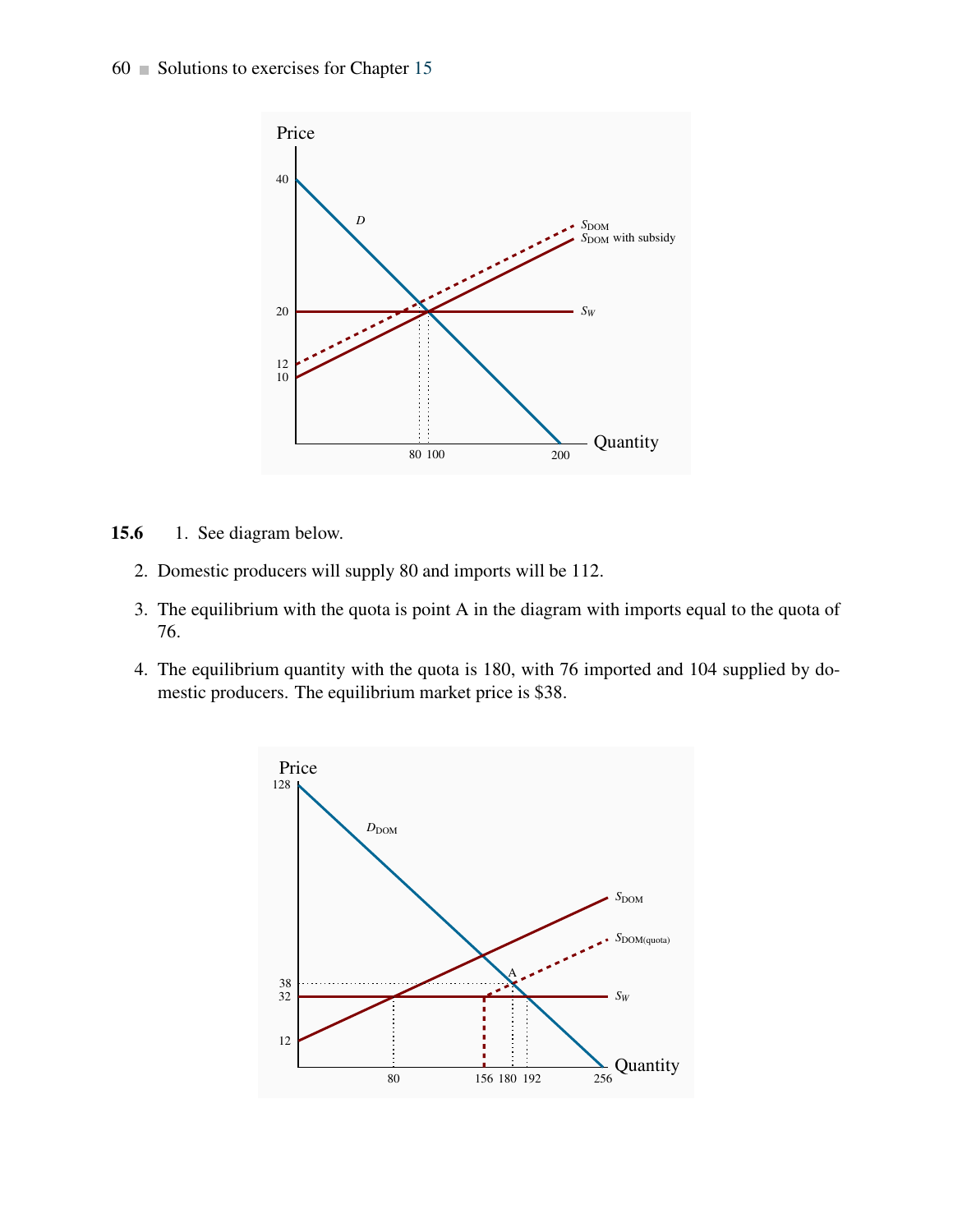**15.6** 1. See diagram below.

2. Domestic producers will supply 80 and imports will be 112.

3. The equilibrium with the quota is point A in the diagram with imports equal to the quota of 76.

4. The equilibrium quantity with the quota is 180, with 76 imported and 104 supplied by domestic producers. The equilibrium market price is $38.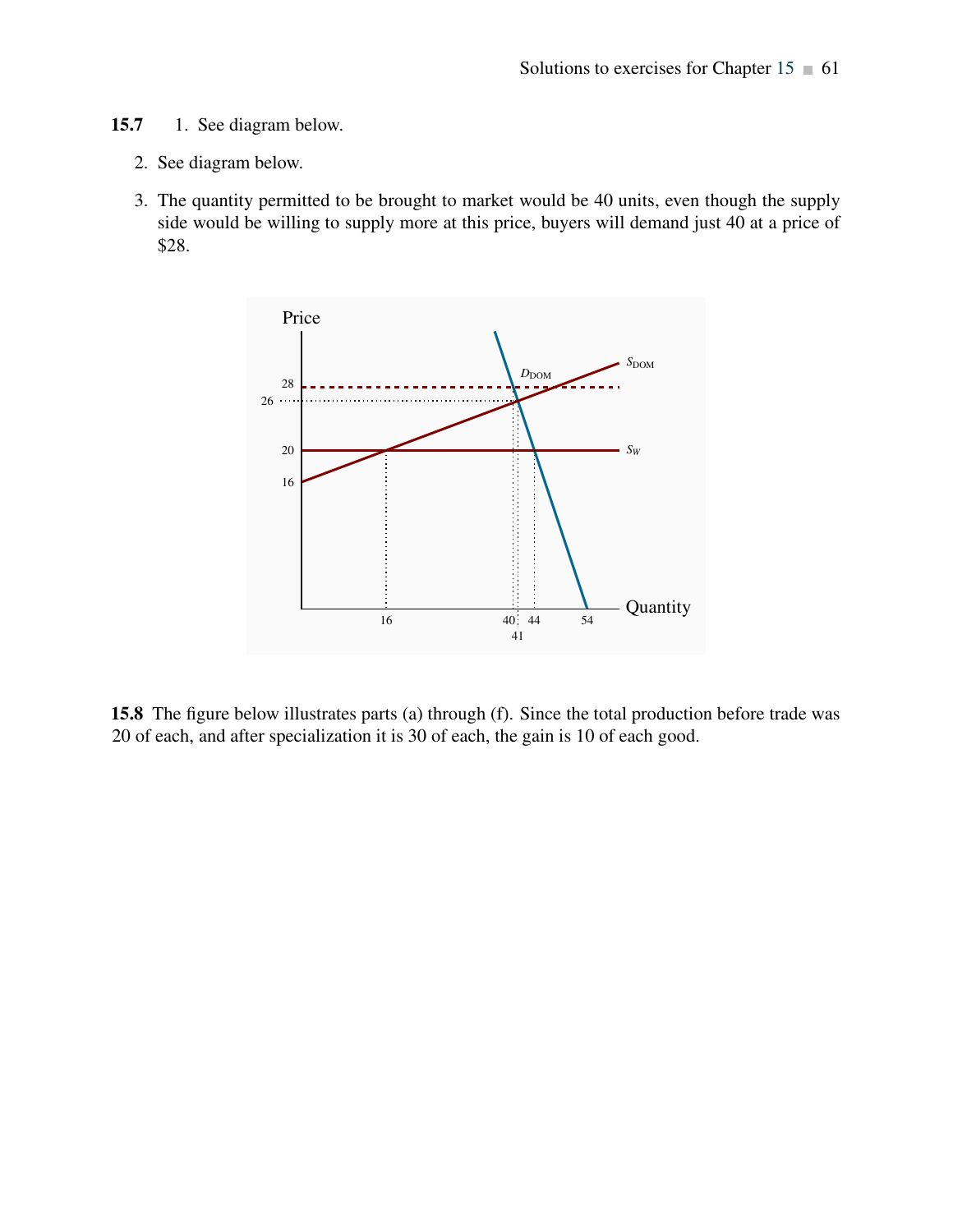**15.7** 1. See diagram below.

2. See diagram below.

3. The quantity permitted to be brought to market would be 40 units, even though the supply side would be willing to supply more at this price, buyers will demand just 40 at a price of $28.

**15.8** The figure below illustrates parts (a) through (f). Since the total production before trade was 20 of each, and after specialization it is 30 of each, the gain is 10 of each good.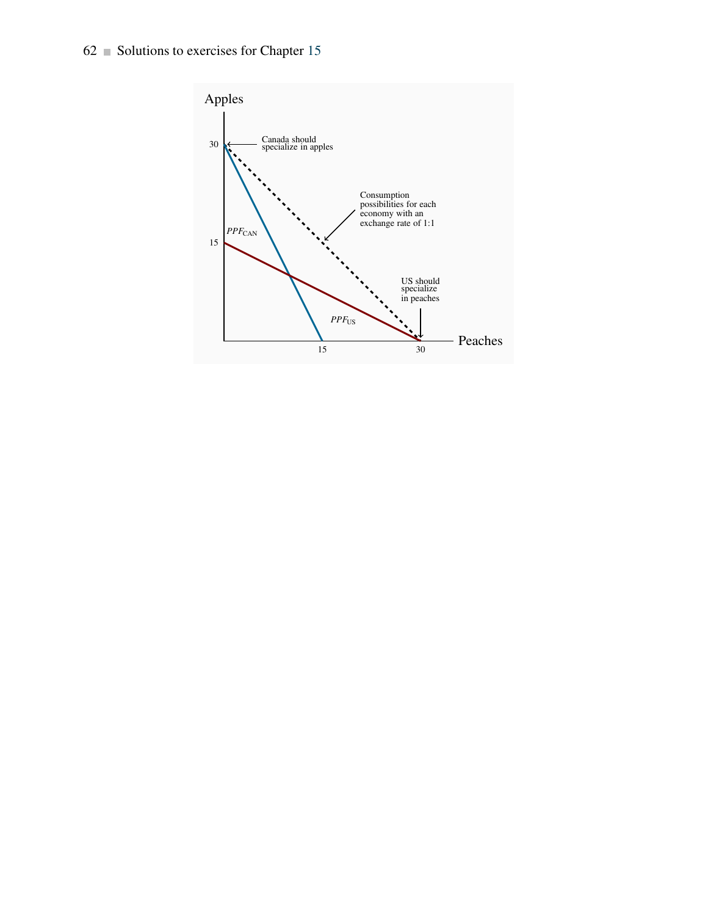Apples

30

Canada should specialize in apples

Consumption possibilities for each economy with an exchange rate of 1:1

$PPF_{\text{CAN}}$

15

US should specialize in peaches

$PPF_{\text{US}}$

15

30

Peaches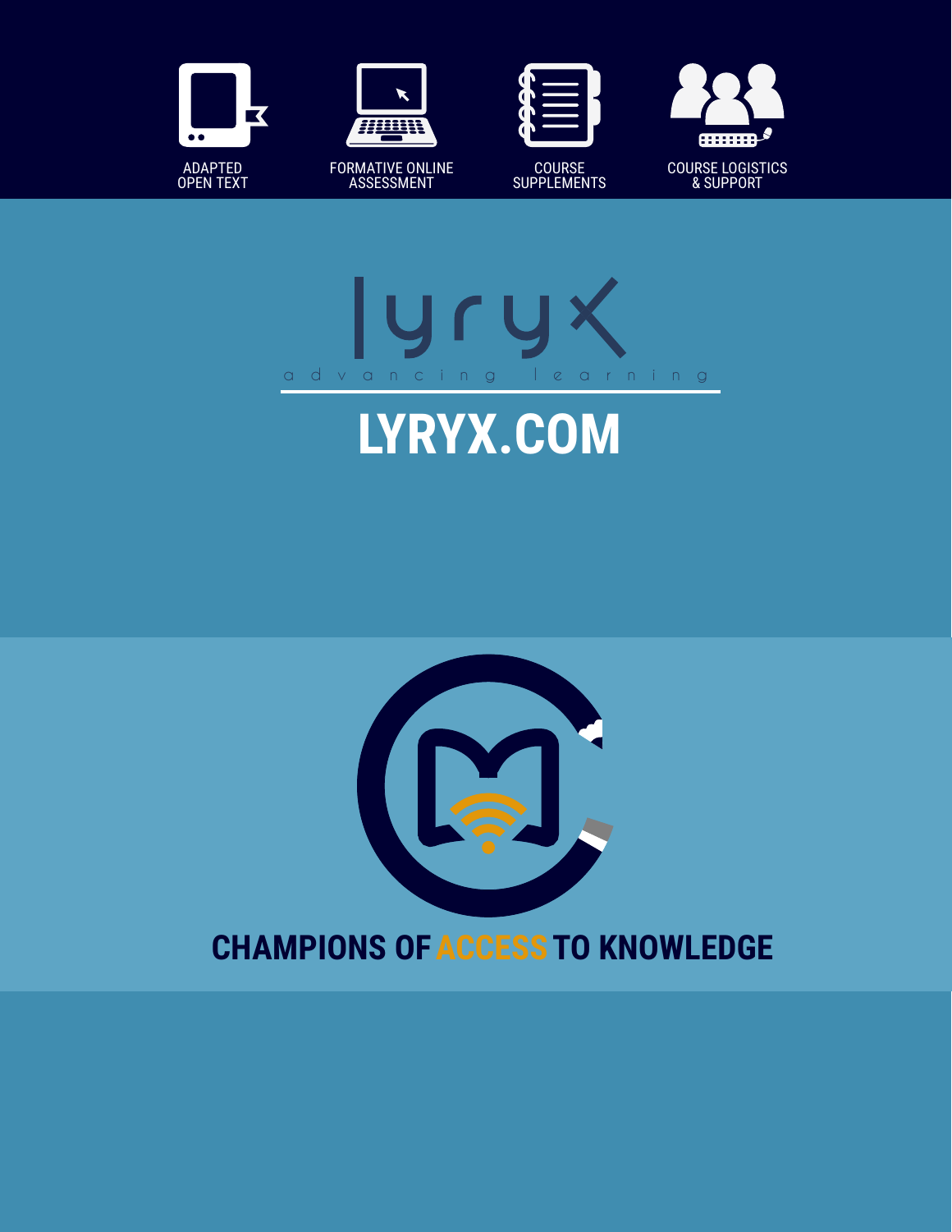ADAPTED OPEN TEXT

FORMATIVE ONLINE ASSESSMENT

COURSE SUPPLEMENTS

COURSE LOGISTICS & SUPPORT

lyryx

advancing learning

# LYRYX.COM

## CHAMPIONS OF ACCESS TO KNOWLEDGE